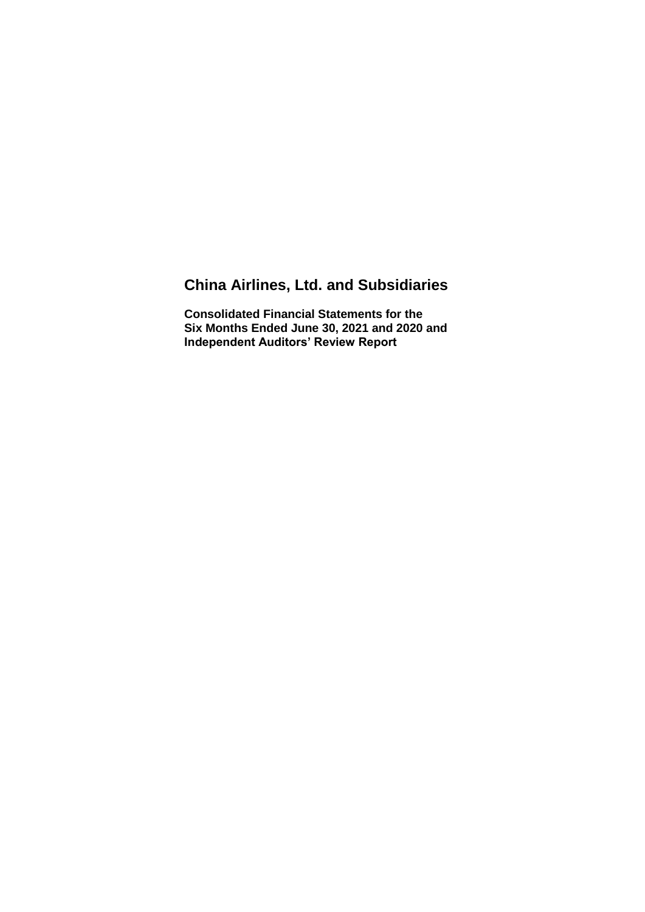# China Airlines, Ltd. and Subsidiaries

**Consolidated Financial Statements for the Six Months Ended June 30, 2021 and 2020 and Independent Auditors' Review Report**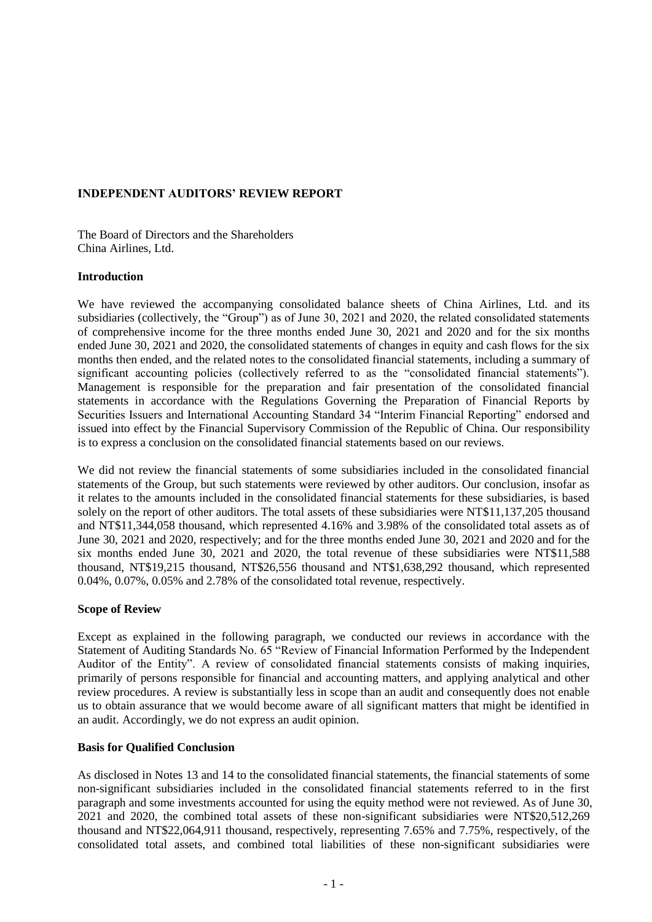## INDEPENDENT AUDITORS' REVIEW REPORT

The Board of Directors and the Shareholders
China Airlines, Ltd.

### Introduction

We have reviewed the accompanying consolidated balance sheets of China Airlines, Ltd. and its subsidiaries (collectively, the "Group") as of June 30, 2021 and 2020, the related consolidated statements of comprehensive income for the three months ended June 30, 2021 and 2020 and for the six months ended June 30, 2021 and 2020, the consolidated statements of changes in equity and cash flows for the six months then ended, and the related notes to the consolidated financial statements, including a summary of significant accounting policies (collectively referred to as the "consolidated financial statements"). Management is responsible for the preparation and fair presentation of the consolidated financial statements in accordance with the Regulations Governing the Preparation of Financial Reports by Securities Issuers and International Accounting Standard 34 "Interim Financial Reporting" endorsed and issued into effect by the Financial Supervisory Commission of the Republic of China. Our responsibility is to express a conclusion on the consolidated financial statements based on our reviews.

We did not review the financial statements of some subsidiaries included in the consolidated financial statements of the Group, but such statements were reviewed by other auditors. Our conclusion, insofar as it relates to the amounts included in the consolidated financial statements for these subsidiaries, is based solely on the report of other auditors. The total assets of these subsidiaries were NT$11,137,205 thousand and NT$11,344,058 thousand, which represented 4.16% and 3.98% of the consolidated total assets as of June 30, 2021 and 2020, respectively; and for the three months ended June 30, 2021 and 2020 and for the six months ended June 30, 2021 and 2020, the total revenue of these subsidiaries were NT$11,588 thousand, NT$19,215 thousand, NT$26,556 thousand and NT$1,638,292 thousand, which represented 0.04%, 0.07%, 0.05% and 2.78% of the consolidated total revenue, respectively.

### Scope of Review

Except as explained in the following paragraph, we conducted our reviews in accordance with the Statement of Auditing Standards No. 65 "Review of Financial Information Performed by the Independent Auditor of the Entity". A review of consolidated financial statements consists of making inquiries, primarily of persons responsible for financial and accounting matters, and applying analytical and other review procedures. A review is substantially less in scope than an audit and consequently does not enable us to obtain assurance that we would become aware of all significant matters that might be identified in an audit. Accordingly, we do not express an audit opinion.

### Basis for Qualified Conclusion

As disclosed in Notes 13 and 14 to the consolidated financial statements, the financial statements of some non-significant subsidiaries included in the consolidated financial statements referred to in the first paragraph and some investments accounted for using the equity method were not reviewed. As of June 30, 2021 and 2020, the combined total assets of these non-significant subsidiaries were NT$20,512,269 thousand and NT$22,064,911 thousand, respectively, representing 7.65% and 7.75%, respectively, of the consolidated total assets, and combined total liabilities of these non-significant subsidiaries were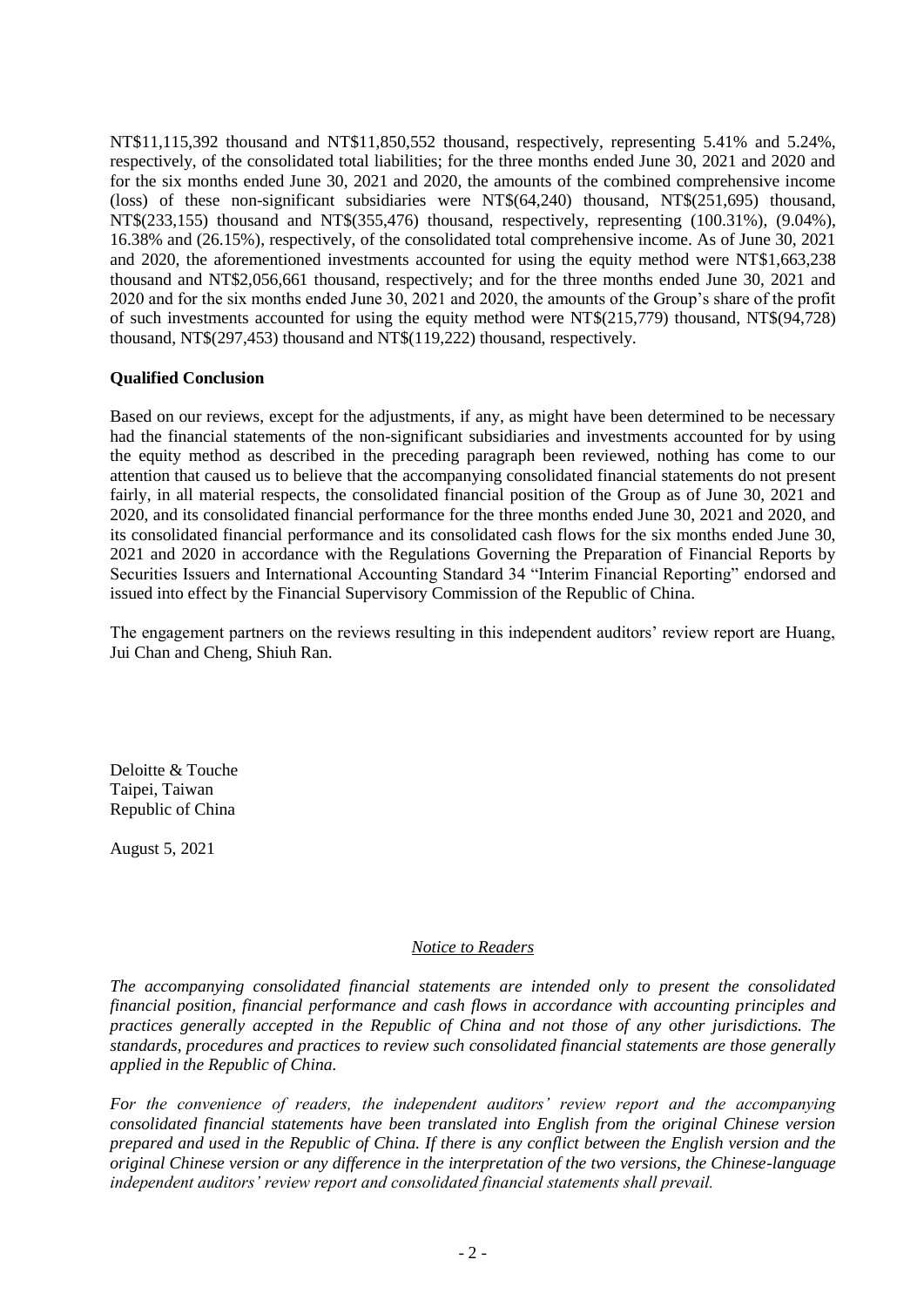NT$11,115,392 thousand and NT$11,850,552 thousand, respectively, representing 5.41% and 5.24%, respectively, of the consolidated total liabilities; for the three months ended June 30, 2021 and 2020 and for the six months ended June 30, 2021 and 2020, the amounts of the combined comprehensive income (loss) of these non-significant subsidiaries were NT$(64,240) thousand, NT$(251,695) thousand, NT$(233,155) thousand and NT$(355,476) thousand, respectively, representing (100.31%), (9.04%), 16.38% and (26.15%), respectively, of the consolidated total comprehensive income. As of June 30, 2021 and 2020, the aforementioned investments accounted for using the equity method were NT$1,663,238 thousand and NT$2,056,661 thousand, respectively; and for the three months ended June 30, 2021 and 2020 and for the six months ended June 30, 2021 and 2020, the amounts of the Group's share of the profit of such investments accounted for using the equity method were NT$(215,779) thousand, NT$(94,728) thousand, NT$(297,453) thousand and NT$(119,222) thousand, respectively.

**Qualified Conclusion**

Based on our reviews, except for the adjustments, if any, as might have been determined to be necessary had the financial statements of the non-significant subsidiaries and investments accounted for by using the equity method as described in the preceding paragraph been reviewed, nothing has come to our attention that caused us to believe that the accompanying consolidated financial statements do not present fairly, in all material respects, the consolidated financial position of the Group as of June 30, 2021 and 2020, and its consolidated financial performance for the three months ended June 30, 2021 and 2020, and its consolidated financial performance and its consolidated cash flows for the six months ended June 30, 2021 and 2020 in accordance with the Regulations Governing the Preparation of Financial Reports by Securities Issuers and International Accounting Standard 34 "Interim Financial Reporting" endorsed and issued into effect by the Financial Supervisory Commission of the Republic of China.

The engagement partners on the reviews resulting in this independent auditors' review report are Huang, Jui Chan and Cheng, Shiuh Ran.

Deloitte & Touche
Taipei, Taiwan
Republic of China

August 5, 2021

*Notice to Readers*

*The accompanying consolidated financial statements are intended only to present the consolidated financial position, financial performance and cash flows in accordance with accounting principles and practices generally accepted in the Republic of China and not those of any other jurisdictions. The standards, procedures and practices to review such consolidated financial statements are those generally applied in the Republic of China.*

*For the convenience of readers, the independent auditors' review report and the accompanying consolidated financial statements have been translated into English from the original Chinese version prepared and used in the Republic of China. If there is any conflict between the English version and the original Chinese version or any difference in the interpretation of the two versions, the Chinese-language independent auditors' review report and consolidated financial statements shall prevail.*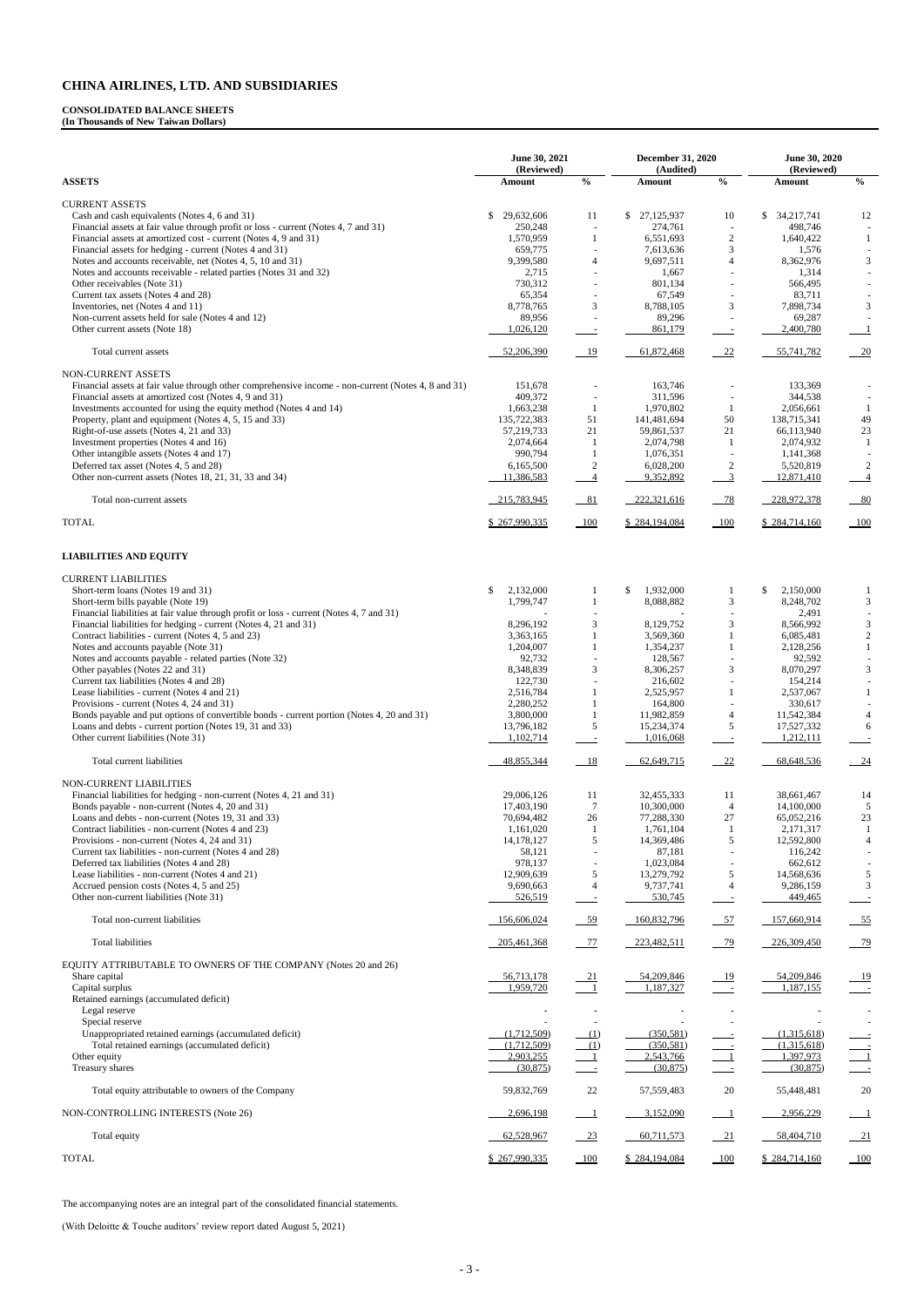# CHINA AIRLINES, LTD. AND SUBSIDIARIES

**CONSOLIDATED BALANCE SHEETS**
**(In Thousands of New Taiwan Dollars)**

| | June 30, 2021 (Reviewed) | | December 31, 2020 (Audited) | | June 30, 2020 (Reviewed) | |
|---|---|---|---|---|---|---|
| **ASSETS** | **Amount** | **%** | **Amount** | **%** | **Amount** | **%** |
| CURRENT ASSETS | | | | | | |
| Cash and cash equivalents (Notes 4, 6 and 31) | $ 29,632,606 | 11 | $ 27,125,937 | 10 | $ 34,217,741 | 12 |
| Financial assets at fair value through profit or loss - current (Notes 4, 7 and 31) | 250,248 | - | 274,761 | - | 498,746 | - |
| Financial assets at amortized cost - current (Notes 4, 9 and 31) | 1,570,959 | 1 | 6,551,693 | 2 | 1,640,422 | 1 |
| Financial assets for hedging - current (Notes 4 and 31) | 659,775 | - | 7,613,636 | 3 | 1,576 | - |
| Notes and accounts receivable, net (Notes 4, 5, 10 and 31) | 9,399,580 | 4 | 9,697,511 | 4 | 8,362,976 | 3 |
| Notes and accounts receivable - related parties (Notes 31 and 32) | 2,715 | - | 1,667 | - | 1,314 | - |
| Other receivables (Note 31) | 730,312 | - | 801,134 | - | 566,495 | - |
| Current tax assets (Notes 4 and 28) | 65,354 | - | 67,549 | - | 83,711 | - |
| Inventories, net (Notes 4 and 11) | 8,778,765 | 3 | 8,788,105 | 3 | 7,898,734 | 3 |
| Non-current assets held for sale (Notes 4 and 12) | 89,956 | - | 89,296 | - | 69,287 | - |
| Other current assets (Note 18) | 1,026,120 | - | 861,179 | - | 2,400,780 | 1 |
| Total current assets | 52,206,390 | 19 | 61,872,468 | 22 | 55,741,782 | 20 |
| NON-CURRENT ASSETS | | | | | | |
| Financial assets at fair value through other comprehensive income - non-current (Notes 4, 8 and 31) | 151,678 | - | 163,746 | - | 133,369 | - |
| Financial assets at amortized cost (Notes 4, 9 and 31) | 409,372 | - | 311,596 | - | 344,538 | - |
| Investments accounted for using the equity method (Notes 4 and 14) | 1,663,238 | 1 | 1,970,802 | 1 | 2,056,661 | 1 |
| Property, plant and equipment (Notes 4, 5, 15 and 33) | 135,722,383 | 51 | 141,481,694 | 50 | 138,715,341 | 49 |
| Right-of-use assets (Notes 4, 21 and 33) | 57,219,733 | 21 | 59,861,537 | 21 | 66,113,940 | 23 |
| Investment properties (Notes 4 and 16) | 2,074,664 | 1 | 2,074,798 | 1 | 2,074,932 | 1 |
| Other intangible assets (Notes 4 and 17) | 990,794 | 1 | 1,076,351 | - | 1,141,368 | - |
| Deferred tax asset (Notes 4, 5 and 28) | 6,165,500 | 2 | 6,028,200 | 2 | 5,520,819 | 2 |
| Other non-current assets (Notes 18, 21, 31, 33 and 34) | 11,386,583 | 4 | 9,352,892 | 3 | 12,871,410 | 4 |
| Total non-current assets | 215,783,945 | 81 | 222,321,616 | 78 | 228,972,378 | 80 |
| TOTAL | $ 267,990,335 | 100 | $ 284,194,084 | 100 | $ 284,714,160 | 100 |
| **LIABILITIES AND EQUITY** | | | | | | |
| CURRENT LIABILITIES | | | | | | |
| Short-term loans (Notes 19 and 31) | $ 2,132,000 | 1 | $ 1,932,000 | 1 | $ 2,150,000 | 1 |
| Short-term bills payable (Note 19) | 1,799,747 | 1 | 8,088,882 | 3 | 8,248,702 | 3 |
| Financial liabilities at fair value through profit or loss - current (Notes 4, 7 and 31) | - | - | - | - | 2,491 | - |
| Financial liabilities for hedging - current (Notes 4, 21 and 31) | 8,296,192 | 3 | 8,129,752 | 3 | 8,566,992 | 3 |
| Contract liabilities - current (Notes 4, 5 and 23) | 3,363,165 | 1 | 3,569,360 | 1 | 6,085,481 | 2 |
| Notes and accounts payable (Note 31) | 1,204,007 | 1 | 1,354,237 | 1 | 2,128,256 | 1 |
| Notes and accounts payable - related parties (Note 32) | 92,732 | - | 128,567 | - | 92,592 | - |
| Other payables (Notes 22 and 31) | 8,348,839 | 3 | 8,306,257 | 3 | 8,070,297 | 3 |
| Current tax liabilities (Notes 4 and 28) | 122,730 | - | 216,602 | - | 154,214 | - |
| Lease liabilities - current (Notes 4 and 21) | 2,516,784 | 1 | 2,525,957 | 1 | 2,537,067 | 1 |
| Provisions - current (Notes 4, 24 and 31) | 2,280,252 | 1 | 164,800 | - | 330,617 | - |
| Bonds payable and put options of convertible bonds - current portion (Notes 4, 20 and 31) | 3,800,000 | 1 | 11,982,859 | 4 | 11,542,384 | 4 |
| Loans and debts - current portion (Notes 19, 31 and 33) | 13,796,182 | 5 | 15,234,374 | 5 | 17,527,332 | 6 |
| Other current liabilities (Note 31) | 1,102,714 | - | 1,016,068 | - | 1,212,111 | - |
| Total current liabilities | 48,855,344 | 18 | 62,649,715 | 22 | 68,648,536 | 24 |
| NON-CURRENT LIABILITIES | | | | | | |
| Financial liabilities for hedging - non-current (Notes 4, 21 and 31) | 29,006,126 | 11 | 32,455,333 | 11 | 38,661,467 | 14 |
| Bonds payable - non-current (Notes 4, 20 and 31) | 17,403,190 | 7 | 10,300,000 | 4 | 14,100,000 | 5 |
| Loans and debts - non-current (Notes 19, 31 and 33) | 70,694,482 | 26 | 77,288,330 | 27 | 65,052,216 | 23 |
| Contract liabilities - non-current (Notes 4 and 23) | 1,161,020 | 1 | 1,761,104 | 1 | 2,171,317 | 1 |
| Provisions - non-current (Notes 4, 24 and 31) | 14,178,127 | 5 | 14,369,486 | 5 | 12,592,800 | 4 |
| Current tax liabilities - non-current (Notes 4 and 28) | 58,121 | - | 87,181 | - | 116,242 | - |
| Deferred tax liabilities (Notes 4 and 28) | 978,137 | - | 1,023,084 | - | 662,612 | - |
| Lease liabilities - non-current (Notes 4 and 21) | 12,909,639 | 5 | 13,279,792 | 5 | 14,568,636 | 5 |
| Accrued pension costs (Notes 4, 5 and 25) | 9,690,663 | 4 | 9,737,741 | 4 | 9,286,159 | 3 |
| Other non-current liabilities (Note 31) | 526,519 | - | 530,745 | - | 449,465 | - |
| Total non-current liabilities | 156,606,024 | 59 | 160,832,796 | 57 | 157,660,914 | 55 |
| Total liabilities | 205,461,368 | 77 | 223,482,511 | 79 | 226,309,450 | 79 |
| EQUITY ATTRIBUTABLE TO OWNERS OF THE COMPANY (Notes 20 and 26) | | | | | | |
| Share capital | 56,713,178 | 21 | 54,209,846 | 19 | 54,209,846 | 19 |
| Capital surplus | 1,959,720 | 1 | 1,187,327 | - | 1,187,155 | - |
| Retained earnings (accumulated deficit) | | | | | | |
| Legal reserve | - | - | - | - | - | - |
| Special reserve | - | - | - | - | - | - |
| Unappropriated retained earnings (accumulated deficit) | (1,712,509) | (1) | (350,581) | - | (1,315,618) | - |
| Total retained earnings (accumulated deficit) | (1,712,509) | (1) | (350,581) | - | (1,315,618) | - |
| Other equity | 2,903,255 | 1 | 2,543,766 | 1 | 1,397,973 | 1 |
| Treasury shares | (30,875) | - | (30,875) | - | (30,875) | - |
| Total equity attributable to owners of the Company | 59,832,769 | 22 | 57,559,483 | 20 | 55,448,481 | 20 |
| NON-CONTROLLING INTERESTS (Note 26) | 2,696,198 | 1 | 3,152,090 | 1 | 2,956,229 | 1 |
| Total equity | 62,528,967 | 23 | 60,711,573 | 21 | 58,404,710 | 21 |
| TOTAL | $ 267,990,335 | 100 | $ 284,194,084 | 100 | $ 284,714,160 | 100 |

The accompanying notes are an integral part of the consolidated financial statements.

(With Deloitte & Touche auditors' review report dated August 5, 2021)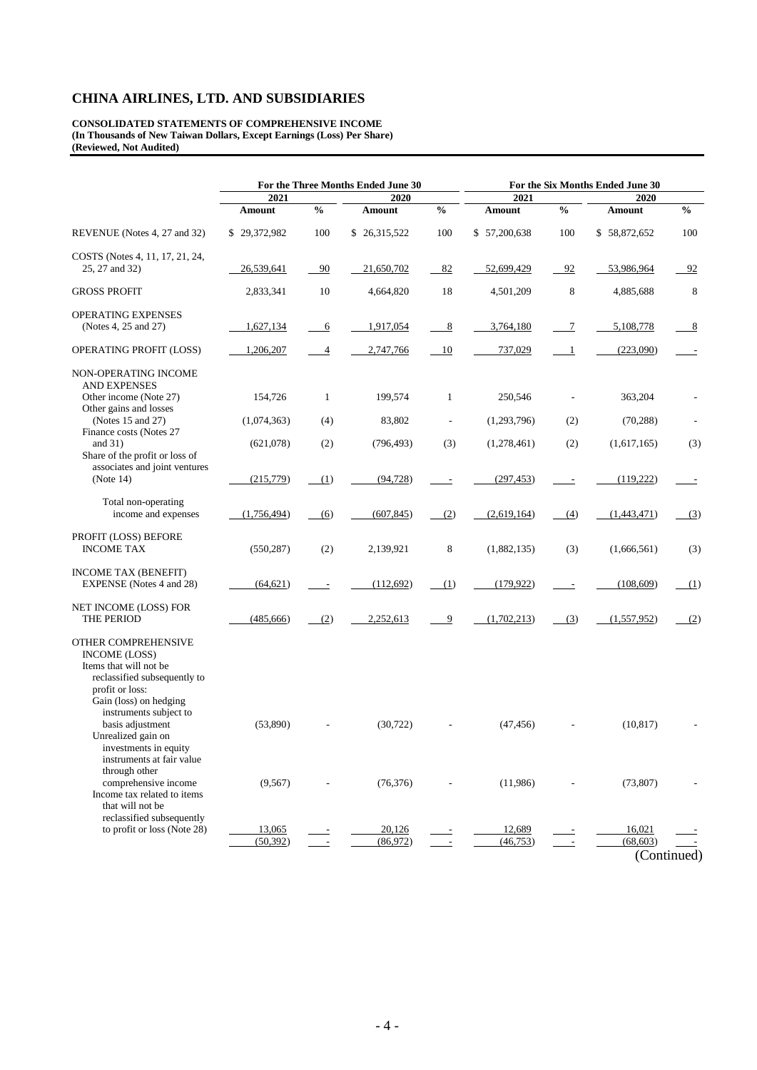# CHINA AIRLINES, LTD. AND SUBSIDIARIES

**CONSOLIDATED STATEMENTS OF COMPREHENSIVE INCOME**
**(In Thousands of New Taiwan Dollars, Except Earnings (Loss) Per Share)**
**(Reviewed, Not Audited)**

| | For the Three Months Ended June 30 | | | | For the Six Months Ended June 30 | | | |
|---|---|---|---|---|---|---|---|---|
| | 2021 | | 2020 | | 2021 | | 2020 | |
| | Amount | % | Amount | % | Amount | % | Amount | % |
| REVENUE (Notes 4, 27 and 32) | $ 29,372,982 | 100 | $ 26,315,522 | 100 | $ 57,200,638 | 100 | $ 58,872,652 | 100 |
| COSTS (Notes 4, 11, 17, 21, 24, 25, 27 and 32) | 26,539,641 | 90 | 21,650,702 | 82 | 52,699,429 | 92 | 53,986,964 | 92 |
| GROSS PROFIT | 2,833,341 | 10 | 4,664,820 | 18 | 4,501,209 | 8 | 4,885,688 | 8 |
| OPERATING EXPENSES (Notes 4, 25 and 27) | 1,627,134 | 6 | 1,917,054 | 8 | 3,764,180 | 7 | 5,108,778 | 8 |
| OPERATING PROFIT (LOSS) | 1,206,207 | 4 | 2,747,766 | 10 | 737,029 | 1 | (223,090) | - |
| NON-OPERATING INCOME AND EXPENSES | | | | | | | | |
| Other income (Note 27) | 154,726 | 1 | 199,574 | 1 | 250,546 | - | 363,204 | - |
| Other gains and losses (Notes 15 and 27) | (1,074,363) | (4) | 83,802 | - | (1,293,796) | (2) | (70,288) | - |
| Finance costs (Notes 27 and 31) | (621,078) | (2) | (796,493) | (3) | (1,278,461) | (2) | (1,617,165) | (3) |
| Share of the profit or loss of associates and joint ventures (Note 14) | (215,779) | (1) | (94,728) | - | (297,453) | - | (119,222) | - |
| Total non-operating income and expenses | (1,756,494) | (6) | (607,845) | (2) | (2,619,164) | (4) | (1,443,471) | (3) |
| PROFIT (LOSS) BEFORE INCOME TAX | (550,287) | (2) | 2,139,921 | 8 | (1,882,135) | (3) | (1,666,561) | (3) |
| INCOME TAX (BENEFIT) EXPENSE (Notes 4 and 28) | (64,621) | - | (112,692) | (1) | (179,922) | - | (108,609) | (1) |
| NET INCOME (LOSS) FOR THE PERIOD | (485,666) | (2) | 2,252,613 | 9 | (1,702,213) | (3) | (1,557,952) | (2) |
| OTHER COMPREHENSIVE INCOME (LOSS) | | | | | | | | |
| Items that will not be reclassified subsequently to profit or loss: | | | | | | | | |
| Gain (loss) on hedging instruments subject to basis adjustment | (53,890) | - | (30,722) | - | (47,456) | - | (10,817) | - |
| Unrealized gain on investments in equity instruments at fair value through other comprehensive income | (9,567) | - | (76,376) | - | (11,986) | - | (73,807) | - |
| Income tax related to items that will not be reclassified subsequently to profit or loss (Note 28) | 13,065 | - | 20,126 | - | 12,689 | - | 16,021 | - |
| | (50,392) | - | (86,972) | - | (46,753) | - | (68,603) | - |

(Continued)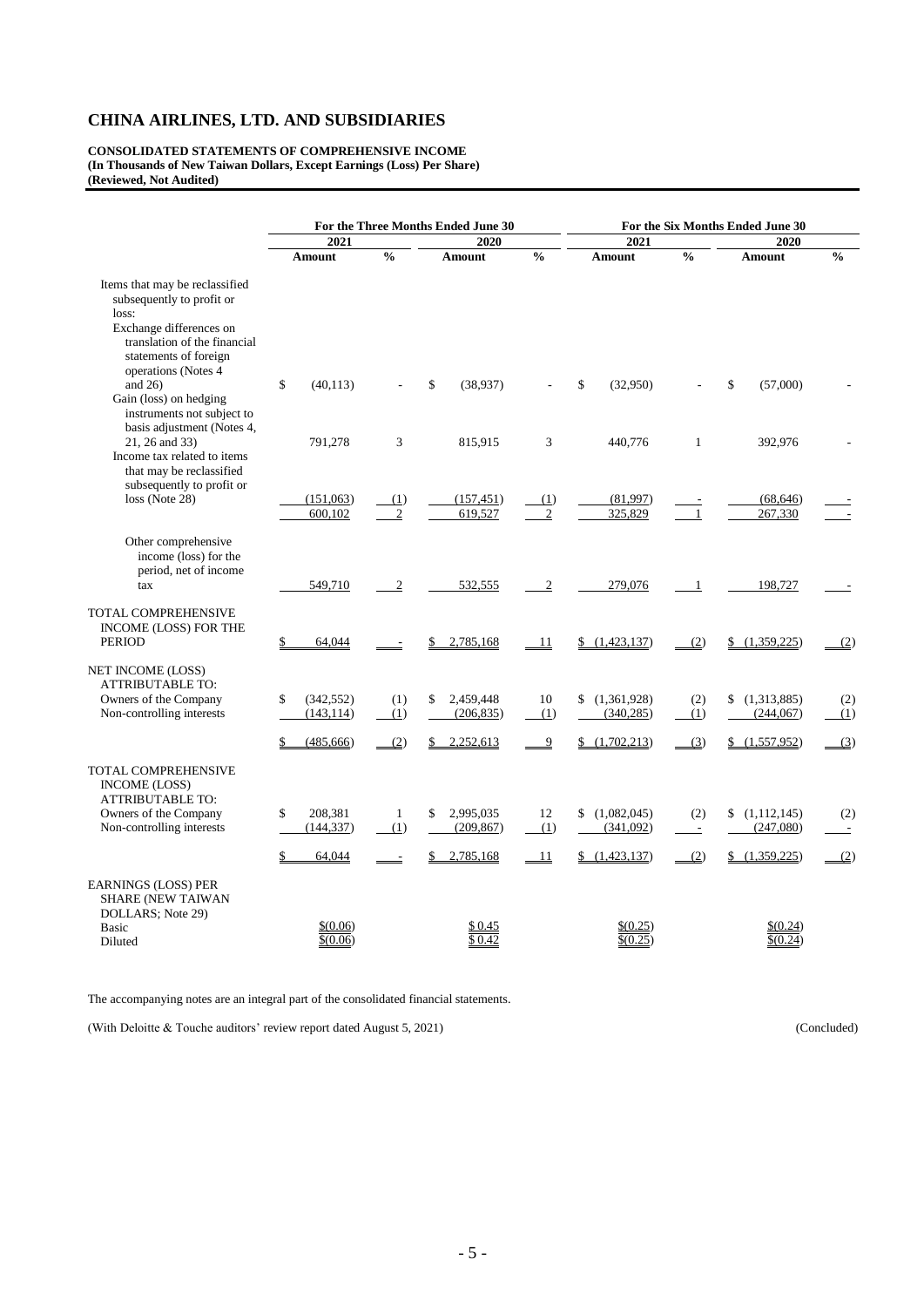# CHINA AIRLINES, LTD. AND SUBSIDIARIES

**CONSOLIDATED STATEMENTS OF COMPREHENSIVE INCOME**
**(In Thousands of New Taiwan Dollars, Except Earnings (Loss) Per Share)**
**(Reviewed, Not Audited)**

| | For the Three Months Ended June 30 | | | | For the Six Months Ended June 30 | | | |
|---|---|---|---|---|---|---|---|---|
| | 2021 | | 2020 | | 2021 | | 2020 | |
| | Amount | % | Amount | % | Amount | % | Amount | % |
| Items that may be reclassified subsequently to profit or loss: | | | | | | | | |
| Exchange differences on translation of the financial statements of foreign operations (Notes 4 and 26) | $ (40,113) | - | $ (38,937) | - | $ (32,950) | - | $ (57,000) | - |
| Gain (loss) on hedging instruments not subject to basis adjustment (Notes 4, 21, 26 and 33) | 791,278 | 3 | 815,915 | 3 | 440,776 | 1 | 392,976 | - |
| Income tax related to items that may be reclassified subsequently to profit or loss (Note 28) | (151,063) | (1) | (157,451) | (1) | (81,997) | - | (68,646) | - |
| | 600,102 | 2 | 619,527 | 2 | 325,829 | 1 | 267,330 | - |
| Other comprehensive income (loss) for the period, net of income tax | 549,710 | 2 | 532,555 | 2 | 279,076 | 1 | 198,727 | - |
| TOTAL COMPREHENSIVE INCOME (LOSS) FOR THE PERIOD | $ 64,044 | - | $ 2,785,168 | 11 | $ (1,423,137) | (2) | $ (1,359,225) | (2) |
| NET INCOME (LOSS) ATTRIBUTABLE TO: | | | | | | | | |
| Owners of the Company | $ (342,552) | (1) | $ 2,459,448 | 10 | $ (1,361,928) | (2) | $ (1,313,885) | (2) |
| Non-controlling interests | (143,114) | (1) | (206,835) | (1) | (340,285) | (1) | (244,067) | (1) |
| | $ (485,666) | (2) | $ 2,252,613 | 9 | $ (1,702,213) | (3) | $ (1,557,952) | (3) |
| TOTAL COMPREHENSIVE INCOME (LOSS) ATTRIBUTABLE TO: | | | | | | | | |
| Owners of the Company | $ 208,381 | 1 | $ 2,995,035 | 12 | $ (1,082,045) | (2) | $ (1,112,145) | (2) |
| Non-controlling interests | (144,337) | (1) | (209,867) | (1) | (341,092) | - | (247,080) | - |
| | $ 64,044 | - | $ 2,785,168 | 11 | $ (1,423,137) | (2) | $ (1,359,225) | (2) |
| EARNINGS (LOSS) PER SHARE (NEW TAIWAN DOLLARS; Note 29) | | | | | | | | |
| Basic | $(0.06) | | $ 0.45 | | $(0.25) | | $(0.24) | |
| Diluted | $(0.06) | | $ 0.42 | | $(0.25) | | $(0.24) | |

The accompanying notes are an integral part of the consolidated financial statements.

(With Deloitte & Touche auditors' review report dated August 5, 2021) (Concluded)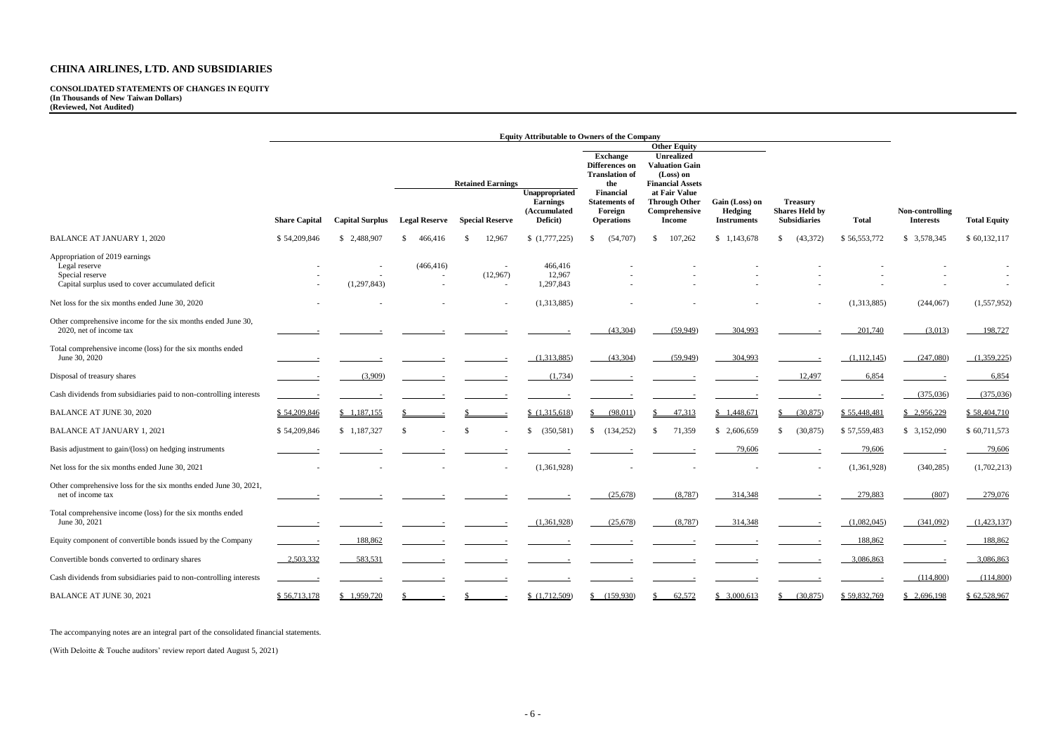# CHINA AIRLINES, LTD. AND SUBSIDIARIES

**CONSOLIDATED STATEMENTS OF CHANGES IN EQUITY**
**(In Thousands of New Taiwan Dollars)**
**(Reviewed, Not Audited)**

| | Equity Attributable to Owners of the Company | | | | | | | | | | | |
|---|---|---|---|---|---|---|---|---|---|---|---|---|
| | | | Retained Earnings | | | Other Equity | | | | | | |
| | Share Capital | Capital Surplus | Legal Reserve | Special Reserve | Unappropriated Earnings (Accumulated Deficit) | Exchange Differences on Translation of the Financial Statements of Foreign Operations | Unrealized Valuation Gain (Loss) on Financial Assets at Fair Value Through Other Comprehensive Income | Gain (Loss) on Hedging Instruments | Treasury Shares Held by Subsidiaries | Total | Non-controlling Interests | Total Equity |
| BALANCE AT JANUARY 1, 2020 | $ 54,209,846 | $ 2,488,907 | $ 466,416 | $ 12,967 | $ (1,777,225) | $ (54,707) | $ 107,262 | $ 1,143,678 | $ (43,372) | $ 56,553,772 | $ 3,578,345 | $ 60,132,117 |
| Appropriation of 2019 earnings | | | | | | | | | | | | |
| Legal reserve | - | - | (466,416) | - | 466,416 | - | - | - | - | - | - | - |
| Special reserve | - | - | - | (12,967) | 12,967 | - | - | - | - | - | - | - |
| Capital surplus used to cover accumulated deficit | - | (1,297,843) | - | - | 1,297,843 | - | - | - | - | - | - | - |
| Net loss for the six months ended June 30, 2020 | - | - | - | - | (1,313,885) | - | - | - | - | (1,313,885) | (244,067) | (1,557,952) |
| Other comprehensive income for the six months ended June 30, 2020, net of income tax | - | - | - | - | - | (43,304) | (59,949) | 304,993 | - | 201,740 | (3,013) | 198,727 |
| Total comprehensive income (loss) for the six months ended June 30, 2020 | - | - | - | - | (1,313,885) | (43,304) | (59,949) | 304,993 | - | (1,112,145) | (247,080) | (1,359,225) |
| Disposal of treasury shares | - | (3,909) | - | - | (1,734) | - | - | - | 12,497 | 6,854 | - | 6,854 |
| Cash dividends from subsidiaries paid to non-controlling interests | - | - | - | - | - | - | - | - | - | - | (375,036) | (375,036) |
| BALANCE AT JUNE 30, 2020 | $ 54,209,846 | $ 1,187,155 | $ - | $ - | $ (1,315,618) | $ (98,011) | $ 47,313 | $ 1,448,671 | $ (30,875) | $ 55,448,481 | $ 2,956,229 | $ 58,404,710 |
| BALANCE AT JANUARY 1, 2021 | $ 54,209,846 | $ 1,187,327 | $ - | $ - | $ (350,581) | $ (134,252) | $ 71,359 | $ 2,606,659 | $ (30,875) | $ 57,559,483 | $ 3,152,090 | $ 60,711,573 |
| Basis adjustment to gain/(loss) on hedging instruments | - | - | - | - | - | - | - | 79,606 | - | 79,606 | - | 79,606 |
| Net loss for the six months ended June 30, 2021 | - | - | - | - | (1,361,928) | - | - | - | - | (1,361,928) | (340,285) | (1,702,213) |
| Other comprehensive loss for the six months ended June 30, 2021, net of income tax | - | - | - | - | - | (25,678) | (8,787) | 314,348 | - | 279,883 | (807) | 279,076 |
| Total comprehensive income (loss) for the six months ended June 30, 2021 | - | - | - | - | (1,361,928) | (25,678) | (8,787) | 314,348 | - | (1,082,045) | (341,092) | (1,423,137) |
| Equity component of convertible bonds issued by the Company | - | 188,862 | - | - | - | - | - | - | - | 188,862 | - | 188,862 |
| Convertible bonds converted to ordinary shares | 2,503,332 | 583,531 | - | - | - | - | - | - | - | 3,086,863 | - | 3,086,863 |
| Cash dividends from subsidiaries paid to non-controlling interests | - | - | - | - | - | - | - | - | - | - | (114,800) | (114,800) |
| BALANCE AT JUNE 30, 2021 | $ 56,713,178 | $ 1,959,720 | $ - | $ - | $ (1,712,509) | $ (159,930) | $ 62,572 | $ 3,000,613 | $ (30,875) | $ 59,832,769 | $ 2,696,198 | $ 62,528,967 |

The accompanying notes are an integral part of the consolidated financial statements.

(With Deloitte & Touche auditors' review report dated August 5, 2021)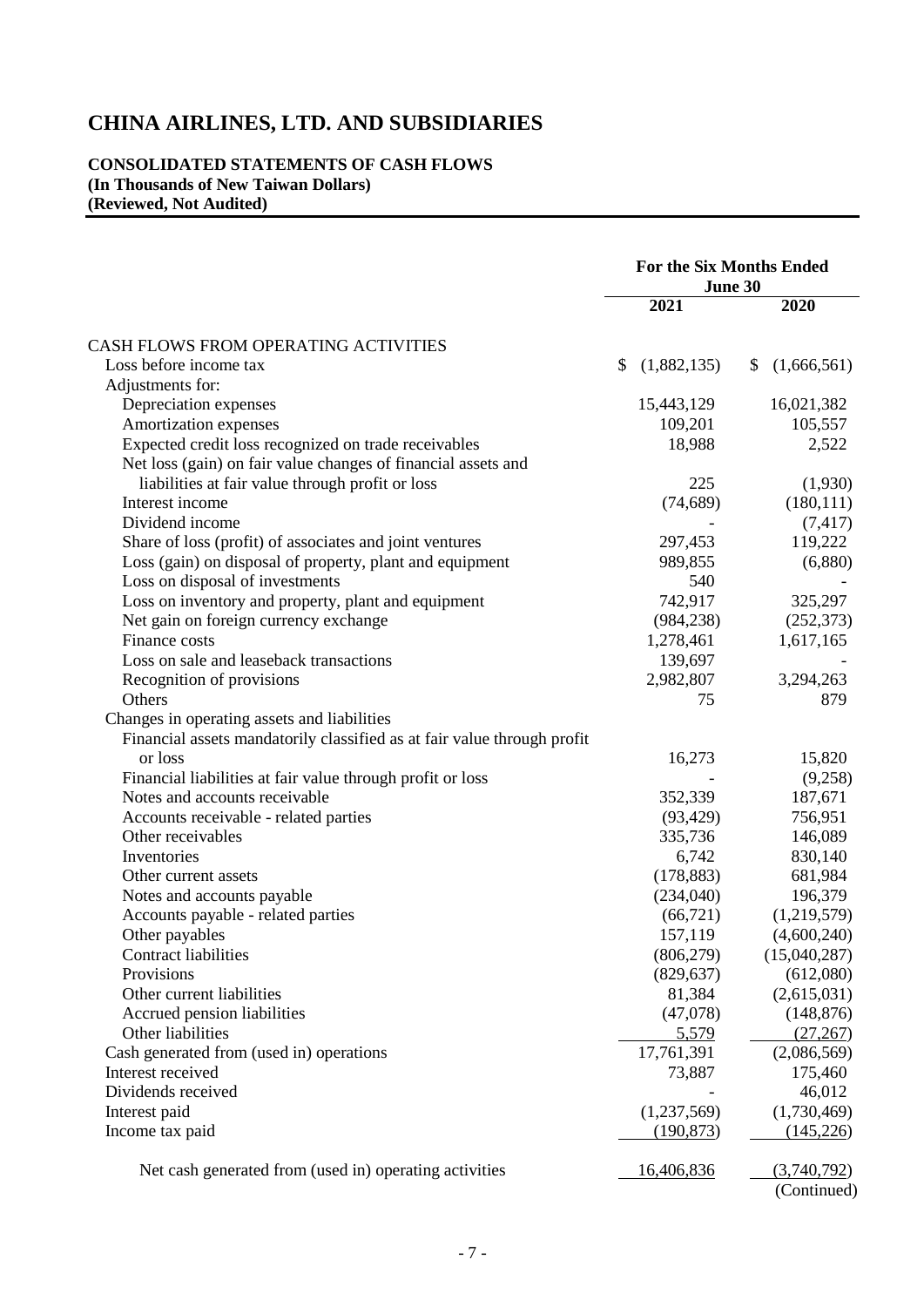# CHINA AIRLINES, LTD. AND SUBSIDIARIES

**CONSOLIDATED STATEMENTS OF CASH FLOWS**
**(In Thousands of New Taiwan Dollars)**
**(Reviewed, Not Audited)**

| | For the Six Months Ended June 30 | |
|---|---|---|
| | **2021** | **2020** |
| CASH FLOWS FROM OPERATING ACTIVITIES | | |
| Loss before income tax | $ (1,882,135) | $ (1,666,561) |
| Adjustments for: | | |
| Depreciation expenses | 15,443,129 | 16,021,382 |
| Amortization expenses | 109,201 | 105,557 |
| Expected credit loss recognized on trade receivables | 18,988 | 2,522 |
| Net loss (gain) on fair value changes of financial assets and liabilities at fair value through profit or loss | 225 | (1,930) |
| Interest income | (74,689) | (180,111) |
| Dividend income | - | (7,417) |
| Share of loss (profit) of associates and joint ventures | 297,453 | 119,222 |
| Loss (gain) on disposal of property, plant and equipment | 989,855 | (6,880) |
| Loss on disposal of investments | 540 | - |
| Loss on inventory and property, plant and equipment | 742,917 | 325,297 |
| Net gain on foreign currency exchange | (984,238) | (252,373) |
| Finance costs | 1,278,461 | 1,617,165 |
| Loss on sale and leaseback transactions | 139,697 | - |
| Recognition of provisions | 2,982,807 | 3,294,263 |
| Others | 75 | 879 |
| Changes in operating assets and liabilities | | |
| Financial assets mandatorily classified as at fair value through profit or loss | 16,273 | 15,820 |
| Financial liabilities at fair value through profit or loss | - | (9,258) |
| Notes and accounts receivable | 352,339 | 187,671 |
| Accounts receivable - related parties | (93,429) | 756,951 |
| Other receivables | 335,736 | 146,089 |
| Inventories | 6,742 | 830,140 |
| Other current assets | (178,883) | 681,984 |
| Notes and accounts payable | (234,040) | 196,379 |
| Accounts payable - related parties | (66,721) | (1,219,579) |
| Other payables | 157,119 | (4,600,240) |
| Contract liabilities | (806,279) | (15,040,287) |
| Provisions | (829,637) | (612,080) |
| Other current liabilities | 81,384 | (2,615,031) |
| Accrued pension liabilities | (47,078) | (148,876) |
| Other liabilities | 5,579 | (27,267) |
| Cash generated from (used in) operations | 17,761,391 | (2,086,569) |
| Interest received | 73,887 | 175,460 |
| Dividends received | - | 46,012 |
| Interest paid | (1,237,569) | (1,730,469) |
| Income tax paid | (190,873) | (145,226) |
| Net cash generated from (used in) operating activities | 16,406,836 | (3,740,792) |

(Continued)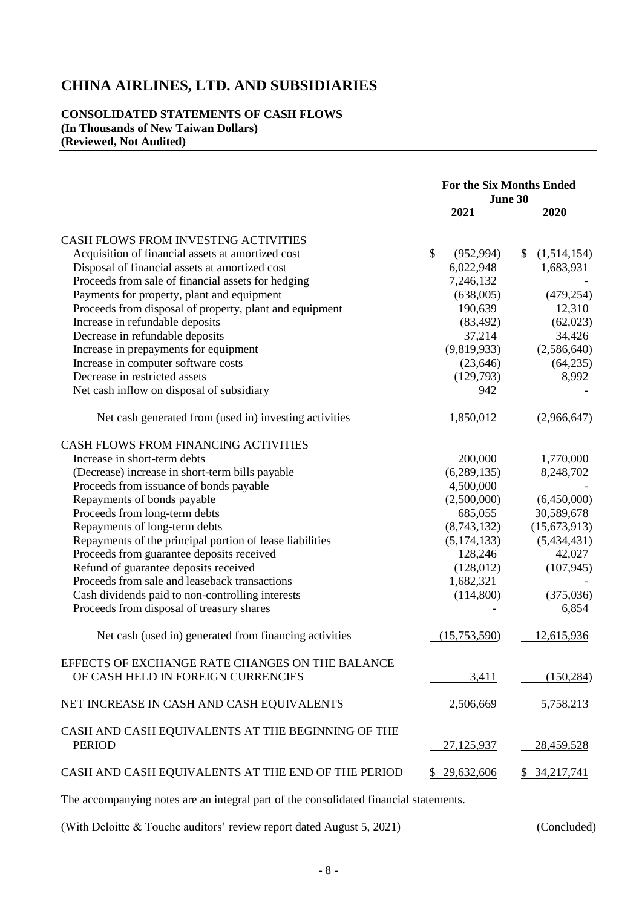# CHINA AIRLINES, LTD. AND SUBSIDIARIES

**CONSOLIDATED STATEMENTS OF CASH FLOWS**
**(In Thousands of New Taiwan Dollars)**
**(Reviewed, Not Audited)**

| | For the Six Months Ended June 30 | |
|---|---|---|
| | 2021 | 2020 |
| CASH FLOWS FROM INVESTING ACTIVITIES | | |
| Acquisition of financial assets at amortized cost | $ (952,994) | $ (1,514,154) |
| Disposal of financial assets at amortized cost | 6,022,948 | 1,683,931 |
| Proceeds from sale of financial assets for hedging | 7,246,132 | - |
| Payments for property, plant and equipment | (638,005) | (479,254) |
| Proceeds from disposal of property, plant and equipment | 190,639 | 12,310 |
| Increase in refundable deposits | (83,492) | (62,023) |
| Decrease in refundable deposits | 37,214 | 34,426 |
| Increase in prepayments for equipment | (9,819,933) | (2,586,640) |
| Increase in computer software costs | (23,646) | (64,235) |
| Decrease in restricted assets | (129,793) | 8,992 |
| Net cash inflow on disposal of subsidiary | 942 | - |
| Net cash generated from (used in) investing activities | 1,850,012 | (2,966,647) |
| CASH FLOWS FROM FINANCING ACTIVITIES | | |
| Increase in short-term debts | 200,000 | 1,770,000 |
| (Decrease) increase in short-term bills payable | (6,289,135) | 8,248,702 |
| Proceeds from issuance of bonds payable | 4,500,000 | - |
| Repayments of bonds payable | (2,500,000) | (6,450,000) |
| Proceeds from long-term debts | 685,055 | 30,589,678 |
| Repayments of long-term debts | (8,743,132) | (15,673,913) |
| Repayments of the principal portion of lease liabilities | (5,174,133) | (5,434,431) |
| Proceeds from guarantee deposits received | 128,246 | 42,027 |
| Refund of guarantee deposits received | (128,012) | (107,945) |
| Proceeds from sale and leaseback transactions | 1,682,321 | - |
| Cash dividends paid to non-controlling interests | (114,800) | (375,036) |
| Proceeds from disposal of treasury shares | - | 6,854 |
| Net cash (used in) generated from financing activities | (15,753,590) | 12,615,936 |
| EFFECTS OF EXCHANGE RATE CHANGES ON THE BALANCE OF CASH HELD IN FOREIGN CURRENCIES | 3,411 | (150,284) |
| NET INCREASE IN CASH AND CASH EQUIVALENTS | 2,506,669 | 5,758,213 |
| CASH AND CASH EQUIVALENTS AT THE BEGINNING OF THE PERIOD | 27,125,937 | 28,459,528 |
| CASH AND CASH EQUIVALENTS AT THE END OF THE PERIOD | $ 29,632,606 | $ 34,217,741 |

The accompanying notes are an integral part of the consolidated financial statements.

(With Deloitte & Touche auditors' review report dated August 5, 2021) (Concluded)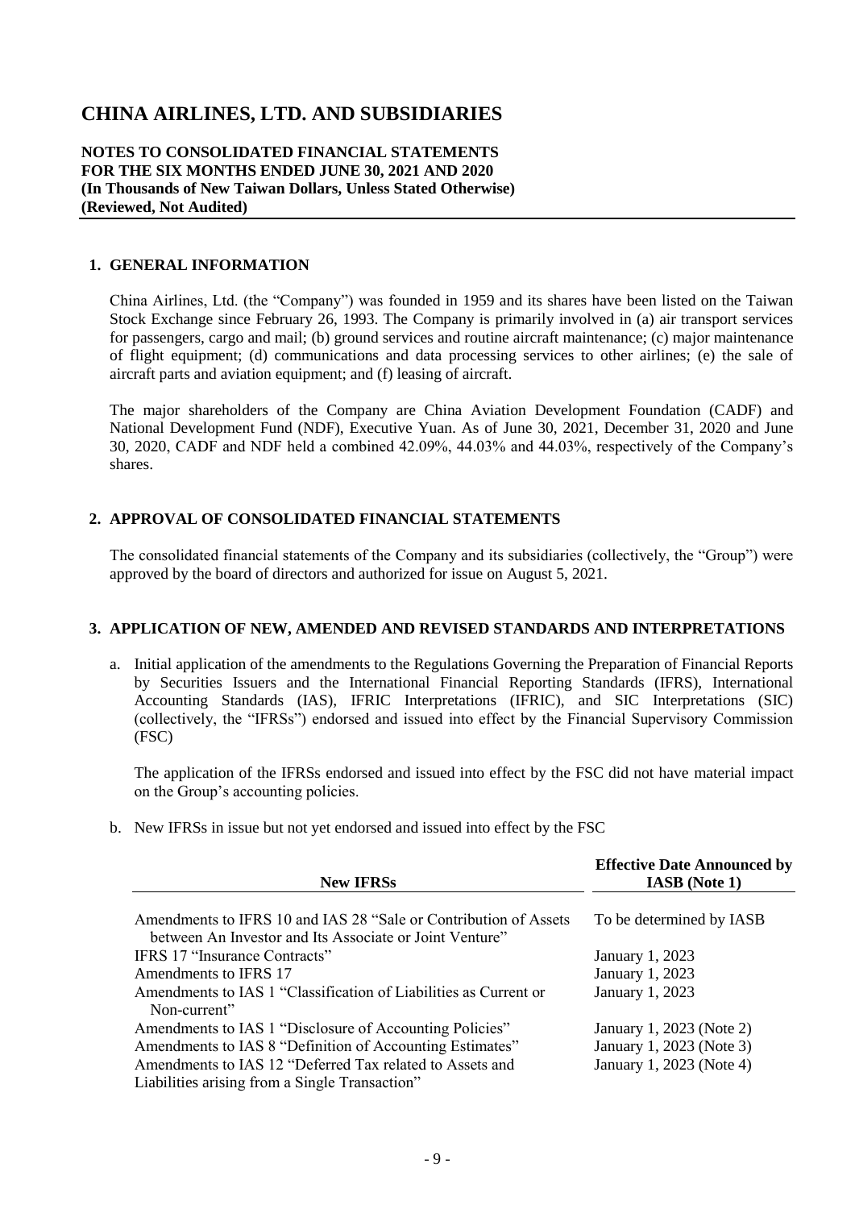# CHINA AIRLINES, LTD. AND SUBSIDIARIES

**NOTES TO CONSOLIDATED FINANCIAL STATEMENTS**
**FOR THE SIX MONTHS ENDED JUNE 30, 2021 AND 2020**
**(In Thousands of New Taiwan Dollars, Unless Stated Otherwise)**
**(Reviewed, Not Audited)**

## 1. GENERAL INFORMATION

China Airlines, Ltd. (the "Company") was founded in 1959 and its shares have been listed on the Taiwan Stock Exchange since February 26, 1993. The Company is primarily involved in (a) air transport services for passengers, cargo and mail; (b) ground services and routine aircraft maintenance; (c) major maintenance of flight equipment; (d) communications and data processing services to other airlines; (e) the sale of aircraft parts and aviation equipment; and (f) leasing of aircraft.

The major shareholders of the Company are China Aviation Development Foundation (CADF) and National Development Fund (NDF), Executive Yuan. As of June 30, 2021, December 31, 2020 and June 30, 2020, CADF and NDF held a combined 42.09%, 44.03% and 44.03%, respectively of the Company's shares.

## 2. APPROVAL OF CONSOLIDATED FINANCIAL STATEMENTS

The consolidated financial statements of the Company and its subsidiaries (collectively, the "Group") were approved by the board of directors and authorized for issue on August 5, 2021.

## 3. APPLICATION OF NEW, AMENDED AND REVISED STANDARDS AND INTERPRETATIONS

a. Initial application of the amendments to the Regulations Governing the Preparation of Financial Reports by Securities Issuers and the International Financial Reporting Standards (IFRS), International Accounting Standards (IAS), IFRIC Interpretations (IFRIC), and SIC Interpretations (SIC) (collectively, the "IFRSs") endorsed and issued into effect by the Financial Supervisory Commission (FSC)

   The application of the IFRSs endorsed and issued into effect by the FSC did not have material impact on the Group's accounting policies.

b. New IFRSs in issue but not yet endorsed and issued into effect by the FSC

| New IFRSs | Effective Date Announced by IASB (Note 1) |
|---|---|
| Amendments to IFRS 10 and IAS 28 "Sale or Contribution of Assets between An Investor and Its Associate or Joint Venture" | To be determined by IASB |
| IFRS 17 "Insurance Contracts" | January 1, 2023 |
| Amendments to IFRS 17 | January 1, 2023 |
| Amendments to IAS 1 "Classification of Liabilities as Current or Non-current" | January 1, 2023 |
| Amendments to IAS 1 "Disclosure of Accounting Policies" | January 1, 2023 (Note 2) |
| Amendments to IAS 8 "Definition of Accounting Estimates" | January 1, 2023 (Note 3) |
| Amendments to IAS 12 "Deferred Tax related to Assets and Liabilities arising from a Single Transaction" | January 1, 2023 (Note 4) |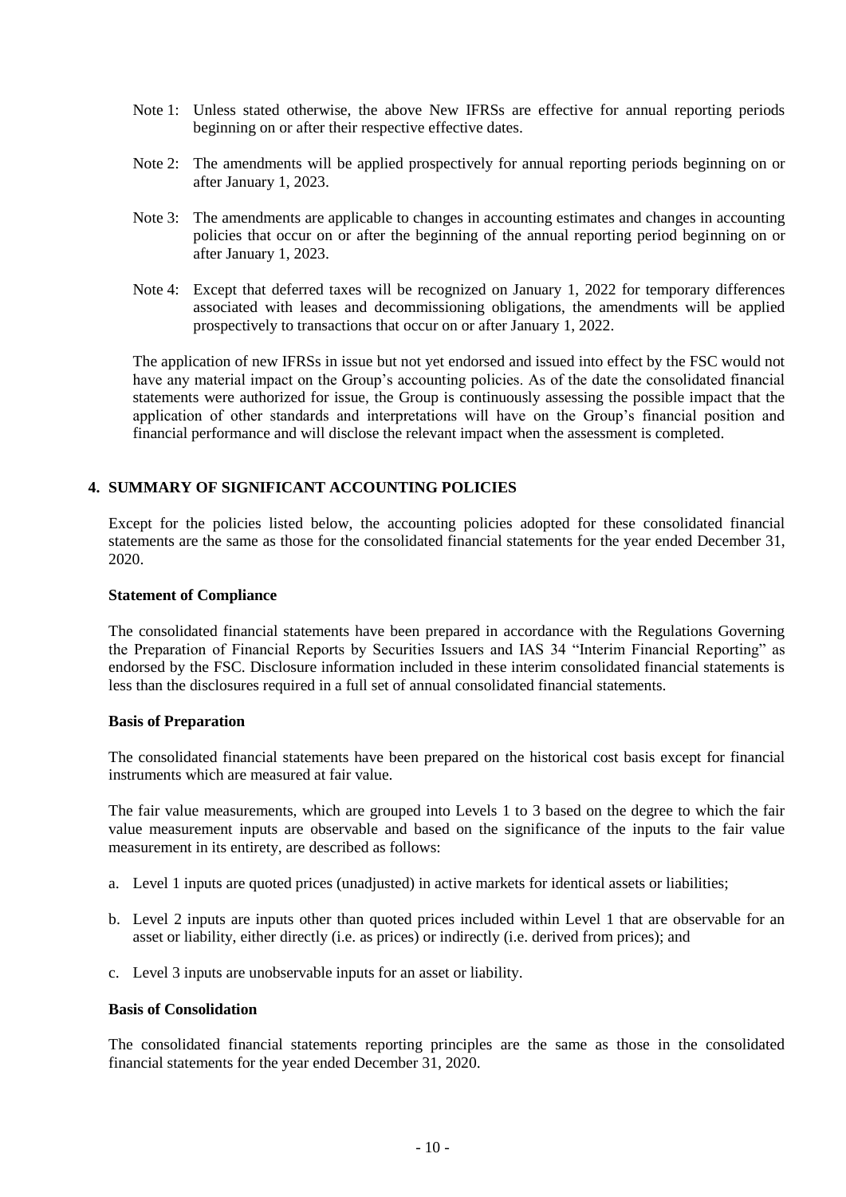Note 1: Unless stated otherwise, the above New IFRSs are effective for annual reporting periods beginning on or after their respective effective dates.

Note 2: The amendments will be applied prospectively for annual reporting periods beginning on or after January 1, 2023.

Note 3: The amendments are applicable to changes in accounting estimates and changes in accounting policies that occur on or after the beginning of the annual reporting period beginning on or after January 1, 2023.

Note 4: Except that deferred taxes will be recognized on January 1, 2022 for temporary differences associated with leases and decommissioning obligations, the amendments will be applied prospectively to transactions that occur on or after January 1, 2022.

The application of new IFRSs in issue but not yet endorsed and issued into effect by the FSC would not have any material impact on the Group's accounting policies. As of the date the consolidated financial statements were authorized for issue, the Group is continuously assessing the possible impact that the application of other standards and interpretations will have on the Group's financial position and financial performance and will disclose the relevant impact when the assessment is completed.

## 4. SUMMARY OF SIGNIFICANT ACCOUNTING POLICIES

Except for the policies listed below, the accounting policies adopted for these consolidated financial statements are the same as those for the consolidated financial statements for the year ended December 31, 2020.

**Statement of Compliance**

The consolidated financial statements have been prepared in accordance with the Regulations Governing the Preparation of Financial Reports by Securities Issuers and IAS 34 "Interim Financial Reporting" as endorsed by the FSC. Disclosure information included in these interim consolidated financial statements is less than the disclosures required in a full set of annual consolidated financial statements.

**Basis of Preparation**

The consolidated financial statements have been prepared on the historical cost basis except for financial instruments which are measured at fair value.

The fair value measurements, which are grouped into Levels 1 to 3 based on the degree to which the fair value measurement inputs are observable and based on the significance of the inputs to the fair value measurement in its entirety, are described as follows:

a. Level 1 inputs are quoted prices (unadjusted) in active markets for identical assets or liabilities;

b. Level 2 inputs are inputs other than quoted prices included within Level 1 that are observable for an asset or liability, either directly (i.e. as prices) or indirectly (i.e. derived from prices); and

c. Level 3 inputs are unobservable inputs for an asset or liability.

**Basis of Consolidation**

The consolidated financial statements reporting principles are the same as those in the consolidated financial statements for the year ended December 31, 2020.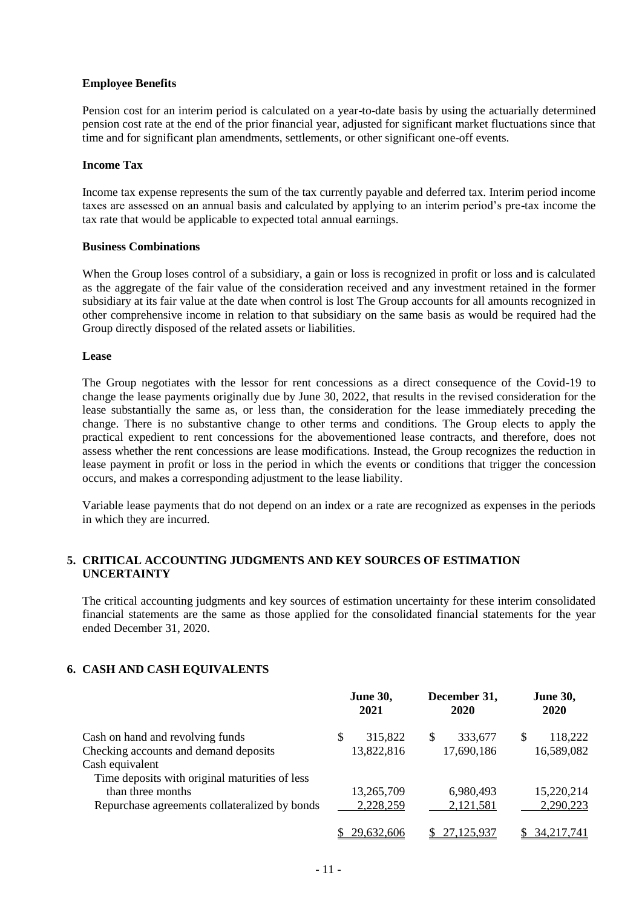**Employee Benefits**

Pension cost for an interim period is calculated on a year-to-date basis by using the actuarially determined pension cost rate at the end of the prior financial year, adjusted for significant market fluctuations since that time and for significant plan amendments, settlements, or other significant one-off events.

**Income Tax**

Income tax expense represents the sum of the tax currently payable and deferred tax. Interim period income taxes are assessed on an annual basis and calculated by applying to an interim period's pre-tax income the tax rate that would be applicable to expected total annual earnings.

**Business Combinations**

When the Group loses control of a subsidiary, a gain or loss is recognized in profit or loss and is calculated as the aggregate of the fair value of the consideration received and any investment retained in the former subsidiary at its fair value at the date when control is lost The Group accounts for all amounts recognized in other comprehensive income in relation to that subsidiary on the same basis as would be required had the Group directly disposed of the related assets or liabilities.

**Lease**

The Group negotiates with the lessor for rent concessions as a direct consequence of the Covid-19 to change the lease payments originally due by June 30, 2022, that results in the revised consideration for the lease substantially the same as, or less than, the consideration for the lease immediately preceding the change. There is no substantive change to other terms and conditions. The Group elects to apply the practical expedient to rent concessions for the abovementioned lease contracts, and therefore, does not assess whether the rent concessions are lease modifications. Instead, the Group recognizes the reduction in lease payment in profit or loss in the period in which the events or conditions that trigger the concession occurs, and makes a corresponding adjustment to the lease liability.

Variable lease payments that do not depend on an index or a rate are recognized as expenses in the periods in which they are incurred.

## 5. CRITICAL ACCOUNTING JUDGMENTS AND KEY SOURCES OF ESTIMATION UNCERTAINTY

The critical accounting judgments and key sources of estimation uncertainty for these interim consolidated financial statements are the same as those applied for the consolidated financial statements for the year ended December 31, 2020.

## 6. CASH AND CASH EQUIVALENTS

| | June 30, 2021 | December 31, 2020 | June 30, 2020 |
|---|---|---|---|
| Cash on hand and revolving funds | $ 315,822 | $ 333,677 | $ 118,222 |
| Checking accounts and demand deposits | 13,822,816 | 17,690,186 | 16,589,082 |
| Cash equivalent | | | |
| Time deposits with original maturities of less than three months | 13,265,709 | 6,980,493 | 15,220,214 |
| Repurchase agreements collateralized by bonds | 2,228,259 | 2,121,581 | 2,290,223 |
| | $ 29,632,606 | $ 27,125,937 | $ 34,217,741 |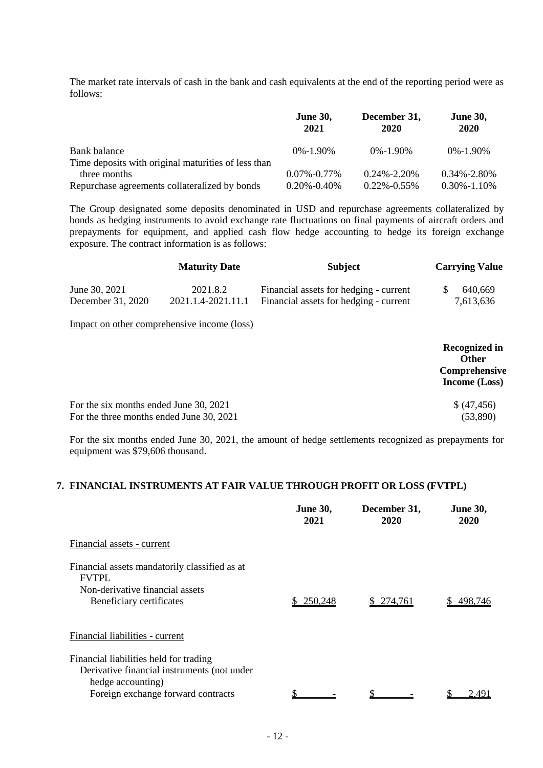The market rate intervals of cash in the bank and cash equivalents at the end of the reporting period were as follows:

| | June 30, 2021 | December 31, 2020 | June 30, 2020 |
|---|---|---|---|
| Bank balance | 0%-1.90% | 0%-1.90% | 0%-1.90% |
| Time deposits with original maturities of less than three months | 0.07%-0.77% | 0.24%-2.20% | 0.34%-2.80% |
| Repurchase agreements collateralized by bonds | 0.20%-0.40% | 0.22%-0.55% | 0.30%-1.10% |

The Group designated some deposits denominated in USD and repurchase agreements collateralized by bonds as hedging instruments to avoid exchange rate fluctuations on final payments of aircraft orders and prepayments for equipment, and applied cash flow hedge accounting to hedge its foreign exchange exposure. The contract information is as follows:

| | Maturity Date | Subject | Carrying Value |
|---|---|---|---|
| June 30, 2021 | 2021.8.2 | Financial assets for hedging - current | $ 640,669 |
| December 31, 2020 | 2021.1.4-2021.11.1 | Financial assets for hedging - current | 7,613,636 |

Impact on other comprehensive income (loss)

| | Recognized in Other Comprehensive Income (Loss) |
|---|---|
| For the six months ended June 30, 2021 | $ (47,456) |
| For the three months ended June 30, 2021 | (53,890) |

For the six months ended June 30, 2021, the amount of hedge settlements recognized as prepayments for equipment was $79,606 thousand.

## 7. FINANCIAL INSTRUMENTS AT FAIR VALUE THROUGH PROFIT OR LOSS (FVTPL)

| | June 30, 2021 | December 31, 2020 | June 30, 2020 |
|---|---|---|---|
| Financial assets - current | | | |
| Financial assets mandatorily classified as at FVTPL | | | |
| Non-derivative financial assets | | | |
| Beneficiary certificates | $ 250,248 | $ 274,761 | $ 498,746 |
| Financial liabilities - current | | | |
| Financial liabilities held for trading | | | |
| Derivative financial instruments (not under hedge accounting) | | | |
| Foreign exchange forward contracts | $ - | $ - | $ 2,491 |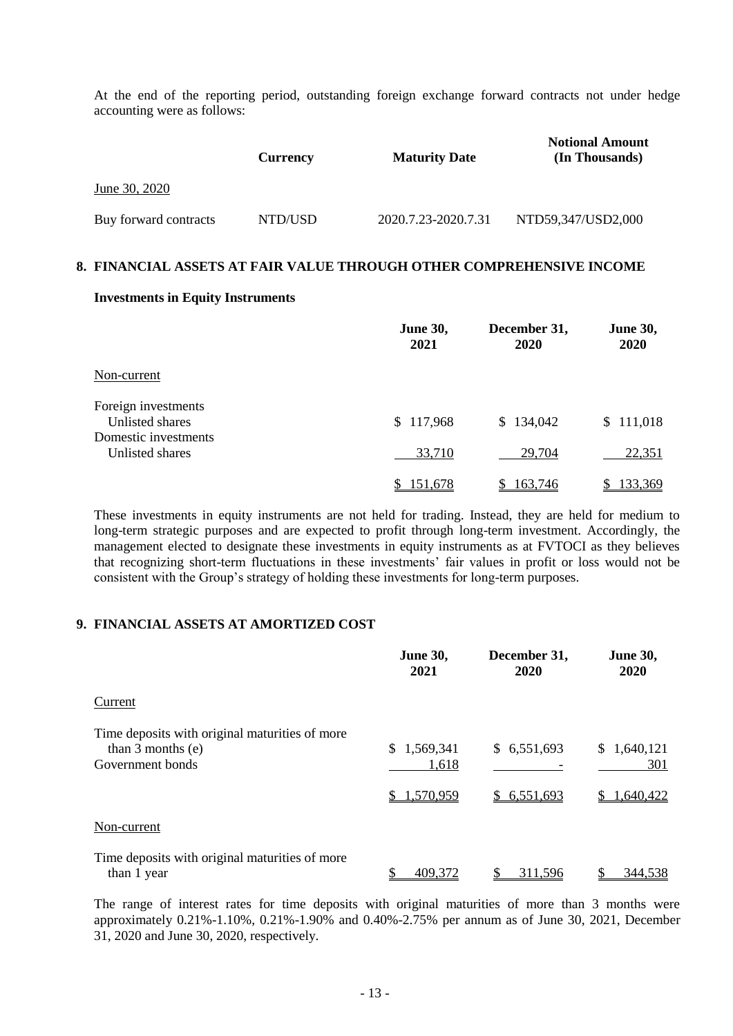At the end of the reporting period, outstanding foreign exchange forward contracts not under hedge accounting were as follows:

| | Currency | Maturity Date | Notional Amount (In Thousands) |
|---|---|---|---|
| June 30, 2020 | | | |
| Buy forward contracts | NTD/USD | 2020.7.23-2020.7.31 | NTD59,347/USD2,000 |

## 8. FINANCIAL ASSETS AT FAIR VALUE THROUGH OTHER COMPREHENSIVE INCOME

### Investments in Equity Instruments

| | June 30, 2021 | December 31, 2020 | June 30, 2020 |
|---|---|---|---|
| Non-current | | | |
| Foreign investments | | | |
| Unlisted shares | $ 117,968 | $ 134,042 | $ 111,018 |
| Domestic investments | | | |
| Unlisted shares | 33,710 | 29,704 | 22,351 |
| | $ 151,678 | $ 163,746 | $ 133,369 |

These investments in equity instruments are not held for trading. Instead, they are held for medium to long-term strategic purposes and are expected to profit through long-term investment. Accordingly, the management elected to designate these investments in equity instruments as at FVTOCI as they believes that recognizing short-term fluctuations in these investments' fair values in profit or loss would not be consistent with the Group's strategy of holding these investments for long-term purposes.

## 9. FINANCIAL ASSETS AT AMORTIZED COST

| | June 30, 2021 | December 31, 2020 | June 30, 2020 |
|---|---|---|---|
| Current | | | |
| Time deposits with original maturities of more than 3 months (e) | $ 1,569,341 | $ 6,551,693 | $ 1,640,121 |
| Government bonds | 1,618 | - | 301 |
| | $ 1,570,959 | $ 6,551,693 | $ 1,640,422 |
| Non-current | | | |
| Time deposits with original maturities of more than 1 year | $ 409,372 | $ 311,596 | $ 344,538 |

The range of interest rates for time deposits with original maturities of more than 3 months were approximately 0.21%-1.10%, 0.21%-1.90% and 0.40%-2.75% per annum as of June 30, 2021, December 31, 2020 and June 30, 2020, respectively.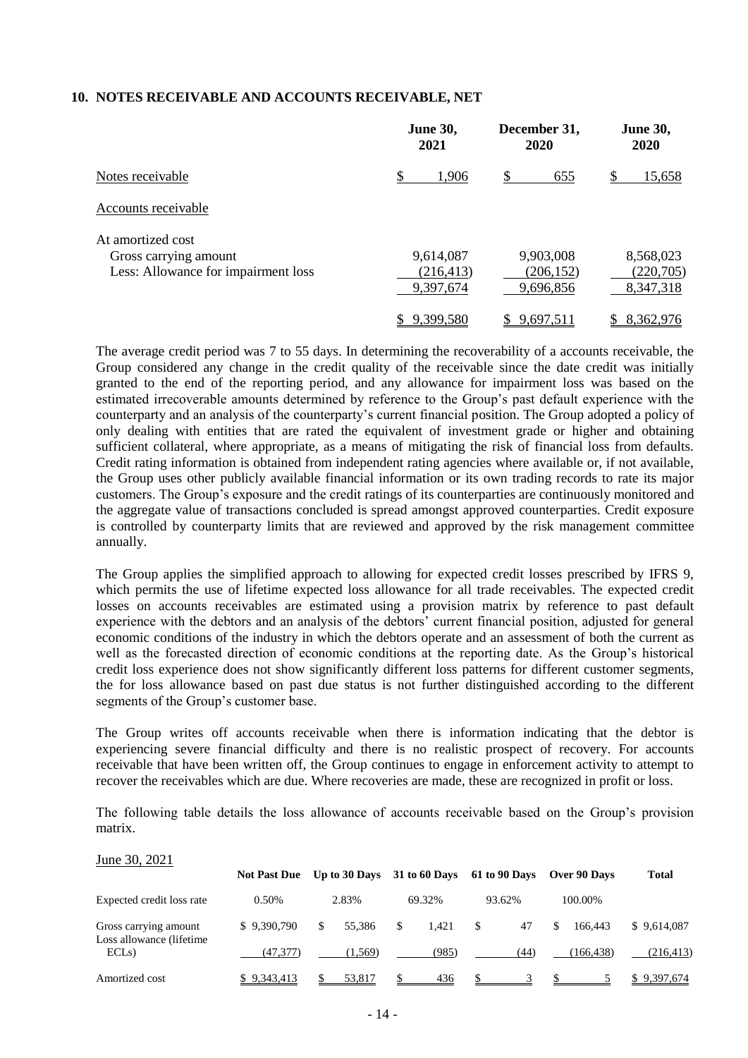## 10. NOTES RECEIVABLE AND ACCOUNTS RECEIVABLE, NET

| | June 30, 2021 | December 31, 2020 | June 30, 2020 |
|---|---|---|---|
| Notes receivable | $ 1,906 | $ 655 | $ 15,658 |
| Accounts receivable | | | |
| At amortized cost | | | |
| Gross carrying amount | 9,614,087 | 9,903,008 | 8,568,023 |
| Less: Allowance for impairment loss | (216,413) | (206,152) | (220,705) |
| | 9,397,674 | 9,696,856 | 8,347,318 |
| | $ 9,399,580 | $ 9,697,511 | $ 8,362,976 |

The average credit period was 7 to 55 days. In determining the recoverability of a accounts receivable, the Group considered any change in the credit quality of the receivable since the date credit was initially granted to the end of the reporting period, and any allowance for impairment loss was based on the estimated irrecoverable amounts determined by reference to the Group's past default experience with the counterparty and an analysis of the counterparty's current financial position. The Group adopted a policy of only dealing with entities that are rated the equivalent of investment grade or higher and obtaining sufficient collateral, where appropriate, as a means of mitigating the risk of financial loss from defaults. Credit rating information is obtained from independent rating agencies where available or, if not available, the Group uses other publicly available financial information or its own trading records to rate its major customers. The Group's exposure and the credit ratings of its counterparties are continuously monitored and the aggregate value of transactions concluded is spread amongst approved counterparties. Credit exposure is controlled by counterparty limits that are reviewed and approved by the risk management committee annually.

The Group applies the simplified approach to allowing for expected credit losses prescribed by IFRS 9, which permits the use of lifetime expected loss allowance for all trade receivables. The expected credit losses on accounts receivables are estimated using a provision matrix by reference to past default experience with the debtors and an analysis of the debtors' current financial position, adjusted for general economic conditions of the industry in which the debtors operate and an assessment of both the current as well as the forecasted direction of economic conditions at the reporting date. As the Group's historical credit loss experience does not show significantly different loss patterns for different customer segments, the for loss allowance based on past due status is not further distinguished according to the different segments of the Group's customer base.

The Group writes off accounts receivable when there is information indicating that the debtor is experiencing severe financial difficulty and there is no realistic prospect of recovery. For accounts receivable that have been written off, the Group continues to engage in enforcement activity to attempt to recover the receivables which are due. Where recoveries are made, these are recognized in profit or loss.

The following table details the loss allowance of accounts receivable based on the Group's provision matrix.

June 30, 2021

| | Not Past Due | Up to 30 Days | 31 to 60 Days | 61 to 90 Days | Over 90 Days | Total |
|---|---|---|---|---|---|---|
| Expected credit loss rate | 0.50% | 2.83% | 69.32% | 93.62% | 100.00% | |
| Gross carrying amount | $ 9,390,790 | $ 55,386 | $ 1,421 | $ 47 | $ 166,443 | $ 9,614,087 |
| Loss allowance (lifetime ECLs) | (47,377) | (1,569) | (985) | (44) | (166,438) | (216,413) |
| Amortized cost | $ 9,343,413 | $ 53,817 | $ 436 | $ 3 | $ 5 | $ 9,397,674 |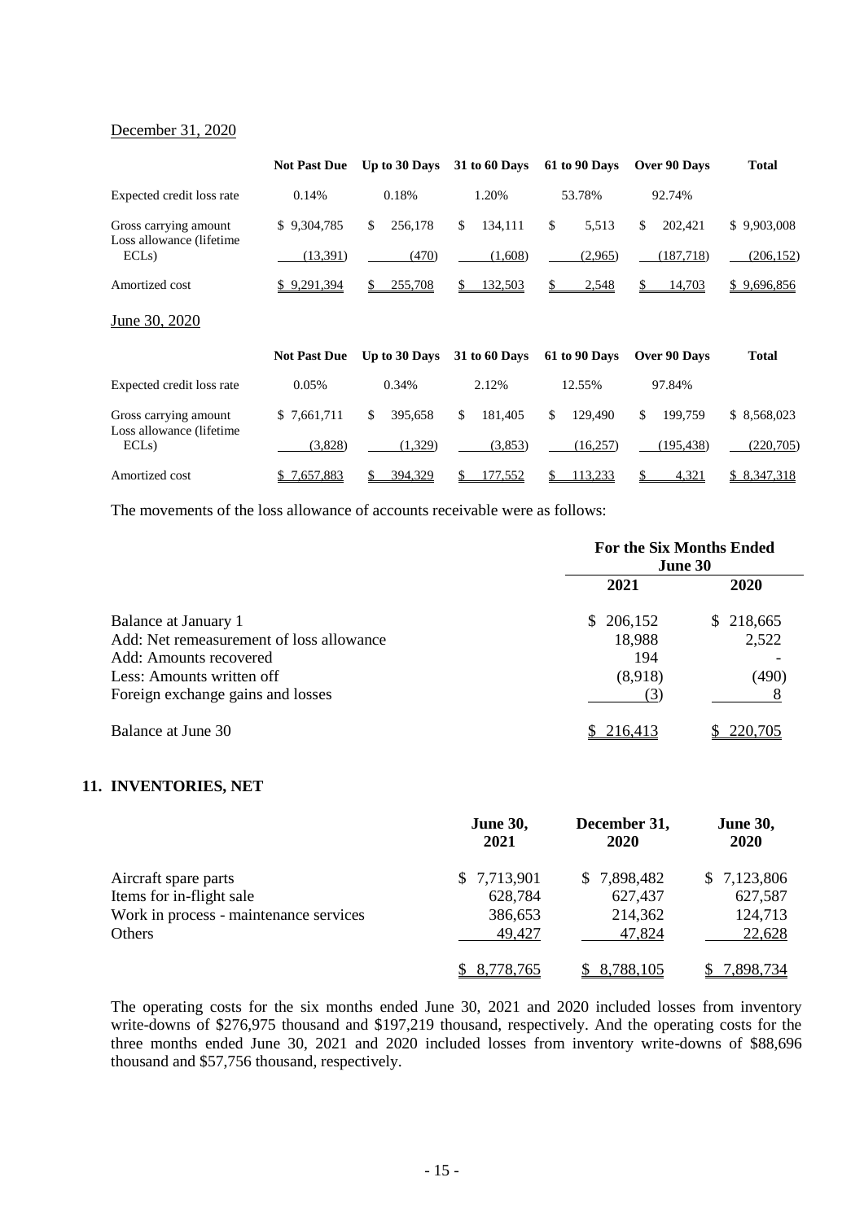December 31, 2020

| | Not Past Due | Up to 30 Days | 31 to 60 Days | 61 to 90 Days | Over 90 Days | Total |
|---|---|---|---|---|---|---|
| Expected credit loss rate | 0.14% | 0.18% | 1.20% | 53.78% | 92.74% | |
| Gross carrying amount | $ 9,304,785 | $ 256,178 | $ 134,111 | $ 5,513 | $ 202,421 | $ 9,903,008 |
| Loss allowance (lifetime ECLs) | (13,391) | (470) | (1,608) | (2,965) | (187,718) | (206,152) |
| Amortized cost | $ 9,291,394 | $ 255,708 | $ 132,503 | $ 2,548 | $ 14,703 | $ 9,696,856 |

June 30, 2020

| | Not Past Due | Up to 30 Days | 31 to 60 Days | 61 to 90 Days | Over 90 Days | Total |
|---|---|---|---|---|---|---|
| Expected credit loss rate | 0.05% | 0.34% | 2.12% | 12.55% | 97.84% | |
| Gross carrying amount | $ 7,661,711 | $ 395,658 | $ 181,405 | $ 129,490 | $ 199,759 | $ 8,568,023 |
| Loss allowance (lifetime ECLs) | (3,828) | (1,329) | (3,853) | (16,257) | (195,438) | (220,705) |
| Amortized cost | $ 7,657,883 | $ 394,329 | $ 177,552 | $ 113,233 | $ 4,321 | $ 8,347,318 |

The movements of the loss allowance of accounts receivable were as follows:

| | For the Six Months Ended June 30 | |
|---|---|---|
| | 2021 | 2020 |
| Balance at January 1 | $ 206,152 | $ 218,665 |
| Add: Net remeasurement of loss allowance | 18,988 | 2,522 |
| Add: Amounts recovered | 194 | - |
| Less: Amounts written off | (8,918) | (490) |
| Foreign exchange gains and losses | (3) | 8 |
| Balance at June 30 | $ 216,413 | $ 220,705 |

## 11. INVENTORIES, NET

| | June 30, 2021 | December 31, 2020 | June 30, 2020 |
|---|---|---|---|
| Aircraft spare parts | $ 7,713,901 | $ 7,898,482 | $ 7,123,806 |
| Items for in-flight sale | 628,784 | 627,437 | 627,587 |
| Work in process - maintenance services | 386,653 | 214,362 | 124,713 |
| Others | 49,427 | 47,824 | 22,628 |
| | $ 8,778,765 | $ 8,788,105 | $ 7,898,734 |

The operating costs for the six months ended June 30, 2021 and 2020 included losses from inventory write-downs of $276,975 thousand and $197,219 thousand, respectively. And the operating costs for the three months ended June 30, 2021 and 2020 included losses from inventory write-downs of $88,696 thousand and $57,756 thousand, respectively.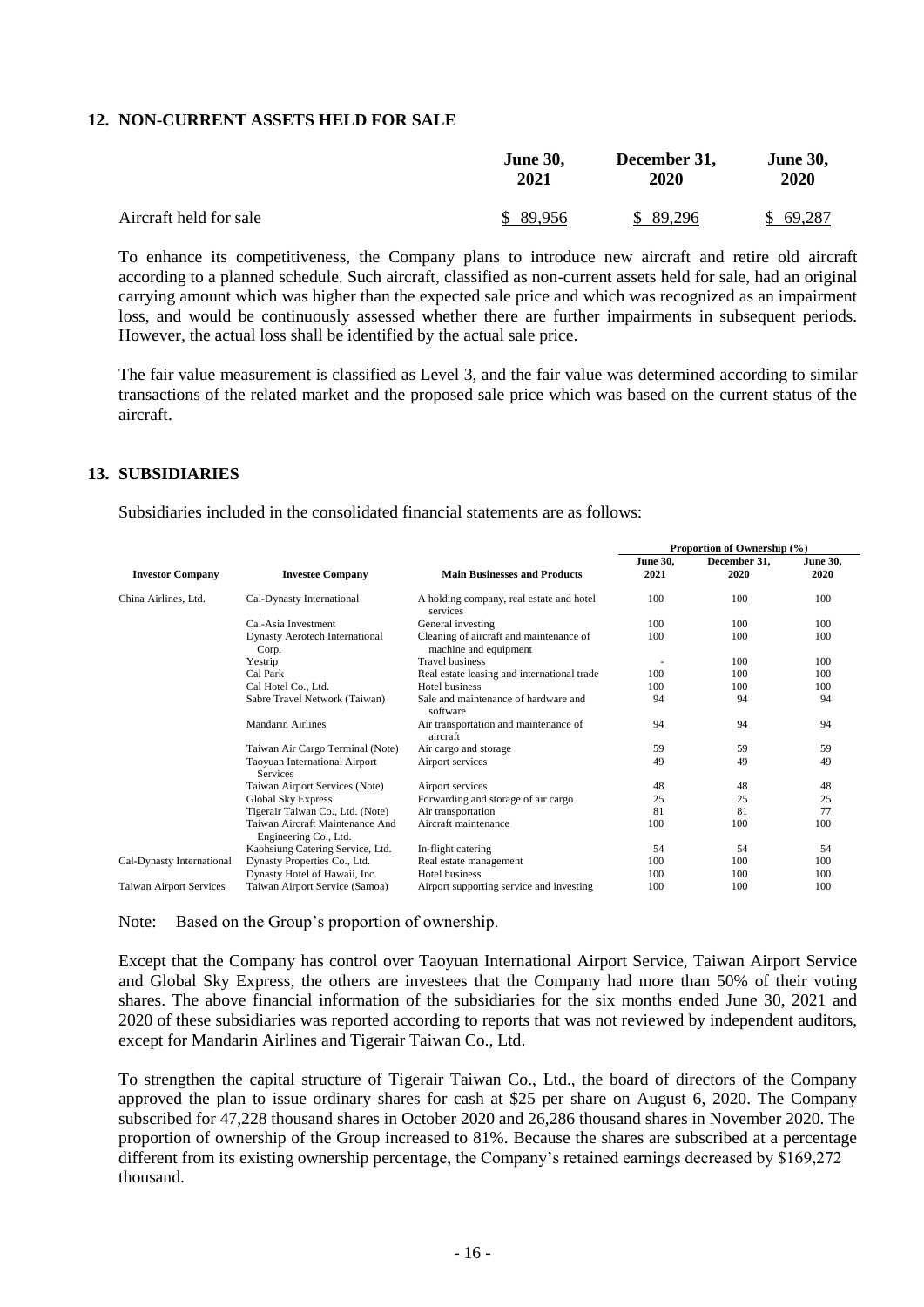## 12. NON-CURRENT ASSETS HELD FOR SALE

| | June 30, 2021 | December 31, 2020 | June 30, 2020 |
|---|---|---|---|
| Aircraft held for sale | $ 89,956 | $ 89,296 | $ 69,287 |

To enhance its competitiveness, the Company plans to introduce new aircraft and retire old aircraft according to a planned schedule. Such aircraft, classified as non-current assets held for sale, had an original carrying amount which was higher than the expected sale price and which was recognized as an impairment loss, and would be continuously assessed whether there are further impairments in subsequent periods. However, the actual loss shall be identified by the actual sale price.

The fair value measurement is classified as Level 3, and the fair value was determined according to similar transactions of the related market and the proposed sale price which was based on the current status of the aircraft.

## 13. SUBSIDIARIES

Subsidiaries included in the consolidated financial statements are as follows:

| | | | Proportion of Ownership (%) | | |
|---|---|---|---|---|---|
| **Investor Company** | **Investee Company** | **Main Businesses and Products** | **June 30, 2021** | **December 31, 2020** | **June 30, 2020** |
| China Airlines, Ltd. | Cal-Dynasty International | A holding company, real estate and hotel services | 100 | 100 | 100 |
| | Cal-Asia Investment | General investing | 100 | 100 | 100 |
| | Dynasty Aerotech International Corp. | Cleaning of aircraft and maintenance of machine and equipment | 100 | 100 | 100 |
| | Yestrip | Travel business | - | 100 | 100 |
| | Cal Park | Real estate leasing and international trade | 100 | 100 | 100 |
| | Cal Hotel Co., Ltd. | Hotel business | 100 | 100 | 100 |
| | Sabre Travel Network (Taiwan) | Sale and maintenance of hardware and software | 94 | 94 | 94 |
| | Mandarin Airlines | Air transportation and maintenance of aircraft | 94 | 94 | 94 |
| | Taiwan Air Cargo Terminal (Note) | Air cargo and storage | 59 | 59 | 59 |
| | Taoyuan International Airport Services | Airport services | 49 | 49 | 49 |
| | Taiwan Airport Services (Note) | Airport services | 48 | 48 | 48 |
| | Global Sky Express | Forwarding and storage of air cargo | 25 | 25 | 25 |
| | Tigerair Taiwan Co., Ltd. (Note) | Air transportation | 81 | 81 | 77 |
| | Taiwan Aircraft Maintenance And Engineering Co., Ltd. | Aircraft maintenance | 100 | 100 | 100 |
| | Kaohsiung Catering Service, Ltd. | In-flight catering | 54 | 54 | 54 |
| Cal-Dynasty International | Dynasty Properties Co., Ltd. | Real estate management | 100 | 100 | 100 |
| | Dynasty Hotel of Hawaii, Inc. | Hotel business | 100 | 100 | 100 |
| Taiwan Airport Services | Taiwan Airport Service (Samoa) | Airport supporting service and investing | 100 | 100 | 100 |

Note: Based on the Group's proportion of ownership.

Except that the Company has control over Taoyuan International Airport Service, Taiwan Airport Service and Global Sky Express, the others are investees that the Company had more than 50% of their voting shares. The above financial information of the subsidiaries for the six months ended June 30, 2021 and 2020 of these subsidiaries was reported according to reports that was not reviewed by independent auditors, except for Mandarin Airlines and Tigerair Taiwan Co., Ltd.

To strengthen the capital structure of Tigerair Taiwan Co., Ltd., the board of directors of the Company approved the plan to issue ordinary shares for cash at $25 per share on August 6, 2020. The Company subscribed for 47,228 thousand shares in October 2020 and 26,286 thousand shares in November 2020. The proportion of ownership of the Group increased to 81%. Because the shares are subscribed at a percentage different from its existing ownership percentage, the Company's retained earnings decreased by $169,272 thousand.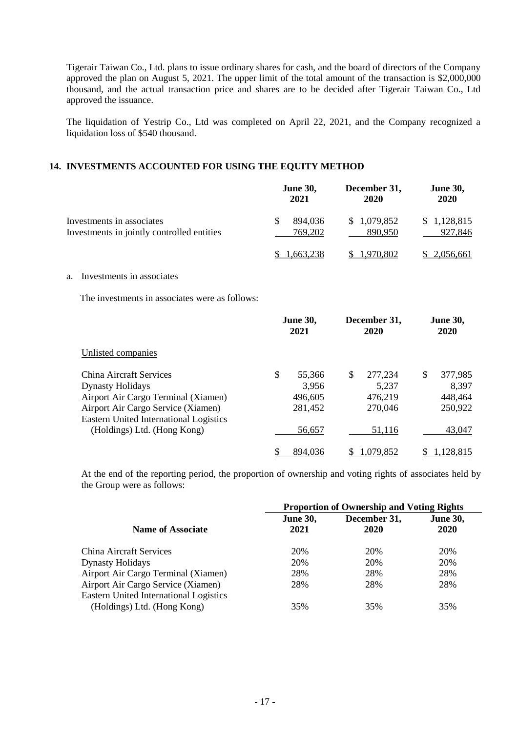Tigerair Taiwan Co., Ltd. plans to issue ordinary shares for cash, and the board of directors of the Company approved the plan on August 5, 2021. The upper limit of the total amount of the transaction is $2,000,000 thousand, and the actual transaction price and shares are to be decided after Tigerair Taiwan Co., Ltd approved the issuance.

The liquidation of Yestrip Co., Ltd was completed on April 22, 2021, and the Company recognized a liquidation loss of $540 thousand.

## 14. INVESTMENTS ACCOUNTED FOR USING THE EQUITY METHOD

| | June 30, 2021 | December 31, 2020 | June 30, 2020 |
|---|---|---|---|
| Investments in associates | $ 894,036 | $ 1,079,852 | $ 1,128,815 |
| Investments in jointly controlled entities | 769,202 | 890,950 | 927,846 |
| | $ 1,663,238 | $ 1,970,802 | $ 2,056,661 |

a. Investments in associates

The investments in associates were as follows:

| | June 30, 2021 | December 31, 2020 | June 30, 2020 |
|---|---|---|---|
| Unlisted companies | | | |
| China Aircraft Services | $ 55,366 | $ 277,234 | $ 377,985 |
| Dynasty Holidays | 3,956 | 5,237 | 8,397 |
| Airport Air Cargo Terminal (Xiamen) | 496,605 | 476,219 | 448,464 |
| Airport Air Cargo Service (Xiamen) | 281,452 | 270,046 | 250,922 |
| Eastern United International Logistics (Holdings) Ltd. (Hong Kong) | 56,657 | 51,116 | 43,047 |
| | $ 894,036 | $ 1,079,852 | $ 1,128,815 |

At the end of the reporting period, the proportion of ownership and voting rights of associates held by the Group were as follows:

| | Proportion of Ownership and Voting Rights | | |
|---|---|---|---|
| **Name of Associate** | **June 30, 2021** | **December 31, 2020** | **June 30, 2020** |
| China Aircraft Services | 20% | 20% | 20% |
| Dynasty Holidays | 20% | 20% | 20% |
| Airport Air Cargo Terminal (Xiamen) | 28% | 28% | 28% |
| Airport Air Cargo Service (Xiamen) | 28% | 28% | 28% |
| Eastern United International Logistics (Holdings) Ltd. (Hong Kong) | 35% | 35% | 35% |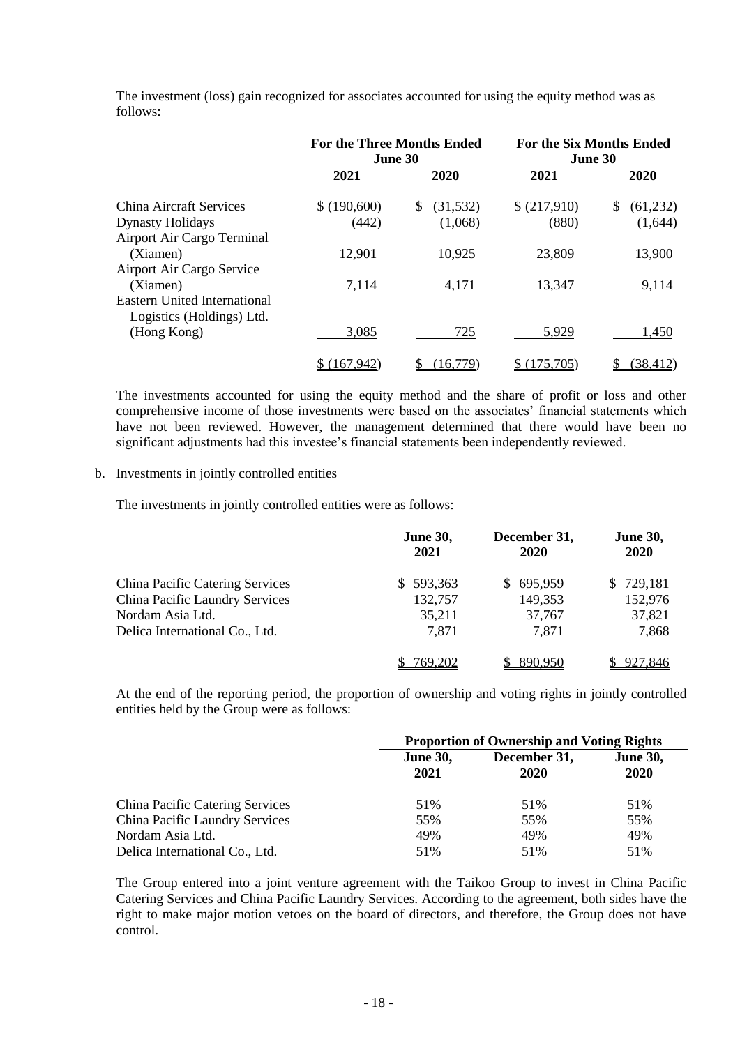The investment (loss) gain recognized for associates accounted for using the equity method was as follows:

| | For the Three Months Ended June 30 | | For the Six Months Ended June 30 | |
|---|---|---|---|---|
| | 2021 | 2020 | 2021 | 2020 |
| China Aircraft Services | $ (190,600) | $ (31,532) | $ (217,910) | $ (61,232) |
| Dynasty Holidays | (442) | (1,068) | (880) | (1,644) |
| Airport Air Cargo Terminal (Xiamen) | 12,901 | 10,925 | 23,809 | 13,900 |
| Airport Air Cargo Service (Xiamen) | 7,114 | 4,171 | 13,347 | 9,114 |
| Eastern United International Logistics (Holdings) Ltd. (Hong Kong) | 3,085 | 725 | 5,929 | 1,450 |
| | $ (167,942) | $ (16,779) | $ (175,705) | $ (38,412) |

The investments accounted for using the equity method and the share of profit or loss and other comprehensive income of those investments were based on the associates' financial statements which have not been reviewed. However, the management determined that there would have been no significant adjustments had this investee's financial statements been independently reviewed.

b. Investments in jointly controlled entities

The investments in jointly controlled entities were as follows:

| | June 30, 2021 | December 31, 2020 | June 30, 2020 |
|---|---|---|---|
| China Pacific Catering Services | $ 593,363 | $ 695,959 | $ 729,181 |
| China Pacific Laundry Services | 132,757 | 149,353 | 152,976 |
| Nordam Asia Ltd. | 35,211 | 37,767 | 37,821 |
| Delica International Co., Ltd. | 7,871 | 7,871 | 7,868 |
| | $ 769,202 | $ 890,950 | $ 927,846 |

At the end of the reporting period, the proportion of ownership and voting rights in jointly controlled entities held by the Group were as follows:

| | Proportion of Ownership and Voting Rights | | |
|---|---|---|---|
| | June 30, 2021 | December 31, 2020 | June 30, 2020 |
| China Pacific Catering Services | 51% | 51% | 51% |
| China Pacific Laundry Services | 55% | 55% | 55% |
| Nordam Asia Ltd. | 49% | 49% | 49% |
| Delica International Co., Ltd. | 51% | 51% | 51% |

The Group entered into a joint venture agreement with the Taikoo Group to invest in China Pacific Catering Services and China Pacific Laundry Services. According to the agreement, both sides have the right to make major motion vetoes on the board of directors, and therefore, the Group does not have control.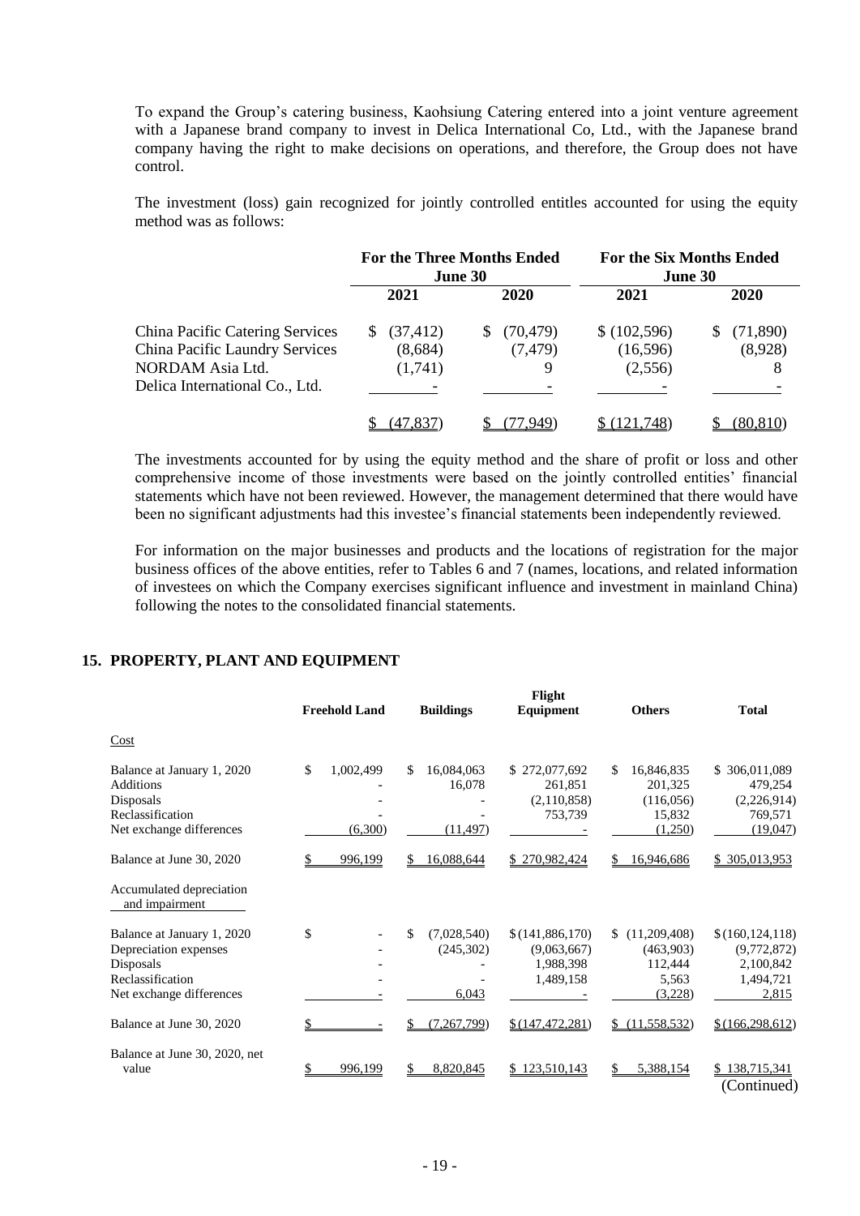To expand the Group's catering business, Kaohsiung Catering entered into a joint venture agreement with a Japanese brand company to invest in Delica International Co, Ltd., with the Japanese brand company having the right to make decisions on operations, and therefore, the Group does not have control.

The investment (loss) gain recognized for jointly controlled entitles accounted for using the equity method was as follows:

| | For the Three Months Ended June 30 | | For the Six Months Ended June 30 | |
|---|---|---|---|---|
| | 2021 | 2020 | 2021 | 2020 |
| China Pacific Catering Services | $ (37,412) | $ (70,479) | $ (102,596) | $ (71,890) |
| China Pacific Laundry Services | (8,684) | (7,479) | (16,596) | (8,928) |
| NORDAM Asia Ltd. | (1,741) | 9 | (2,556) | 8 |
| Delica International Co., Ltd. | - | - | - | - |
| | $ (47,837) | $ (77,949) | $ (121,748) | $ (80,810) |

The investments accounted for by using the equity method and the share of profit or loss and other comprehensive income of those investments were based on the jointly controlled entities' financial statements which have not been reviewed. However, the management determined that there would have been no significant adjustments had this investee's financial statements been independently reviewed.

For information on the major businesses and products and the locations of registration for the major business offices of the above entities, refer to Tables 6 and 7 (names, locations, and related information of investees on which the Company exercises significant influence and investment in mainland China) following the notes to the consolidated financial statements.

## 15. PROPERTY, PLANT AND EQUIPMENT

| | Freehold Land | Buildings | Flight Equipment | Others | Total |
|---|---|---|---|---|---|
| Cost | | | | | |
| Balance at January 1, 2020 | $ 1,002,499 | $ 16,084,063 | $ 272,077,692 | $ 16,846,835 | $ 306,011,089 |
| Additions | - | 16,078 | 261,851 | 201,325 | 479,254 |
| Disposals | - | - | (2,110,858) | (116,056) | (2,226,914) |
| Reclassification | - | - | 753,739 | 15,832 | 769,571 |
| Net exchange differences | (6,300) | (11,497) | - | (1,250) | (19,047) |
| Balance at June 30, 2020 | $ 996,199 | $ 16,088,644 | $ 270,982,424 | $ 16,946,686 | $ 305,013,953 |
| Accumulated depreciation and impairment | | | | | |
| Balance at January 1, 2020 | $ - | $ (7,028,540) | $ (141,886,170) | $ (11,209,408) | $ (160,124,118) |
| Depreciation expenses | - | (245,302) | (9,063,667) | (463,903) | (9,772,872) |
| Disposals | - | - | 1,988,398 | 112,444 | 2,100,842 |
| Reclassification | - | - | 1,489,158 | 5,563 | 1,494,721 |
| Net exchange differences | - | 6,043 | - | (3,228) | 2,815 |
| Balance at June 30, 2020 | $ - | $ (7,267,799) | $ (147,472,281) | $ (11,558,532) | $ (166,298,612) |
| Balance at June 30, 2020, net value | $ 996,199 | $ 8,820,845 | $ 123,510,143 | $ 5,388,154 | $ 138,715,341 |

(Continued)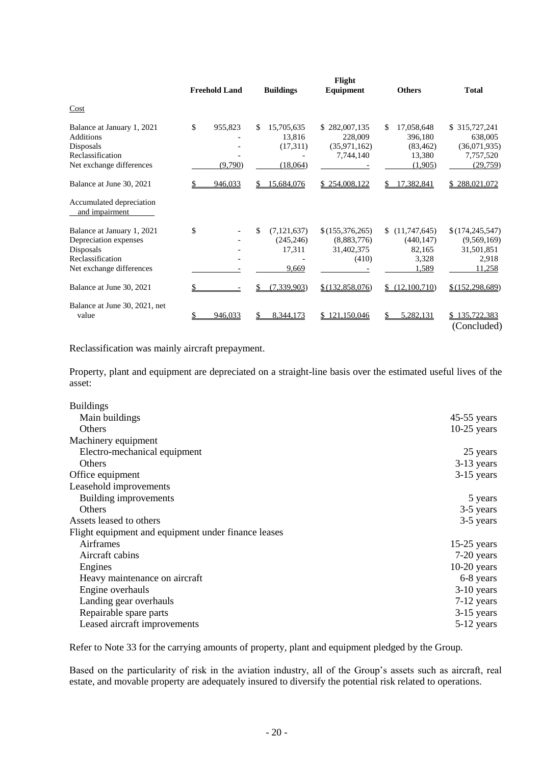|  | Freehold Land | Buildings | Flight Equipment | Others | Total |
|---|---|---|---|---|---|
| Cost |  |  |  |  |  |
| Balance at January 1, 2021 | $ 955,823 | $ 15,705,635 | $ 282,007,135 | $ 17,058,648 | $ 315,727,241 |
| Additions | - | 13,816 | 228,009 | 396,180 | 638,005 |
| Disposals | - | (17,311) | (35,971,162) | (83,462) | (36,071,935) |
| Reclassification | - | - | 7,744,140 | 13,380 | 7,757,520 |
| Net exchange differences | (9,790) | (18,064) | - | (1,905) | (29,759) |
| Balance at June 30, 2021 | $ 946,033 | $ 15,684,076 | $ 254,008,122 | $ 17,382,841 | $ 288,021,072 |
| Accumulated depreciation and impairment |  |  |  |  |  |
| Balance at January 1, 2021 | $ - | $ (7,121,637) | $ (155,376,265) | $ (11,747,645) | $ (174,245,547) |
| Depreciation expenses | - | (245,246) | (8,883,776) | (440,147) | (9,569,169) |
| Disposals | - | 17,311 | 31,402,375 | 82,165 | 31,501,851 |
| Reclassification | - | - | (410) | 3,328 | 2,918 |
| Net exchange differences | - | 9,669 | - | 1,589 | 11,258 |
| Balance at June 30, 2021 | $ - | $ (7,339,903) | $ (132,858,076) | $ (12,100,710) | $ (152,298,689) |
| Balance at June 30, 2021, net value | $ 946,033 | $ 8,344,173 | $ 121,150,046 | $ 5,282,131 | $ 135,722,383 |

(Concluded)

Reclassification was mainly aircraft prepayment.

Property, plant and equipment are depreciated on a straight-line basis over the estimated useful lives of the asset:

| | |
|---|---|
| Buildings | |
| Main buildings | 45-55 years |
| Others | 10-25 years |
| Machinery equipment | |
| Electro-mechanical equipment | 25 years |
| Others | 3-13 years |
| Office equipment | 3-15 years |
| Leasehold improvements | |
| Building improvements | 5 years |
| Others | 3-5 years |
| Assets leased to others | 3-5 years |
| Flight equipment and equipment under finance leases | |
| Airframes | 15-25 years |
| Aircraft cabins | 7-20 years |
| Engines | 10-20 years |
| Heavy maintenance on aircraft | 6-8 years |
| Engine overhauls | 3-10 years |
| Landing gear overhauls | 7-12 years |
| Repairable spare parts | 3-15 years |
| Leased aircraft improvements | 5-12 years |

Refer to Note 33 for the carrying amounts of property, plant and equipment pledged by the Group.

Based on the particularity of risk in the aviation industry, all of the Group's assets such as aircraft, real estate, and movable property are adequately insured to diversify the potential risk related to operations.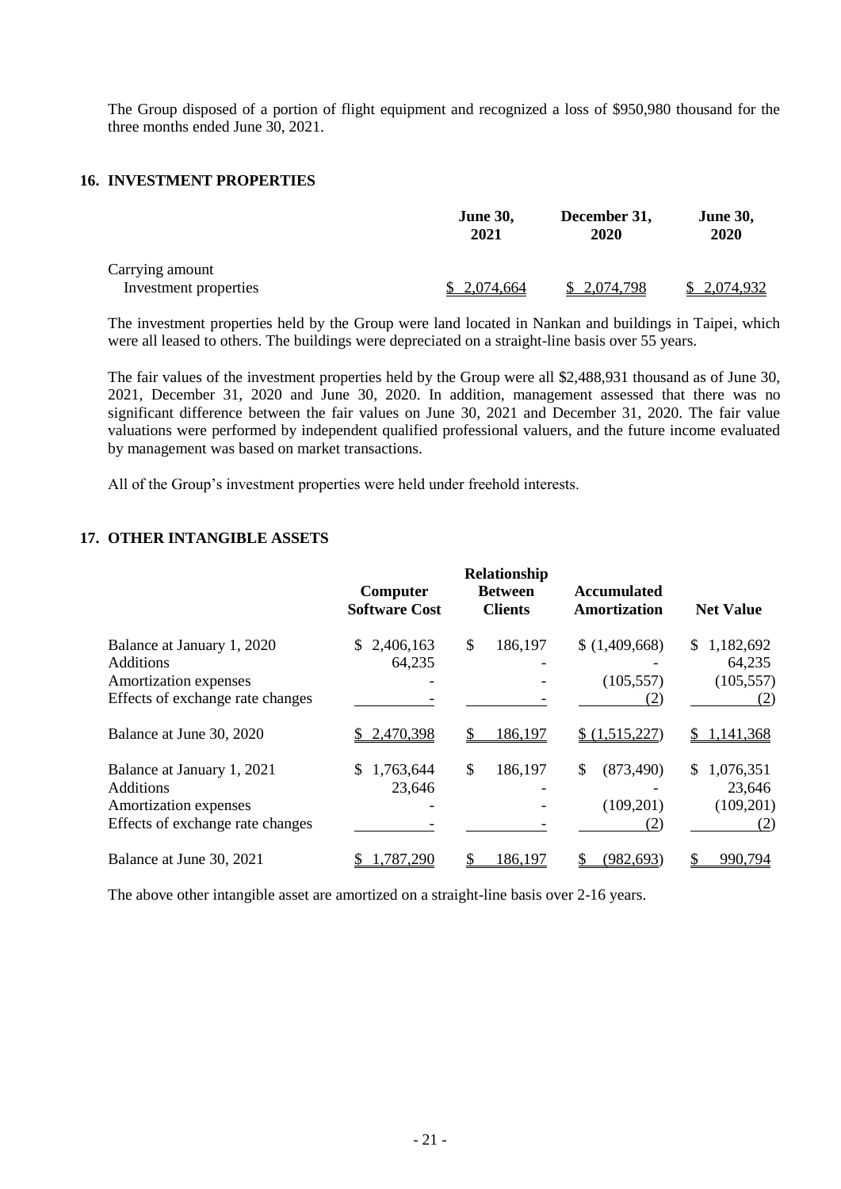The Group disposed of a portion of flight equipment and recognized a loss of $950,980 thousand for the three months ended June 30, 2021.

## 16. INVESTMENT PROPERTIES

| | June 30, 2021 | December 31, 2020 | June 30, 2020 |
|---|---|---|---|
| Carrying amount | | | |
| Investment properties | $ 2,074,664 | $ 2,074,798 | $ 2,074,932 |

The investment properties held by the Group were land located in Nankan and buildings in Taipei, which were all leased to others. The buildings were depreciated on a straight-line basis over 55 years.

The fair values of the investment properties held by the Group were all $2,488,931 thousand as of June 30, 2021, December 31, 2020 and June 30, 2020. In addition, management assessed that there was no significant difference between the fair values on June 30, 2021 and December 31, 2020. The fair value valuations were performed by independent qualified professional valuers, and the future income evaluated by management was based on market transactions.

All of the Group's investment properties were held under freehold interests.

## 17. OTHER INTANGIBLE ASSETS

| | Computer Software Cost | Relationship Between Clients | Accumulated Amortization | Net Value |
|---|---|---|---|---|
| Balance at January 1, 2020 | $ 2,406,163 | $ 186,197 | $ (1,409,668) | $ 1,182,692 |
| Additions | 64,235 | - | - | 64,235 |
| Amortization expenses | - | - | (105,557) | (105,557) |
| Effects of exchange rate changes | - | - | (2) | (2) |
| Balance at June 30, 2020 | $ 2,470,398 | $ 186,197 | $ (1,515,227) | $ 1,141,368 |
| Balance at January 1, 2021 | $ 1,763,644 | $ 186,197 | $ (873,490) | $ 1,076,351 |
| Additions | 23,646 | - | - | 23,646 |
| Amortization expenses | - | - | (109,201) | (109,201) |
| Effects of exchange rate changes | - | - | (2) | (2) |
| Balance at June 30, 2021 | $ 1,787,290 | $ 186,197 | $ (982,693) | $ 990,794 |

The above other intangible asset are amortized on a straight-line basis over 2-16 years.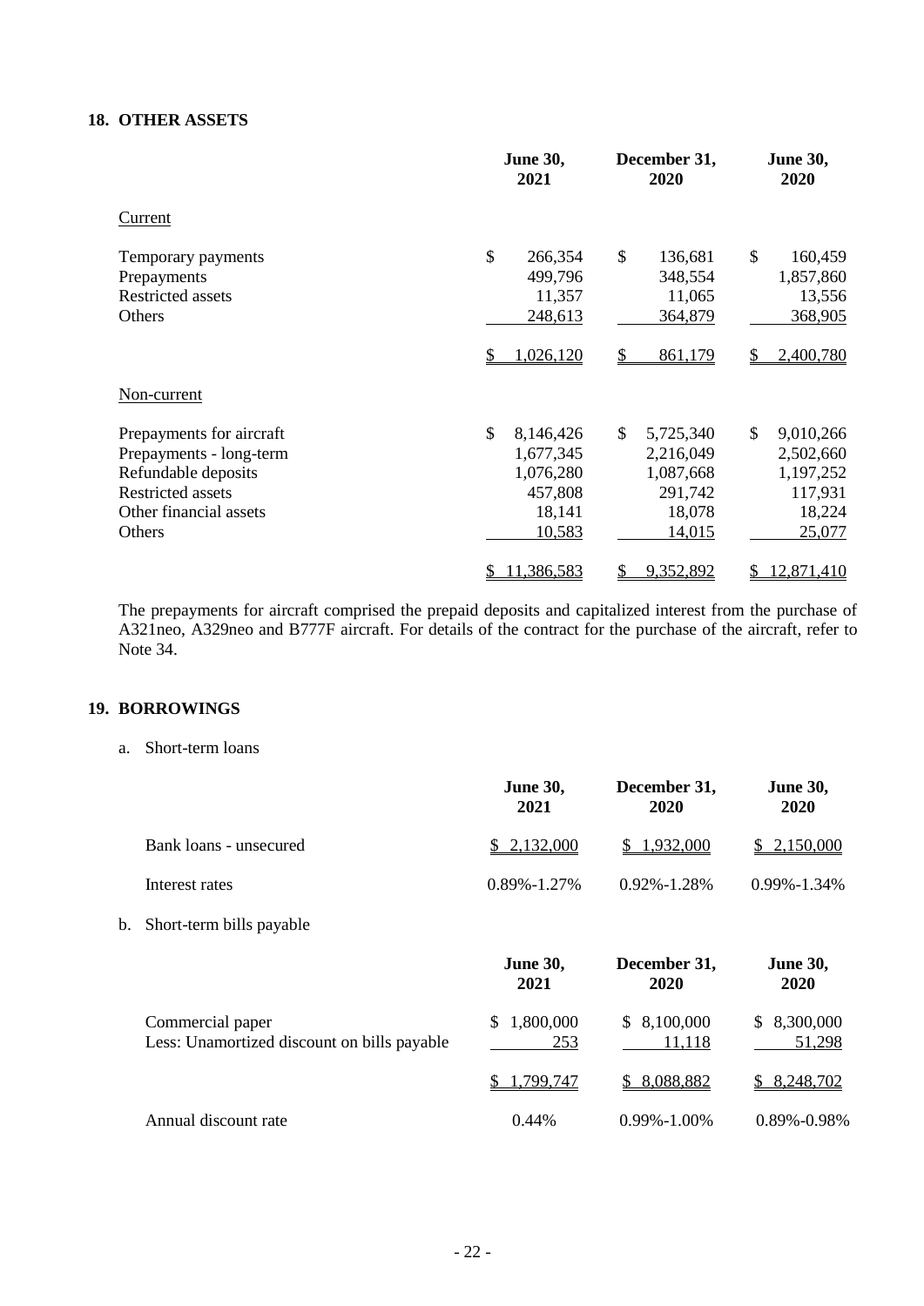## 18. OTHER ASSETS

| | June 30, 2021 | December 31, 2020 | June 30, 2020 |
|---|---|---|---|
| Current | | | |
| Temporary payments | $ 266,354 | $ 136,681 | $ 160,459 |
| Prepayments | 499,796 | 348,554 | 1,857,860 |
| Restricted assets | 11,357 | 11,065 | 13,556 |
| Others | 248,613 | 364,879 | 368,905 |
| | $ 1,026,120 | $ 861,179 | $ 2,400,780 |
| Non-current | | | |
| Prepayments for aircraft | $ 8,146,426 | $ 5,725,340 | $ 9,010,266 |
| Prepayments - long-term | 1,677,345 | 2,216,049 | 2,502,660 |
| Refundable deposits | 1,076,280 | 1,087,668 | 1,197,252 |
| Restricted assets | 457,808 | 291,742 | 117,931 |
| Other financial assets | 18,141 | 18,078 | 18,224 |
| Others | 10,583 | 14,015 | 25,077 |
| | $ 11,386,583 | $ 9,352,892 | $ 12,871,410 |

The prepayments for aircraft comprised the prepaid deposits and capitalized interest from the purchase of A321neo, A329neo and B777F aircraft. For details of the contract for the purchase of the aircraft, refer to Note 34.

## 19. BORROWINGS

a. Short-term loans

| | June 30, 2021 | December 31, 2020 | June 30, 2020 |
|---|---|---|---|
| Bank loans - unsecured | $ 2,132,000 | $ 1,932,000 | $ 2,150,000 |
| Interest rates | 0.89%-1.27% | 0.92%-1.28% | 0.99%-1.34% |

b. Short-term bills payable

| | June 30, 2021 | December 31, 2020 | June 30, 2020 |
|---|---|---|---|
| Commercial paper | $ 1,800,000 | $ 8,100,000 | $ 8,300,000 |
| Less: Unamortized discount on bills payable | 253 | 11,118 | 51,298 |
| | $ 1,799,747 | $ 8,088,882 | $ 8,248,702 |
| Annual discount rate | 0.44% | 0.99%-1.00% | 0.89%-0.98% |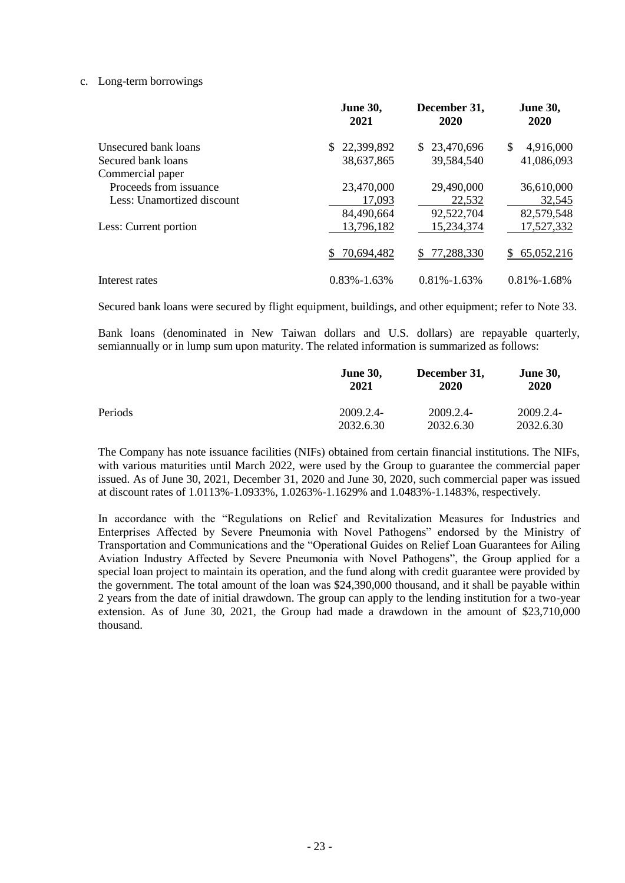c. Long-term borrowings

| | June 30, 2021 | December 31, 2020 | June 30, 2020 |
|---|---|---|---|
| Unsecured bank loans | $ 22,399,892 | $ 23,470,696 | $ 4,916,000 |
| Secured bank loans | 38,637,865 | 39,584,540 | 41,086,093 |
| Commercial paper | | | |
| Proceeds from issuance | 23,470,000 | 29,490,000 | 36,610,000 |
| Less: Unamortized discount | 17,093 | 22,532 | 32,545 |
| | 84,490,664 | 92,522,704 | 82,579,548 |
| Less: Current portion | 13,796,182 | 15,234,374 | 17,527,332 |
| | $ 70,694,482 | $ 77,288,330 | $ 65,052,216 |
| Interest rates | 0.83%-1.63% | 0.81%-1.63% | 0.81%-1.68% |

Secured bank loans were secured by flight equipment, buildings, and other equipment; refer to Note 33.

Bank loans (denominated in New Taiwan dollars and U.S. dollars) are repayable quarterly, semiannually or in lump sum upon maturity. The related information is summarized as follows:

| | June 30, 2021 | December 31, 2020 | June 30, 2020 |
|---|---|---|---|
| Periods | 2009.2.4-2032.6.30 | 2009.2.4-2032.6.30 | 2009.2.4-2032.6.30 |

The Company has note issuance facilities (NIFs) obtained from certain financial institutions. The NIFs, with various maturities until March 2022, were used by the Group to guarantee the commercial paper issued. As of June 30, 2021, December 31, 2020 and June 30, 2020, such commercial paper was issued at discount rates of 1.0113%-1.0933%, 1.0263%-1.1629% and 1.0483%-1.1483%, respectively.

In accordance with the "Regulations on Relief and Revitalization Measures for Industries and Enterprises Affected by Severe Pneumonia with Novel Pathogens" endorsed by the Ministry of Transportation and Communications and the "Operational Guides on Relief Loan Guarantees for Ailing Aviation Industry Affected by Severe Pneumonia with Novel Pathogens", the Group applied for a special loan project to maintain its operation, and the fund along with credit guarantee were provided by the government. The total amount of the loan was $24,390,000 thousand, and it shall be payable within 2 years from the date of initial drawdown. The group can apply to the lending institution for a two-year extension. As of June 30, 2021, the Group had made a drawdown in the amount of $23,710,000 thousand.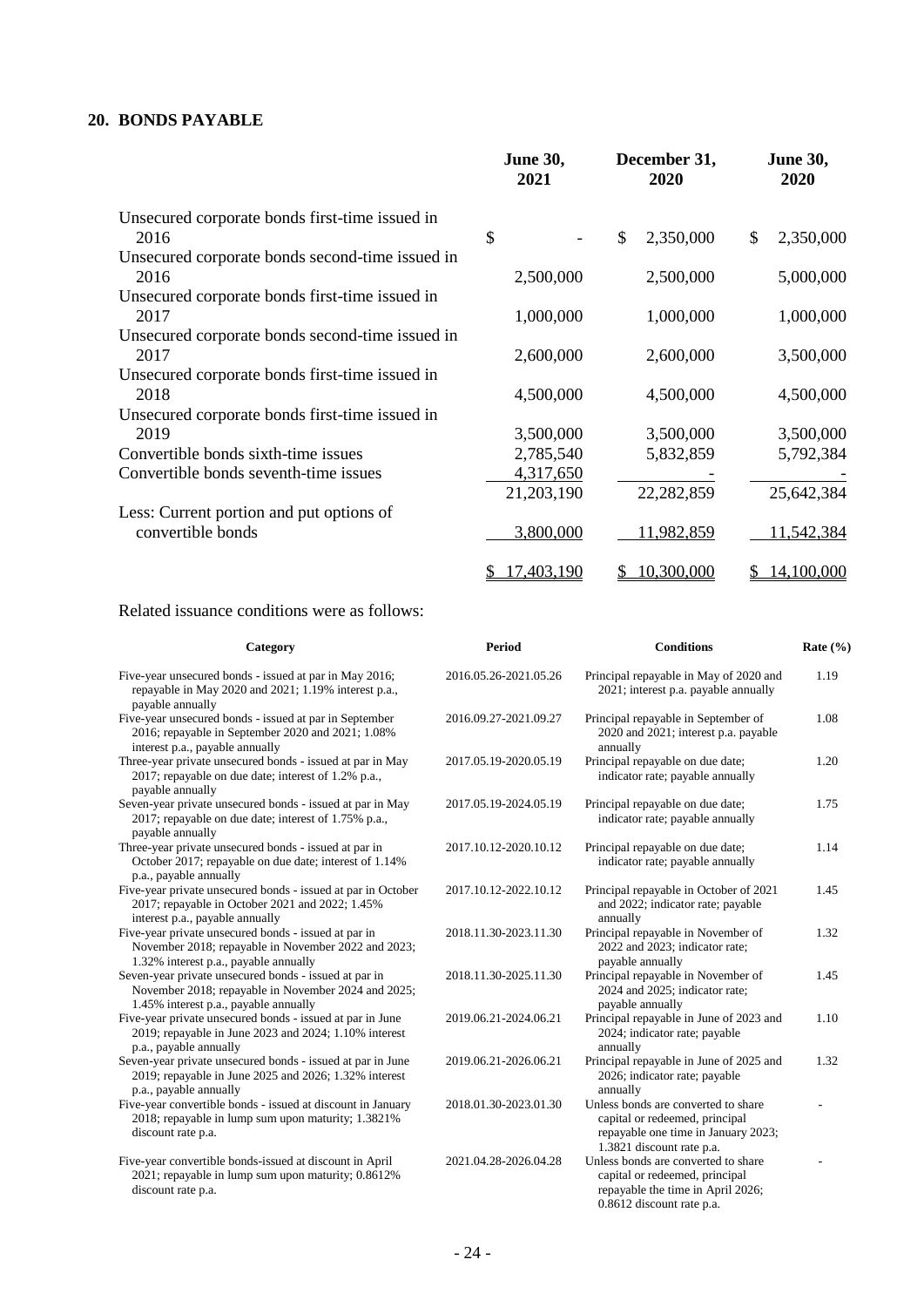## 20. BONDS PAYABLE

| | June 30, 2021 | December 31, 2020 | June 30, 2020 |
|---|---|---|---|
| Unsecured corporate bonds first-time issued in 2016 | $ - | $ 2,350,000 | $ 2,350,000 |
| Unsecured corporate bonds second-time issued in 2016 | 2,500,000 | 2,500,000 | 5,000,000 |
| Unsecured corporate bonds first-time issued in 2017 | 1,000,000 | 1,000,000 | 1,000,000 |
| Unsecured corporate bonds second-time issued in 2017 | 2,600,000 | 2,600,000 | 3,500,000 |
| Unsecured corporate bonds first-time issued in 2018 | 4,500,000 | 4,500,000 | 4,500,000 |
| Unsecured corporate bonds first-time issued in 2019 | 3,500,000 | 3,500,000 | 3,500,000 |
| Convertible bonds sixth-time issues | 2,785,540 | 5,832,859 | 5,792,384 |
| Convertible bonds seventh-time issues | 4,317,650 | - | - |
| | 21,203,190 | 22,282,859 | 25,642,384 |
| Less: Current portion and put options of convertible bonds | 3,800,000 | 11,982,859 | 11,542,384 |
| | $ 17,403,190 | $ 10,300,000 | $ 14,100,000 |

Related issuance conditions were as follows:

| Category | Period | Conditions | Rate (%) |
|---|---|---|---|
| Five-year unsecured bonds - issued at par in May 2016; repayable in May 2020 and 2021; 1.19% interest p.a., payable annually | 2016.05.26-2021.05.26 | Principal repayable in May of 2020 and 2021; interest p.a. payable annually | 1.19 |
| Five-year unsecured bonds - issued at par in September 2016; repayable in September 2020 and 2021; 1.08% interest p.a., payable annually | 2016.09.27-2021.09.27 | Principal repayable in September of 2020 and 2021; interest p.a. payable annually | 1.08 |
| Three-year private unsecured bonds - issued at par in May 2017; repayable on due date; interest of 1.2% p.a., payable annually | 2017.05.19-2020.05.19 | Principal repayable on due date; indicator rate; payable annually | 1.20 |
| Seven-year private unsecured bonds - issued at par in May 2017; repayable on due date; interest of 1.75% p.a., payable annually | 2017.05.19-2024.05.19 | Principal repayable on due date; indicator rate; payable annually | 1.75 |
| Three-year private unsecured bonds - issued at par in October 2017; repayable on due date; interest of 1.14% p.a., payable annually | 2017.10.12-2020.10.12 | Principal repayable on due date; indicator rate; payable annually | 1.14 |
| Five-year private unsecured bonds - issued at par in October 2017; repayable in October 2021 and 2022; 1.45% interest p.a., payable annually | 2017.10.12-2022.10.12 | Principal repayable in October of 2021 and 2022; indicator rate; payable annually | 1.45 |
| Five-year private unsecured bonds - issued at par in November 2018; repayable in November 2022 and 2023; 1.32% interest p.a., payable annually | 2018.11.30-2023.11.30 | Principal repayable in November of 2022 and 2023; indicator rate; payable annually | 1.32 |
| Seven-year private unsecured bonds - issued at par in November 2018; repayable in November 2024 and 2025; 1.45% interest p.a., payable annually | 2018.11.30-2025.11.30 | Principal repayable in November of 2024 and 2025; indicator rate; payable annually | 1.45 |
| Five-year private unsecured bonds - issued at par in June 2019; repayable in June 2023 and 2024; 1.10% interest p.a., payable annually | 2019.06.21-2024.06.21 | Principal repayable in June of 2023 and 2024; indicator rate; payable annually | 1.10 |
| Seven-year private unsecured bonds - issued at par in June 2019; repayable in June 2025 and 2026; 1.32% interest p.a., payable annually | 2019.06.21-2026.06.21 | Principal repayable in June of 2025 and 2026; indicator rate; payable annually | 1.32 |
| Five-year convertible bonds - issued at discount in January 2018; repayable in lump sum upon maturity; 1.3821% discount rate p.a. | 2018.01.30-2023.01.30 | Unless bonds are converted to share capital or redeemed, principal repayable one time in January 2023; 1.3821 discount rate p.a. | - |
| Five-year convertible bonds-issued at discount in April 2021; repayable in lump sum upon maturity; 0.8612% discount rate p.a. | 2021.04.28-2026.04.28 | Unless bonds are converted to share capital or redeemed, principal repayable the time in April 2026; 0.8612 discount rate p.a. | - |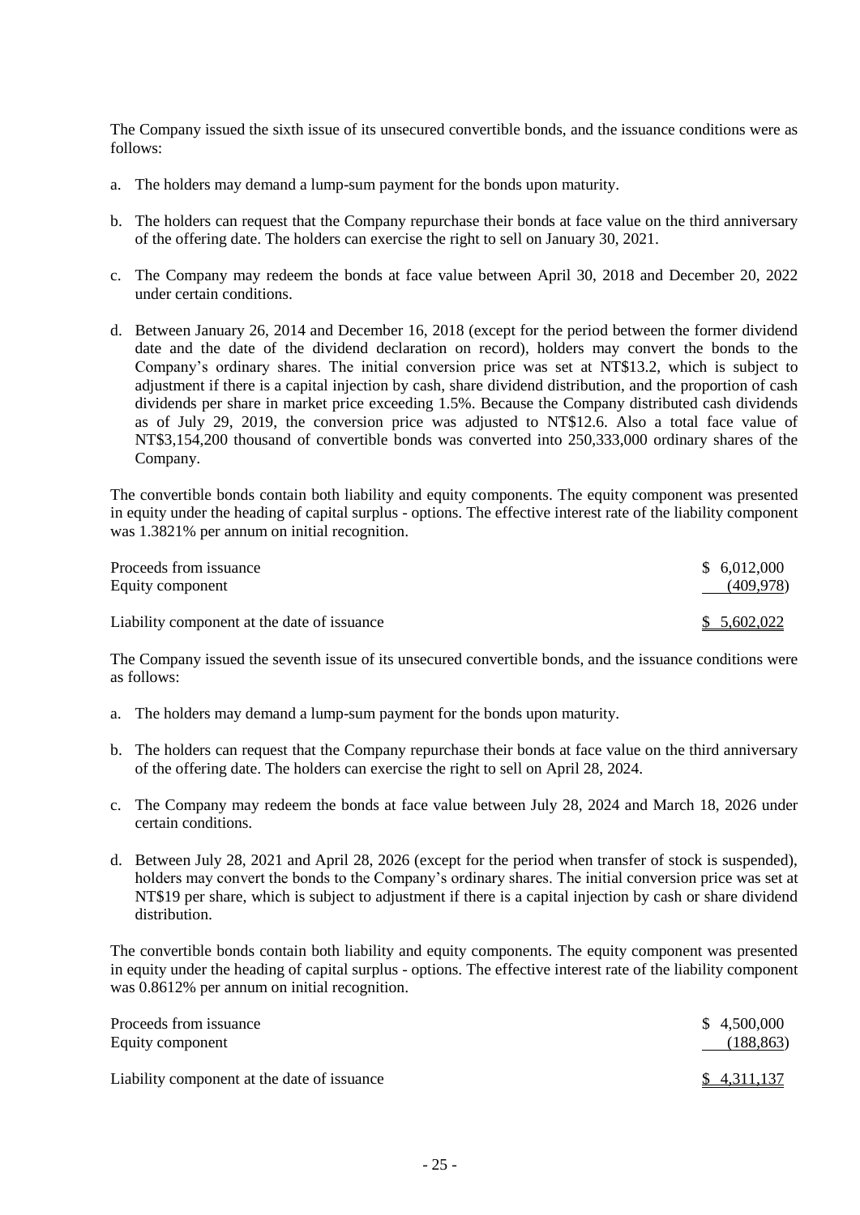The Company issued the sixth issue of its unsecured convertible bonds, and the issuance conditions were as follows:

a. The holders may demand a lump-sum payment for the bonds upon maturity.

b. The holders can request that the Company repurchase their bonds at face value on the third anniversary of the offering date. The holders can exercise the right to sell on January 30, 2021.

c. The Company may redeem the bonds at face value between April 30, 2018 and December 20, 2022 under certain conditions.

d. Between January 26, 2014 and December 16, 2018 (except for the period between the former dividend date and the date of the dividend declaration on record), holders may convert the bonds to the Company's ordinary shares. The initial conversion price was set at NT$13.2, which is subject to adjustment if there is a capital injection by cash, share dividend distribution, and the proportion of cash dividends per share in market price exceeding 1.5%. Because the Company distributed cash dividends as of July 29, 2019, the conversion price was adjusted to NT$12.6. Also a total face value of NT$3,154,200 thousand of convertible bonds was converted into 250,333,000 ordinary shares of the Company.

The convertible bonds contain both liability and equity components. The equity component was presented in equity under the heading of capital surplus - options. The effective interest rate of the liability component was 1.3821% per annum on initial recognition.

| | |
|---|---|
| Proceeds from issuance | $ 6,012,000 |
| Equity component | (409,978) |
| Liability component at the date of issuance | $ 5,602,022 |

The Company issued the seventh issue of its unsecured convertible bonds, and the issuance conditions were as follows:

a. The holders may demand a lump-sum payment for the bonds upon maturity.

b. The holders can request that the Company repurchase their bonds at face value on the third anniversary of the offering date. The holders can exercise the right to sell on April 28, 2024.

c. The Company may redeem the bonds at face value between July 28, 2024 and March 18, 2026 under certain conditions.

d. Between July 28, 2021 and April 28, 2026 (except for the period when transfer of stock is suspended), holders may convert the bonds to the Company's ordinary shares. The initial conversion price was set at NT$19 per share, which is subject to adjustment if there is a capital injection by cash or share dividend distribution.

The convertible bonds contain both liability and equity components. The equity component was presented in equity under the heading of capital surplus - options. The effective interest rate of the liability component was 0.8612% per annum on initial recognition.

| | |
|---|---|
| Proceeds from issuance | $ 4,500,000 |
| Equity component | (188,863) |
| Liability component at the date of issuance | $ 4,311,137 |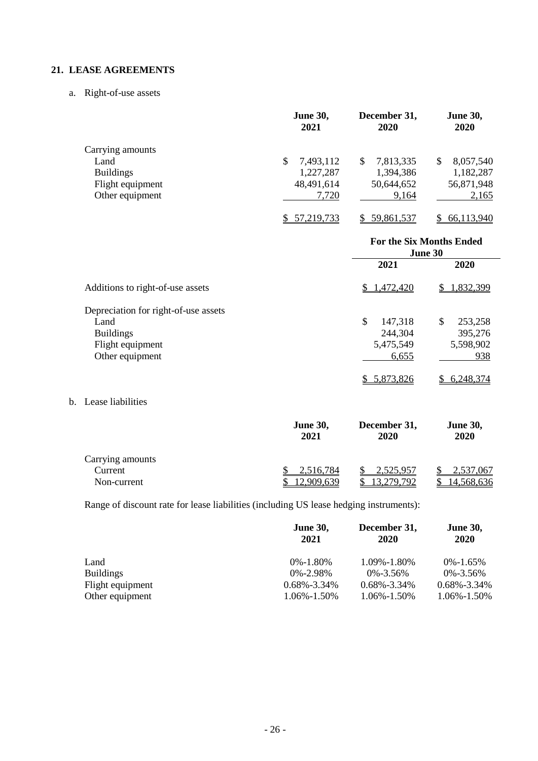## 21. LEASE AGREEMENTS

a. Right-of-use assets

| | June 30, 2021 | December 31, 2020 | June 30, 2020 |
|---|---|---|---|
| Carrying amounts | | | |
| Land | $ 7,493,112 | $ 7,813,335 | $ 8,057,540 |
| Buildings | 1,227,287 | 1,394,386 | 1,182,287 |
| Flight equipment | 48,491,614 | 50,644,652 | 56,871,948 |
| Other equipment | 7,720 | 9,164 | 2,165 |
| | $ 57,219,733 | $ 59,861,537 | $ 66,113,940 |

| | For the Six Months Ended June 30 | |
|---|---|---|
| | 2021 | 2020 |
| Additions to right-of-use assets | $ 1,472,420 | $ 1,832,399 |
| Depreciation for right-of-use assets | | |
| Land | $ 147,318 | $ 253,258 |
| Buildings | 244,304 | 395,276 |
| Flight equipment | 5,475,549 | 5,598,902 |
| Other equipment | 6,655 | 938 |
| | $ 5,873,826 | $ 6,248,374 |

b. Lease liabilities

| | June 30, 2021 | December 31, 2020 | June 30, 2020 |
|---|---|---|---|
| Carrying amounts | | | |
| Current | $ 2,516,784 | $ 2,525,957 | $ 2,537,067 |
| Non-current | $ 12,909,639 | $ 13,279,792 | $ 14,568,636 |

Range of discount rate for lease liabilities (including US lease hedging instruments):

| | June 30, 2021 | December 31, 2020 | June 30, 2020 |
|---|---|---|---|
| Land | 0%-1.80% | 1.09%-1.80% | 0%-1.65% |
| Buildings | 0%-2.98% | 0%-3.56% | 0%-3.56% |
| Flight equipment | 0.68%-3.34% | 0.68%-3.34% | 0.68%-3.34% |
| Other equipment | 1.06%-1.50% | 1.06%-1.50% | 1.06%-1.50% |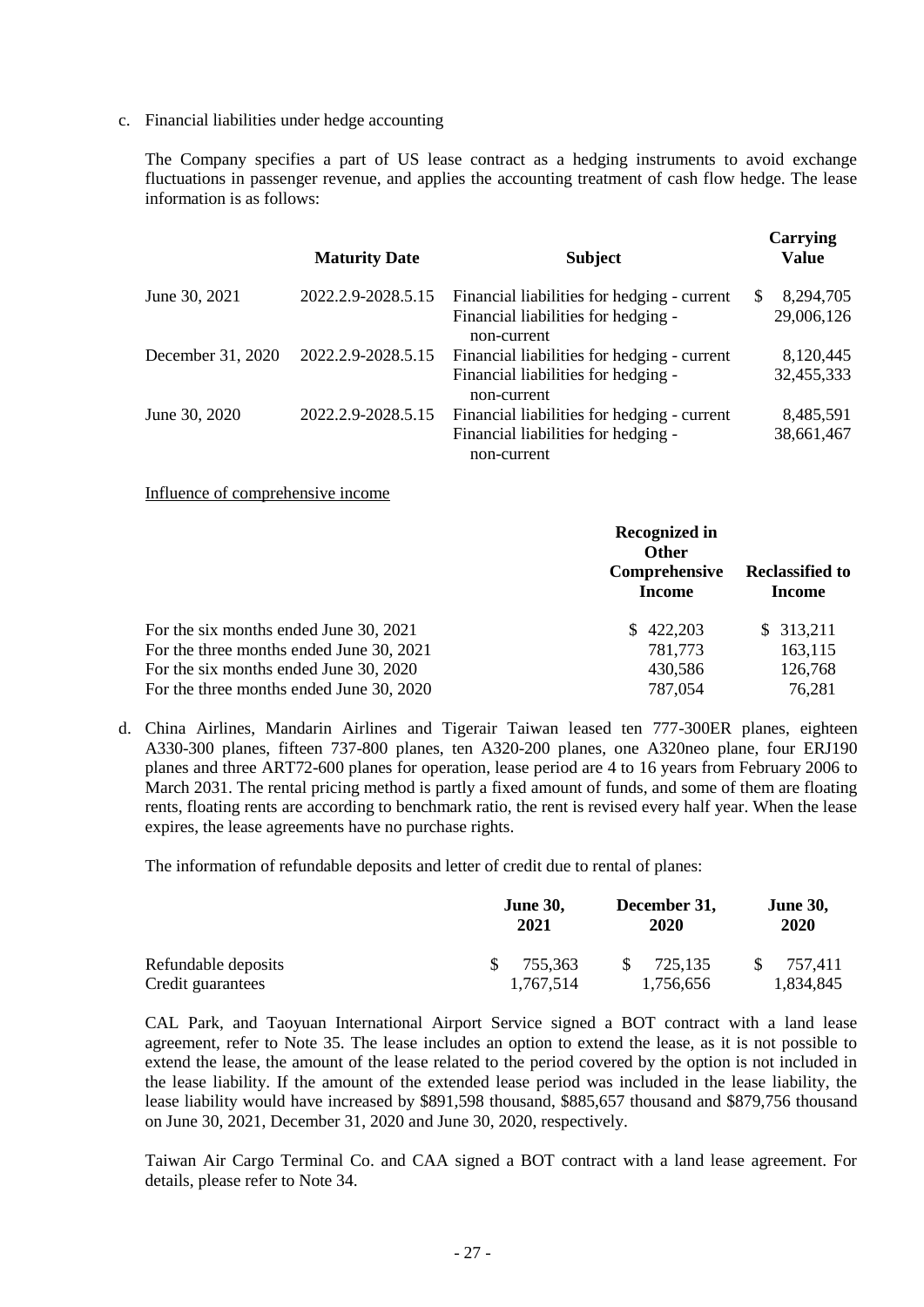c. Financial liabilities under hedge accounting

The Company specifies a part of US lease contract as a hedging instruments to avoid exchange fluctuations in passenger revenue, and applies the accounting treatment of cash flow hedge. The lease information is as follows:

| | Maturity Date | Subject | Carrying Value |
|---|---|---|---|
| June 30, 2021 | 2022.2.9-2028.5.15 | Financial liabilities for hedging - current | $ 8,294,705 |
| | | Financial liabilities for hedging - non-current | 29,006,126 |
| December 31, 2020 | 2022.2.9-2028.5.15 | Financial liabilities for hedging - current | 8,120,445 |
| | | Financial liabilities for hedging - non-current | 32,455,333 |
| June 30, 2020 | 2022.2.9-2028.5.15 | Financial liabilities for hedging - current | 8,485,591 |
| | | Financial liabilities for hedging - non-current | 38,661,467 |

Influence of comprehensive income

| | Recognized in Other Comprehensive Income | Reclassified to Income |
|---|---|---|
| For the six months ended June 30, 2021 | $ 422,203 | $ 313,211 |
| For the three months ended June 30, 2021 | 781,773 | 163,115 |
| For the six months ended June 30, 2020 | 430,586 | 126,768 |
| For the three months ended June 30, 2020 | 787,054 | 76,281 |

d. China Airlines, Mandarin Airlines and Tigerair Taiwan leased ten 777-300ER planes, eighteen A330-300 planes, fifteen 737-800 planes, ten A320-200 planes, one A320neo plane, four ERJ190 planes and three ART72-600 planes for operation, lease period are 4 to 16 years from February 2006 to March 2031. The rental pricing method is partly a fixed amount of funds, and some of them are floating rents, floating rents are according to benchmark ratio, the rent is revised every half year. When the lease expires, the lease agreements have no purchase rights.

The information of refundable deposits and letter of credit due to rental of planes:

| | June 30, 2021 | December 31, 2020 | June 30, 2020 |
|---|---|---|---|
| Refundable deposits | $ 755,363 | $ 725,135 | $ 757,411 |
| Credit guarantees | 1,767,514 | 1,756,656 | 1,834,845 |

CAL Park, and Taoyuan International Airport Service signed a BOT contract with a land lease agreement, refer to Note 35. The lease includes an option to extend the lease, as it is not possible to extend the lease, the amount of the lease related to the period covered by the option is not included in the lease liability. If the amount of the extended lease period was included in the lease liability, the lease liability would have increased by $891,598 thousand, $885,657 thousand and $879,756 thousand on June 30, 2021, December 31, 2020 and June 30, 2020, respectively.

Taiwan Air Cargo Terminal Co. and CAA signed a BOT contract with a land lease agreement. For details, please refer to Note 34.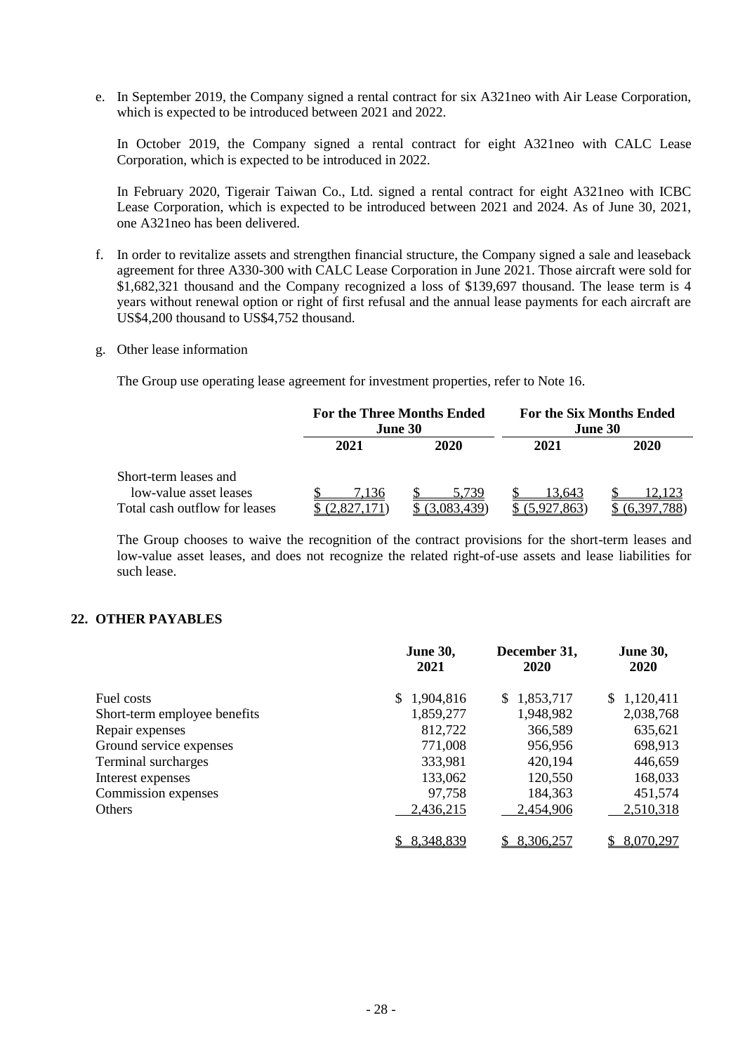e. In September 2019, the Company signed a rental contract for six A321neo with Air Lease Corporation, which is expected to be introduced between 2021 and 2022.

   In October 2019, the Company signed a rental contract for eight A321neo with CALC Lease Corporation, which is expected to be introduced in 2022.

   In February 2020, Tigerair Taiwan Co., Ltd. signed a rental contract for eight A321neo with ICBC Lease Corporation, which is expected to be introduced between 2021 and 2024. As of June 30, 2021, one A321neo has been delivered.

f. In order to revitalize assets and strengthen financial structure, the Company signed a sale and leaseback agreement for three A330-300 with CALC Lease Corporation in June 2021. Those aircraft were sold for $1,682,321 thousand and the Company recognized a loss of $139,697 thousand. The lease term is 4 years without renewal option or right of first refusal and the annual lease payments for each aircraft are US$4,200 thousand to US$4,752 thousand.

g. Other lease information

   The Group use operating lease agreement for investment properties, refer to Note 16.

| | For the Three Months Ended June 30 | | For the Six Months Ended June 30 | |
|---|---|---|---|---|
| | 2021 | 2020 | 2021 | 2020 |
| Short-term leases and low-value asset leases | $ 7,136 | $ 5,739 | $ 13,643 | $ 12,123 |
| Total cash outflow for leases | $ (2,827,171) | $ (3,083,439) | $ (5,927,863) | $ (6,397,788) |

   The Group chooses to waive the recognition of the contract provisions for the short-term leases and low-value asset leases, and does not recognize the related right-of-use assets and lease liabilities for such lease.

## 22. OTHER PAYABLES

| | June 30, 2021 | December 31, 2020 | June 30, 2020 |
|---|---|---|---|
| Fuel costs | $ 1,904,816 | $ 1,853,717 | $ 1,120,411 |
| Short-term employee benefits | 1,859,277 | 1,948,982 | 2,038,768 |
| Repair expenses | 812,722 | 366,589 | 635,621 |
| Ground service expenses | 771,008 | 956,956 | 698,913 |
| Terminal surcharges | 333,981 | 420,194 | 446,659 |
| Interest expenses | 133,062 | 120,550 | 168,033 |
| Commission expenses | 97,758 | 184,363 | 451,574 |
| Others | 2,436,215 | 2,454,906 | 2,510,318 |
| | $ 8,348,839 | $ 8,306,257 | $ 8,070,297 |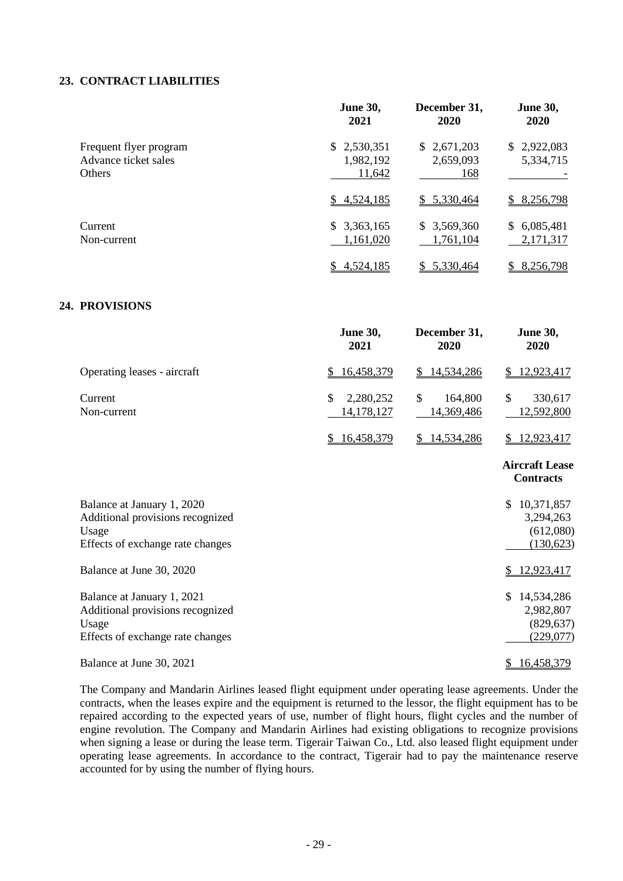## 23. CONTRACT LIABILITIES

| | June 30, 2021 | December 31, 2020 | June 30, 2020 |
|---|---|---|---|
| Frequent flyer program | $ 2,530,351 | $ 2,671,203 | $ 2,922,083 |
| Advance ticket sales | 1,982,192 | 2,659,093 | 5,334,715 |
| Others | 11,642 | 168 | - |
| | $ 4,524,185 | $ 5,330,464 | $ 8,256,798 |
| Current | $ 3,363,165 | $ 3,569,360 | $ 6,085,481 |
| Non-current | 1,161,020 | 1,761,104 | 2,171,317 |
| | $ 4,524,185 | $ 5,330,464 | $ 8,256,798 |

## 24. PROVISIONS

| | June 30, 2021 | December 31, 2020 | June 30, 2020 |
|---|---|---|---|
| Operating leases - aircraft | $ 16,458,379 | $ 14,534,286 | $ 12,923,417 |
| Current | $ 2,280,252 | $ 164,800 | $ 330,617 |
| Non-current | 14,178,127 | 14,369,486 | 12,592,800 |
| | $ 16,458,379 | $ 14,534,286 | $ 12,923,417 |

| | Aircraft Lease Contracts |
|---|---|
| Balance at January 1, 2020 | $ 10,371,857 |
| Additional provisions recognized | 3,294,263 |
| Usage | (612,080) |
| Effects of exchange rate changes | (130,623) |
| Balance at June 30, 2020 | $ 12,923,417 |
| Balance at January 1, 2021 | $ 14,534,286 |
| Additional provisions recognized | 2,982,807 |
| Usage | (829,637) |
| Effects of exchange rate changes | (229,077) |
| Balance at June 30, 2021 | $ 16,458,379 |

The Company and Mandarin Airlines leased flight equipment under operating lease agreements. Under the contracts, when the leases expire and the equipment is returned to the lessor, the flight equipment has to be repaired according to the expected years of use, number of flight hours, flight cycles and the number of engine revolution. The Company and Mandarin Airlines had existing obligations to recognize provisions when signing a lease or during the lease term. Tigerair Taiwan Co., Ltd. also leased flight equipment under operating lease agreements. In accordance to the contract, Tigerair had to pay the maintenance reserve accounted for by using the number of flying hours.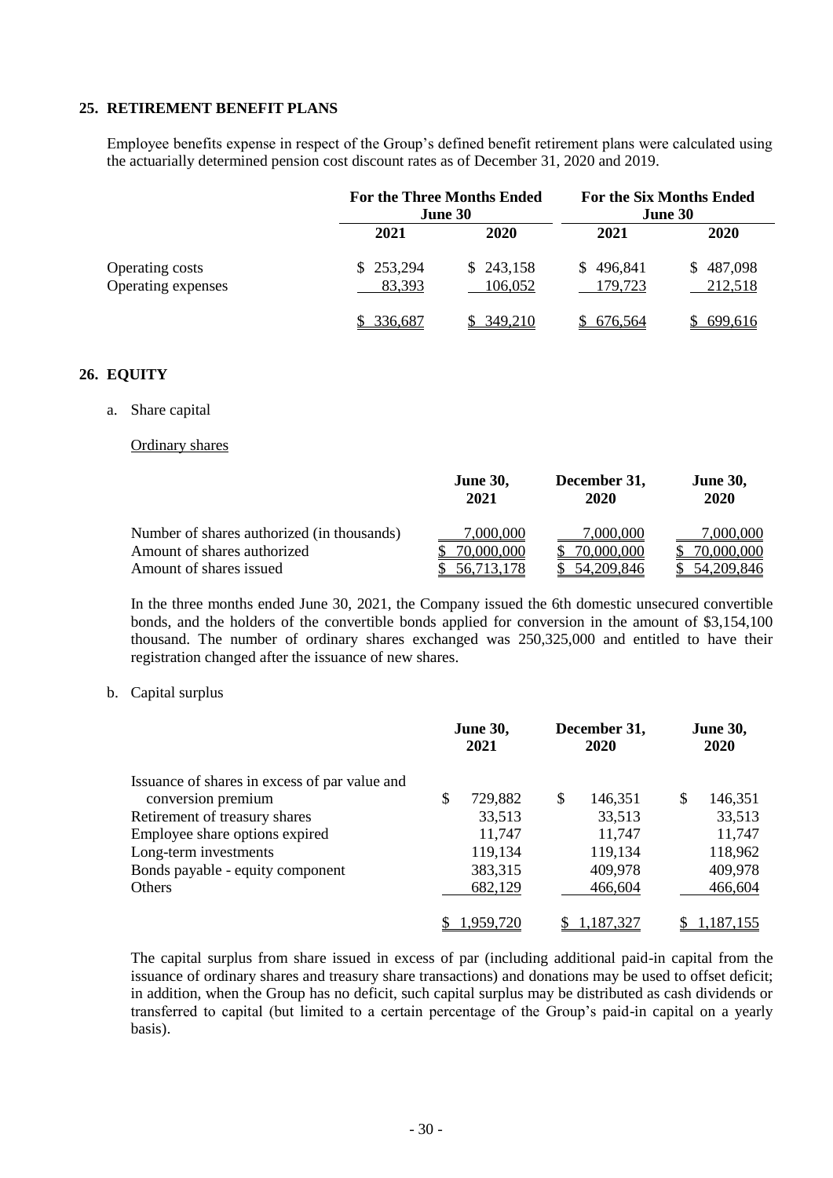## 25. RETIREMENT BENEFIT PLANS

Employee benefits expense in respect of the Group's defined benefit retirement plans were calculated using the actuarially determined pension cost discount rates as of December 31, 2020 and 2019.

| | For the Three Months Ended June 30 | | For the Six Months Ended June 30 | |
|---|---|---|---|---|
| | 2021 | 2020 | 2021 | 2020 |
| Operating costs | $ 253,294 | $ 243,158 | $ 496,841 | $ 487,098 |
| Operating expenses | 83,393 | 106,052 | 179,723 | 212,518 |
| | $ 336,687 | $ 349,210 | $ 676,564 | $ 699,616 |

## 26. EQUITY

a. Share capital

Ordinary shares

| | June 30, 2021 | December 31, 2020 | June 30, 2020 |
|---|---|---|---|
| Number of shares authorized (in thousands) | 7,000,000 | 7,000,000 | 7,000,000 |
| Amount of shares authorized | $ 70,000,000 | $ 70,000,000 | $ 70,000,000 |
| Amount of shares issued | $ 56,713,178 | $ 54,209,846 | $ 54,209,846 |

In the three months ended June 30, 2021, the Company issued the 6th domestic unsecured convertible bonds, and the holders of the convertible bonds applied for conversion in the amount of $3,154,100 thousand. The number of ordinary shares exchanged was 250,325,000 and entitled to have their registration changed after the issuance of new shares.

b. Capital surplus

| | June 30, 2021 | December 31, 2020 | June 30, 2020 |
|---|---|---|---|
| Issuance of shares in excess of par value and conversion premium | $ 729,882 | $ 146,351 | $ 146,351 |
| Retirement of treasury shares | 33,513 | 33,513 | 33,513 |
| Employee share options expired | 11,747 | 11,747 | 11,747 |
| Long-term investments | 119,134 | 119,134 | 118,962 |
| Bonds payable - equity component | 383,315 | 409,978 | 409,978 |
| Others | 682,129 | 466,604 | 466,604 |
| | $ 1,959,720 | $ 1,187,327 | $ 1,187,155 |

The capital surplus from share issued in excess of par (including additional paid-in capital from the issuance of ordinary shares and treasury share transactions) and donations may be used to offset deficit; in addition, when the Group has no deficit, such capital surplus may be distributed as cash dividends or transferred to capital (but limited to a certain percentage of the Group's paid-in capital on a yearly basis).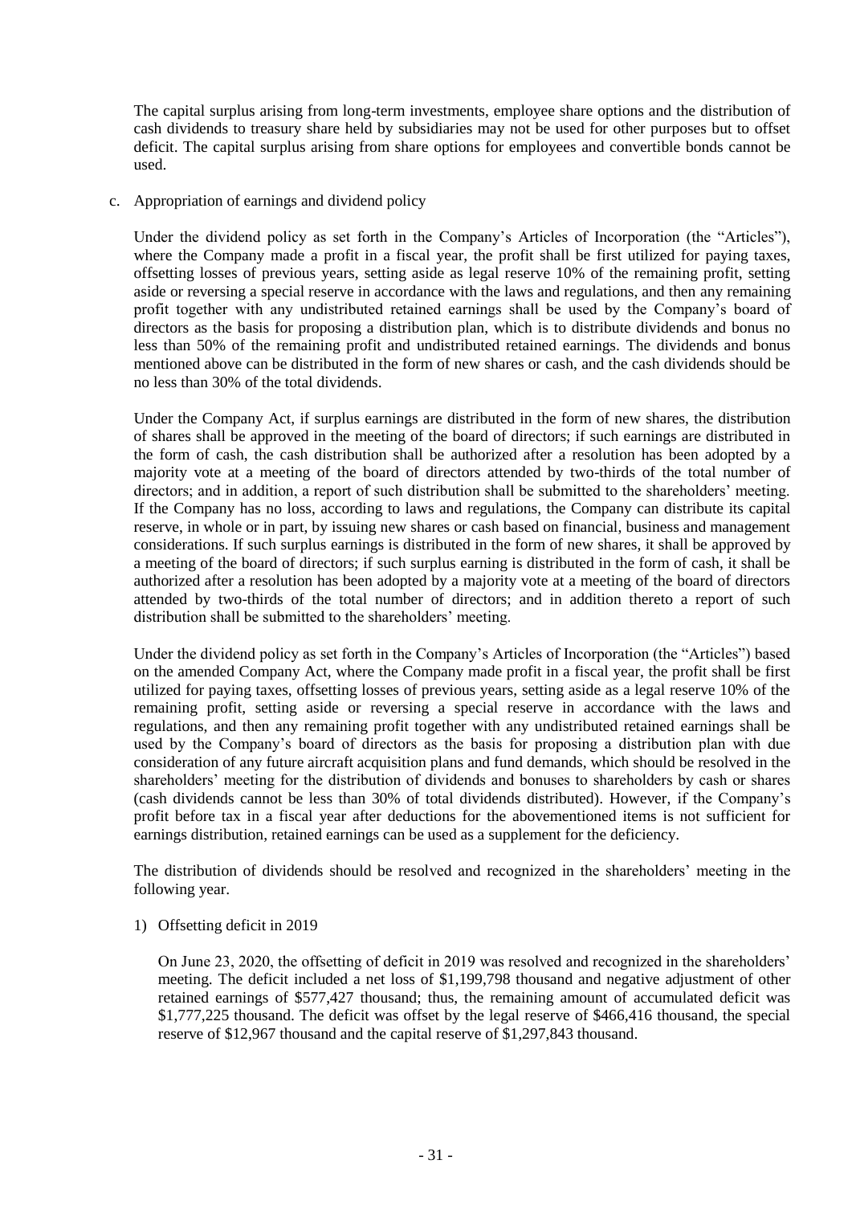The capital surplus arising from long-term investments, employee share options and the distribution of cash dividends to treasury share held by subsidiaries may not be used for other purposes but to offset deficit. The capital surplus arising from share options for employees and convertible bonds cannot be used.

c. Appropriation of earnings and dividend policy

Under the dividend policy as set forth in the Company's Articles of Incorporation (the "Articles"), where the Company made a profit in a fiscal year, the profit shall be first utilized for paying taxes, offsetting losses of previous years, setting aside as legal reserve 10% of the remaining profit, setting aside or reversing a special reserve in accordance with the laws and regulations, and then any remaining profit together with any undistributed retained earnings shall be used by the Company's board of directors as the basis for proposing a distribution plan, which is to distribute dividends and bonus no less than 50% of the remaining profit and undistributed retained earnings. The dividends and bonus mentioned above can be distributed in the form of new shares or cash, and the cash dividends should be no less than 30% of the total dividends.

Under the Company Act, if surplus earnings are distributed in the form of new shares, the distribution of shares shall be approved in the meeting of the board of directors; if such earnings are distributed in the form of cash, the cash distribution shall be authorized after a resolution has been adopted by a majority vote at a meeting of the board of directors attended by two-thirds of the total number of directors; and in addition, a report of such distribution shall be submitted to the shareholders' meeting. If the Company has no loss, according to laws and regulations, the Company can distribute its capital reserve, in whole or in part, by issuing new shares or cash based on financial, business and management considerations. If such surplus earnings is distributed in the form of new shares, it shall be approved by a meeting of the board of directors; if such surplus earning is distributed in the form of cash, it shall be authorized after a resolution has been adopted by a majority vote at a meeting of the board of directors attended by two-thirds of the total number of directors; and in addition thereto a report of such distribution shall be submitted to the shareholders' meeting.

Under the dividend policy as set forth in the Company's Articles of Incorporation (the "Articles") based on the amended Company Act, where the Company made profit in a fiscal year, the profit shall be first utilized for paying taxes, offsetting losses of previous years, setting aside as a legal reserve 10% of the remaining profit, setting aside or reversing a special reserve in accordance with the laws and regulations, and then any remaining profit together with any undistributed retained earnings shall be used by the Company's board of directors as the basis for proposing a distribution plan with due consideration of any future aircraft acquisition plans and fund demands, which should be resolved in the shareholders' meeting for the distribution of dividends and bonuses to shareholders by cash or shares (cash dividends cannot be less than 30% of total dividends distributed). However, if the Company's profit before tax in a fiscal year after deductions for the abovementioned items is not sufficient for earnings distribution, retained earnings can be used as a supplement for the deficiency.

The distribution of dividends should be resolved and recognized in the shareholders' meeting in the following year.

1) Offsetting deficit in 2019

On June 23, 2020, the offsetting of deficit in 2019 was resolved and recognized in the shareholders' meeting. The deficit included a net loss of $1,199,798 thousand and negative adjustment of other retained earnings of $577,427 thousand; thus, the remaining amount of accumulated deficit was $1,777,225 thousand. The deficit was offset by the legal reserve of $466,416 thousand, the special reserve of $12,967 thousand and the capital reserve of $1,297,843 thousand.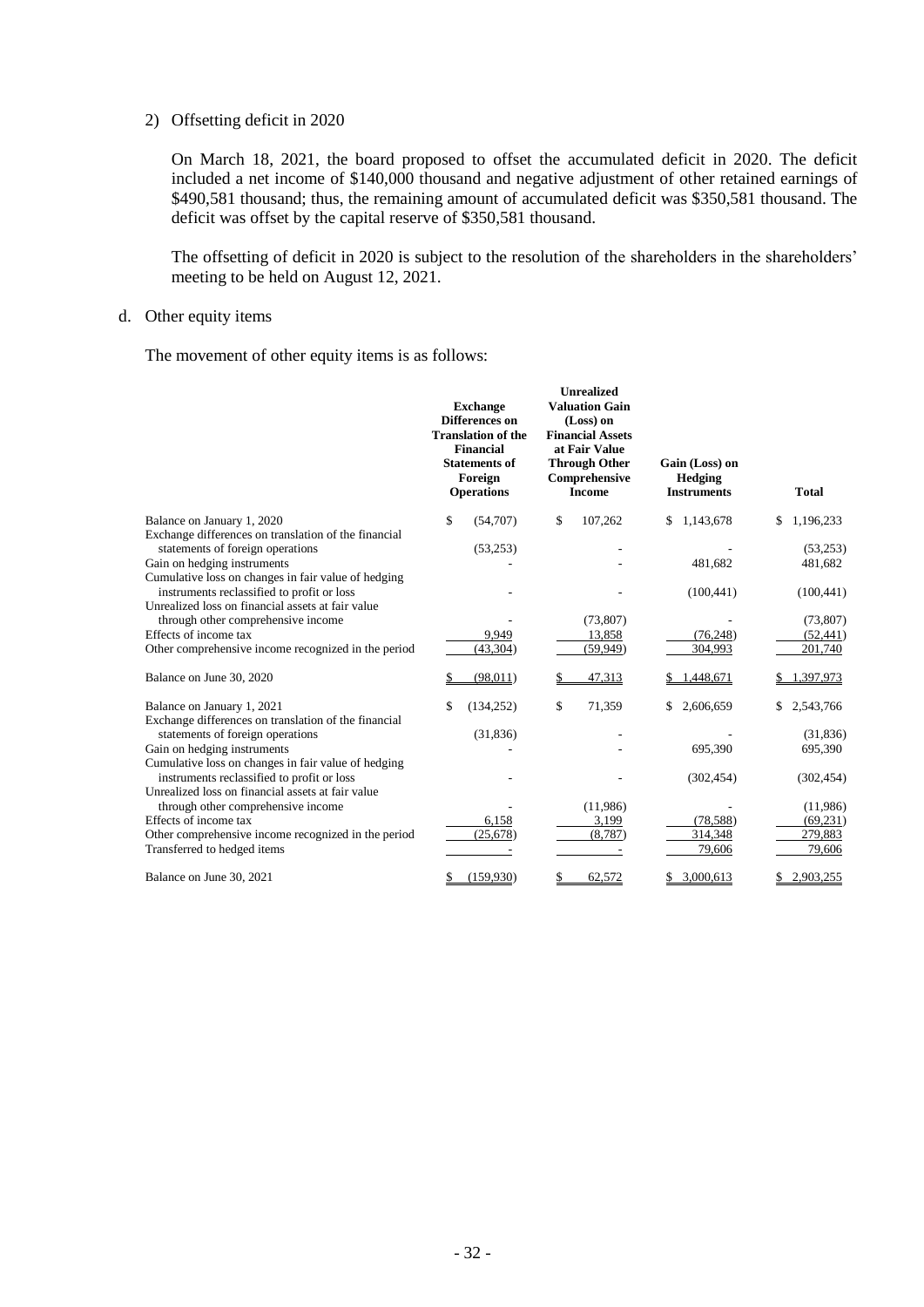2) Offsetting deficit in 2020

On March 18, 2021, the board proposed to offset the accumulated deficit in 2020. The deficit included a net income of $140,000 thousand and negative adjustment of other retained earnings of $490,581 thousand; thus, the remaining amount of accumulated deficit was $350,581 thousand. The deficit was offset by the capital reserve of $350,581 thousand.

The offsetting of deficit in 2020 is subject to the resolution of the shareholders in the shareholders' meeting to be held on August 12, 2021.

d. Other equity items

The movement of other equity items is as follows:

| | Exchange Differences on Translation of the Financial Statements of Foreign Operations | Unrealized Valuation Gain (Loss) on Financial Assets at Fair Value Through Other Comprehensive Income | Gain (Loss) on Hedging Instruments | Total |
|---|---|---|---|---|
| Balance on January 1, 2020 | $ (54,707) | $ 107,262 | $ 1,143,678 | $ 1,196,233 |
| Exchange differences on translation of the financial statements of foreign operations | (53,253) | - | - | (53,253) |
| Gain on hedging instruments | - | - | 481,682 | 481,682 |
| Cumulative loss on changes in fair value of hedging instruments reclassified to profit or loss | - | - | (100,441) | (100,441) |
| Unrealized loss on financial assets at fair value through other comprehensive income | - | (73,807) | - | (73,807) |
| Effects of income tax | 9,949 | 13,858 | (76,248) | (52,441) |
| Other comprehensive income recognized in the period | (43,304) | (59,949) | 304,993 | 201,740 |
| Balance on June 30, 2020 | $ (98,011) | $ 47,313 | $ 1,448,671 | $ 1,397,973 |
| Balance on January 1, 2021 | $ (134,252) | $ 71,359 | $ 2,606,659 | $ 2,543,766 |
| Exchange differences on translation of the financial statements of foreign operations | (31,836) | - | - | (31,836) |
| Gain on hedging instruments | - | - | 695,390 | 695,390 |
| Cumulative loss on changes in fair value of hedging instruments reclassified to profit or loss | - | - | (302,454) | (302,454) |
| Unrealized loss on financial assets at fair value through other comprehensive income | - | (11,986) | - | (11,986) |
| Effects of income tax | 6,158 | 3,199 | (78,588) | (69,231) |
| Other comprehensive income recognized in the period | (25,678) | (8,787) | 314,348 | 279,883 |
| Transferred to hedged items | - | - | 79,606 | 79,606 |
| Balance on June 30, 2021 | $ (159,930) | $ 62,572 | $ 3,000,613 | $ 2,903,255 |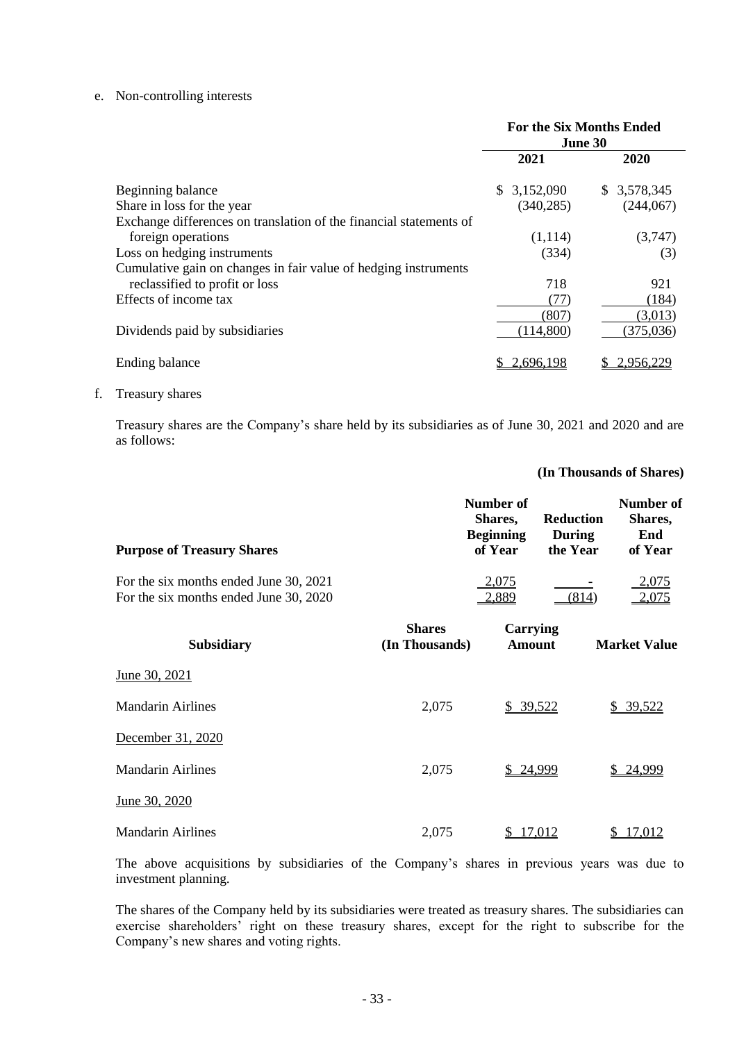e. Non-controlling interests

| | For the Six Months Ended June 30 | |
|---|---|---|
| | 2021 | 2020 |
| Beginning balance | $ 3,152,090 | $ 3,578,345 |
| Share in loss for the year | (340,285) | (244,067) |
| Exchange differences on translation of the financial statements of foreign operations | (1,114) | (3,747) |
| Loss on hedging instruments | (334) | (3) |
| Cumulative gain on changes in fair value of hedging instruments reclassified to profit or loss | 718 | 921 |
| Effects of income tax | (77) | (184) |
| | (807) | (3,013) |
| Dividends paid by subsidiaries | (114,800) | (375,036) |
| Ending balance | $ 2,696,198 | $ 2,956,229 |

f. Treasury shares

Treasury shares are the Company's share held by its subsidiaries as of June 30, 2021 and 2020 and are as follows:

**(In Thousands of Shares)**

| Purpose of Treasury Shares | Number of Shares, Beginning of Year | Reduction During the Year | Number of Shares, End of Year |
|---|---|---|---|
| For the six months ended June 30, 2021 | 2,075 | - | 2,075 |
| For the six months ended June 30, 2020 | 2,889 | (814) | 2,075 |

| Subsidiary | Shares (In Thousands) | Carrying Amount | Market Value |
|---|---|---|---|
| June 30, 2021 | | | |
| Mandarin Airlines | 2,075 | $ 39,522 | $ 39,522 |
| December 31, 2020 | | | |
| Mandarin Airlines | 2,075 | $ 24,999 | $ 24,999 |
| June 30, 2020 | | | |
| Mandarin Airlines | 2,075 | $ 17,012 | $ 17,012 |

The above acquisitions by subsidiaries of the Company's shares in previous years was due to investment planning.

The shares of the Company held by its subsidiaries were treated as treasury shares. The subsidiaries can exercise shareholders' right on these treasury shares, except for the right to subscribe for the Company's new shares and voting rights.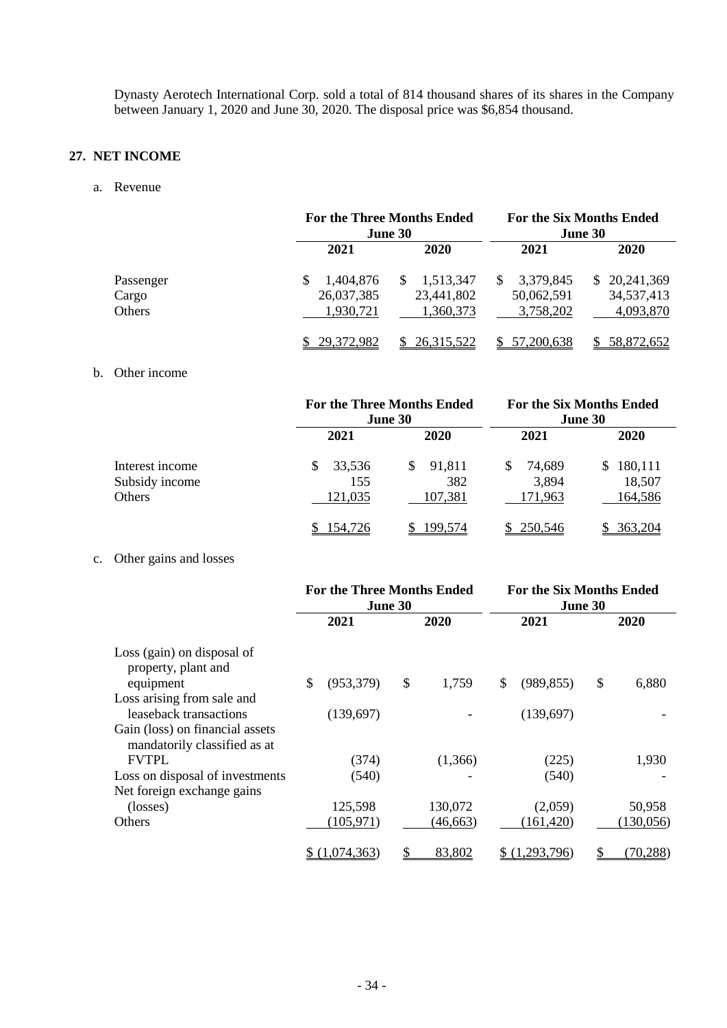Dynasty Aerotech International Corp. sold a total of 814 thousand shares of its shares in the Company between January 1, 2020 and June 30, 2020. The disposal price was $6,854 thousand.

## 27. NET INCOME

a. Revenue

| | For the Three Months Ended June 30 | | For the Six Months Ended June 30 | |
|---|---|---|---|---|
| | 2021 | 2020 | 2021 | 2020 |
| Passenger | $ 1,404,876 | $ 1,513,347 | $ 3,379,845 | $ 20,241,369 |
| Cargo | 26,037,385 | 23,441,802 | 50,062,591 | 34,537,413 |
| Others | 1,930,721 | 1,360,373 | 3,758,202 | 4,093,870 |
| | $ 29,372,982 | $ 26,315,522 | $ 57,200,638 | $ 58,872,652 |

b. Other income

| | For the Three Months Ended June 30 | | For the Six Months Ended June 30 | |
|---|---|---|---|---|
| | 2021 | 2020 | 2021 | 2020 |
| Interest income | $ 33,536 | $ 91,811 | $ 74,689 | $ 180,111 |
| Subsidy income | 155 | 382 | 3,894 | 18,507 |
| Others | 121,035 | 107,381 | 171,963 | 164,586 |
| | $ 154,726 | $ 199,574 | $ 250,546 | $ 363,204 |

c. Other gains and losses

| | For the Three Months Ended June 30 | | For the Six Months Ended June 30 | |
|---|---|---|---|---|
| | 2021 | 2020 | 2021 | 2020 |
| Loss (gain) on disposal of property, plant and equipment | $ (953,379) | $ 1,759 | $ (989,855) | $ 6,880 |
| Loss arising from sale and leaseback transactions | (139,697) | - | (139,697) | - |
| Gain (loss) on financial assets mandatorily classified as at FVTPL | (374) | (1,366) | (225) | 1,930 |
| Loss on disposal of investments | (540) | - | (540) | - |
| Net foreign exchange gains (losses) | 125,598 | 130,072 | (2,059) | 50,958 |
| Others | (105,971) | (46,663) | (161,420) | (130,056) |
| | $ (1,074,363) | $ 83,802 | $ (1,293,796) | $ (70,288) |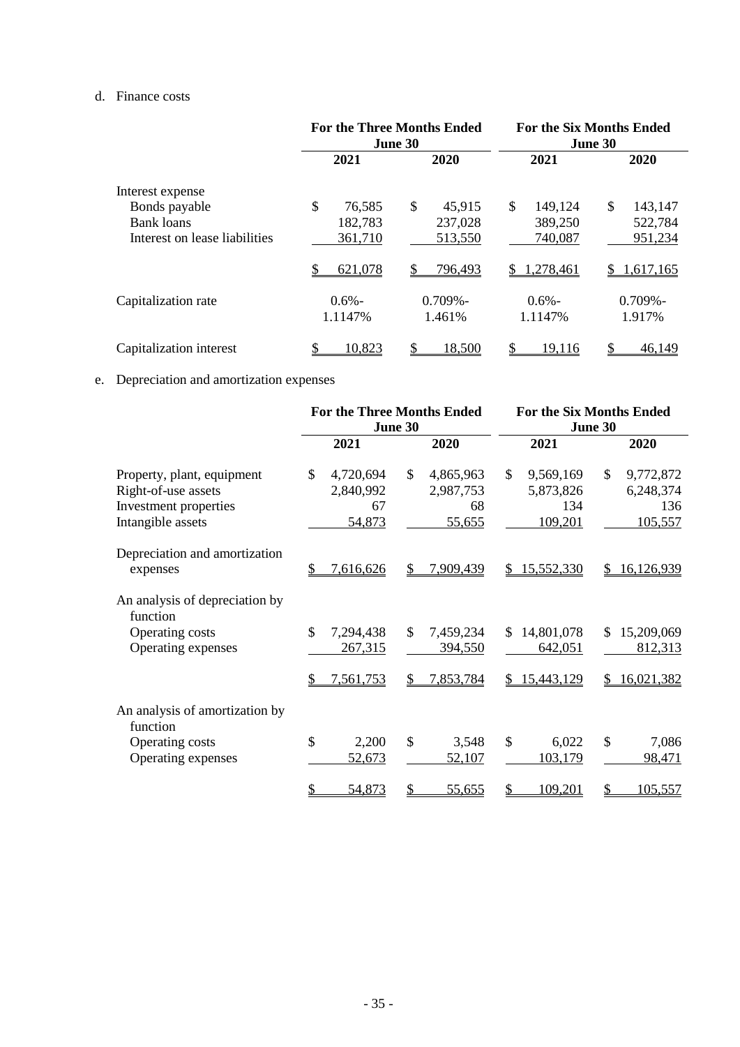d. Finance costs

| | For the Three Months Ended June 30 | | For the Six Months Ended June 30 | |
|---|---|---|---|---|
| | 2021 | 2020 | 2021 | 2020 |
| Interest expense | | | | |
| Bonds payable | $ 76,585 | $ 45,915 | $ 149,124 | $ 143,147 |
| Bank loans | 182,783 | 237,028 | 389,250 | 522,784 |
| Interest on lease liabilities | 361,710 | 513,550 | 740,087 | 951,234 |
| | $ 621,078 | $ 796,493 | $ 1,278,461 | $ 1,617,165 |
| Capitalization rate | 0.6%-1.1147% | 0.709%-1.461% | 0.6%-1.1147% | 0.709%-1.917% |
| Capitalization interest | $ 10,823 | $ 18,500 | $ 19,116 | $ 46,149 |

e. Depreciation and amortization expenses

| | For the Three Months Ended June 30 | | For the Six Months Ended June 30 | |
|---|---|---|---|---|
| | 2021 | 2020 | 2021 | 2020 |
| Property, plant, equipment | $ 4,720,694 | $ 4,865,963 | $ 9,569,169 | $ 9,772,872 |
| Right-of-use assets | 2,840,992 | 2,987,753 | 5,873,826 | 6,248,374 |
| Investment properties | 67 | 68 | 134 | 136 |
| Intangible assets | 54,873 | 55,655 | 109,201 | 105,557 |
| Depreciation and amortization expenses | $ 7,616,626 | $ 7,909,439 | $ 15,552,330 | $ 16,126,939 |
| An analysis of depreciation by function | | | | |
| Operating costs | $ 7,294,438 | $ 7,459,234 | $ 14,801,078 | $ 15,209,069 |
| Operating expenses | 267,315 | 394,550 | 642,051 | 812,313 |
| | $ 7,561,753 | $ 7,853,784 | $ 15,443,129 | $ 16,021,382 |
| An analysis of amortization by function | | | | |
| Operating costs | $ 2,200 | $ 3,548 | $ 6,022 | $ 7,086 |
| Operating expenses | 52,673 | 52,107 | 103,179 | 98,471 |
| | $ 54,873 | $ 55,655 | $ 109,201 | $ 105,557 |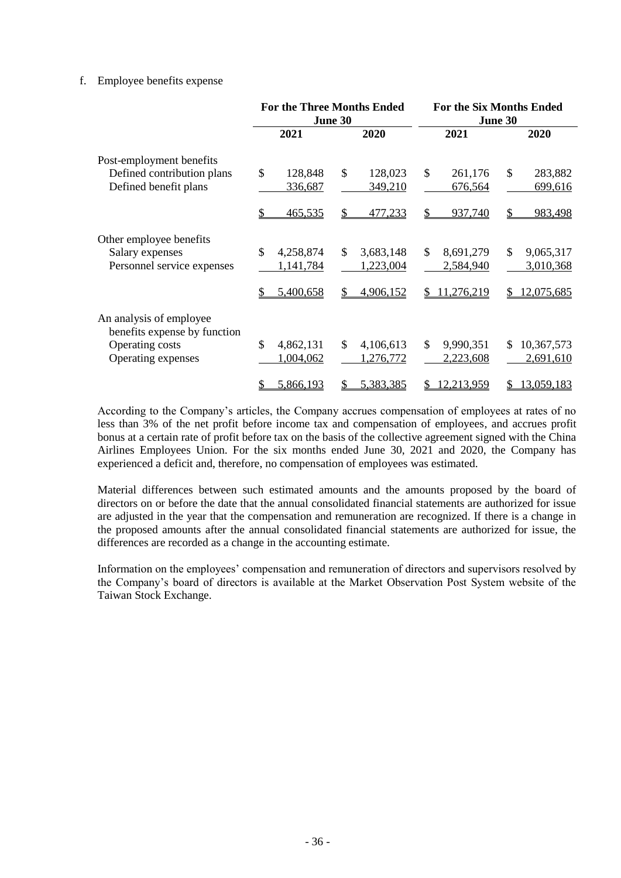f. Employee benefits expense

| | For the Three Months Ended June 30 | | For the Six Months Ended June 30 | |
|---|---|---|---|---|
| | 2021 | 2020 | 2021 | 2020 |
| Post-employment benefits | | | | |
| Defined contribution plans | $ 128,848 | $ 128,023 | $ 261,176 | $ 283,882 |
| Defined benefit plans | 336,687 | 349,210 | 676,564 | 699,616 |
| | $ 465,535 | $ 477,233 | $ 937,740 | $ 983,498 |
| Other employee benefits | | | | |
| Salary expenses | $ 4,258,874 | $ 3,683,148 | $ 8,691,279 | $ 9,065,317 |
| Personnel service expenses | 1,141,784 | 1,223,004 | 2,584,940 | 3,010,368 |
| | $ 5,400,658 | $ 4,906,152 | $ 11,276,219 | $ 12,075,685 |
| An analysis of employee benefits expense by function | | | | |
| Operating costs | $ 4,862,131 | $ 4,106,613 | $ 9,990,351 | $ 10,367,573 |
| Operating expenses | 1,004,062 | 1,276,772 | 2,223,608 | 2,691,610 |
| | $ 5,866,193 | $ 5,383,385 | $ 12,213,959 | $ 13,059,183 |

According to the Company's articles, the Company accrues compensation of employees at rates of no less than 3% of the net profit before income tax and compensation of employees, and accrues profit bonus at a certain rate of profit before tax on the basis of the collective agreement signed with the China Airlines Employees Union. For the six months ended June 30, 2021 and 2020, the Company has experienced a deficit and, therefore, no compensation of employees was estimated.

Material differences between such estimated amounts and the amounts proposed by the board of directors on or before the date that the annual consolidated financial statements are authorized for issue are adjusted in the year that the compensation and remuneration are recognized. If there is a change in the proposed amounts after the annual consolidated financial statements are authorized for issue, the differences are recorded as a change in the accounting estimate.

Information on the employees' compensation and remuneration of directors and supervisors resolved by the Company's board of directors is available at the Market Observation Post System website of the Taiwan Stock Exchange.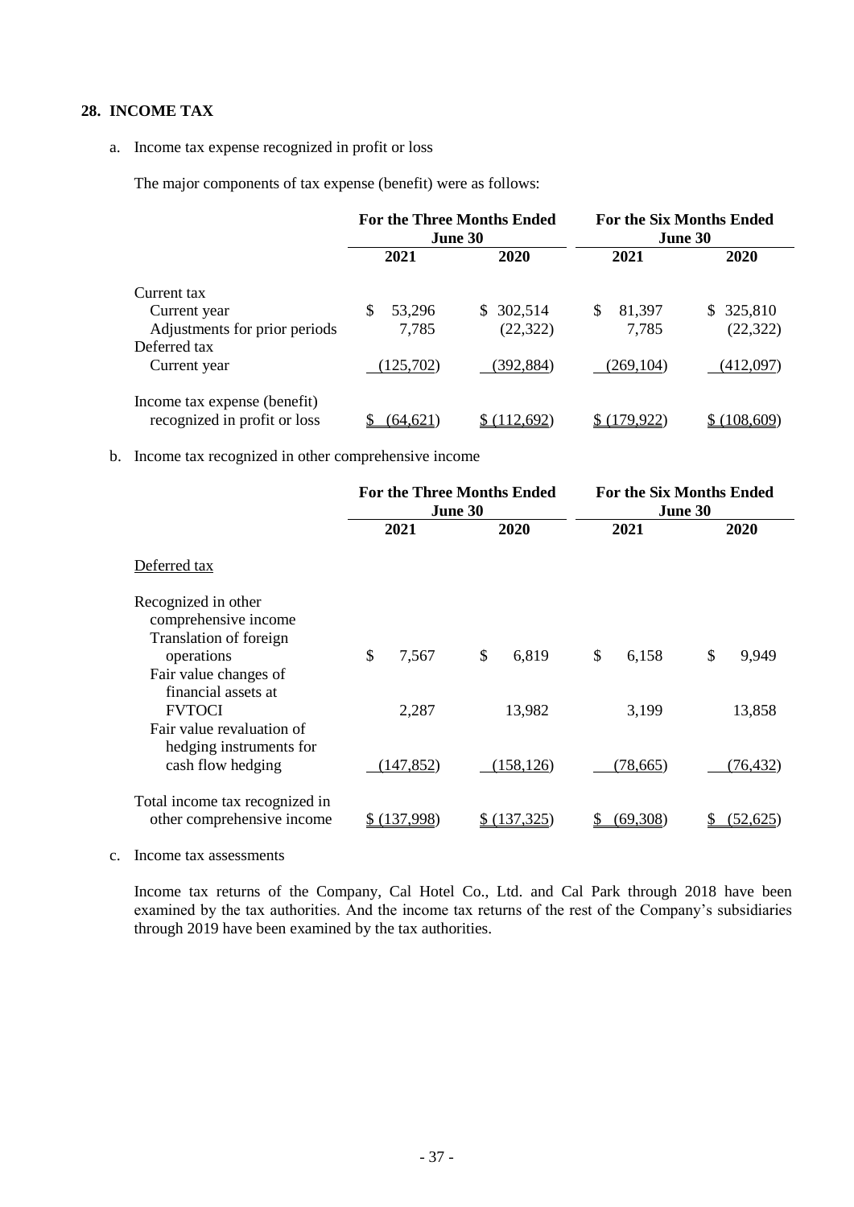## 28. INCOME TAX

a. Income tax expense recognized in profit or loss

The major components of tax expense (benefit) were as follows:

| | For the Three Months Ended June 30 | | For the Six Months Ended June 30 | |
|---|---|---|---|---|
| | 2021 | 2020 | 2021 | 2020 |
| Current tax | | | | |
| Current year | $ 53,296 | $ 302,514 | $ 81,397 | $ 325,810 |
| Adjustments for prior periods | 7,785 | (22,322) | 7,785 | (22,322) |
| Deferred tax | | | | |
| Current year | (125,702) | (392,884) | (269,104) | (412,097) |
| Income tax expense (benefit) recognized in profit or loss | $ (64,621) | $ (112,692) | $ (179,922) | $ (108,609) |

b. Income tax recognized in other comprehensive income

| | For the Three Months Ended June 30 | | For the Six Months Ended June 30 | |
|---|---|---|---|---|
| | 2021 | 2020 | 2021 | 2020 |
| Deferred tax | | | | |
| Recognized in other comprehensive income | | | | |
| Translation of foreign operations | $ 7,567 | $ 6,819 | $ 6,158 | $ 9,949 |
| Fair value changes of financial assets at FVTOCI | 2,287 | 13,982 | 3,199 | 13,858 |
| Fair value revaluation of hedging instruments for cash flow hedging | (147,852) | (158,126) | (78,665) | (76,432) |
| Total income tax recognized in other comprehensive income | $ (137,998) | $ (137,325) | $ (69,308) | $ (52,625) |

c. Income tax assessments

Income tax returns of the Company, Cal Hotel Co., Ltd. and Cal Park through 2018 have been examined by the tax authorities. And the income tax returns of the rest of the Company's subsidiaries through 2019 have been examined by the tax authorities.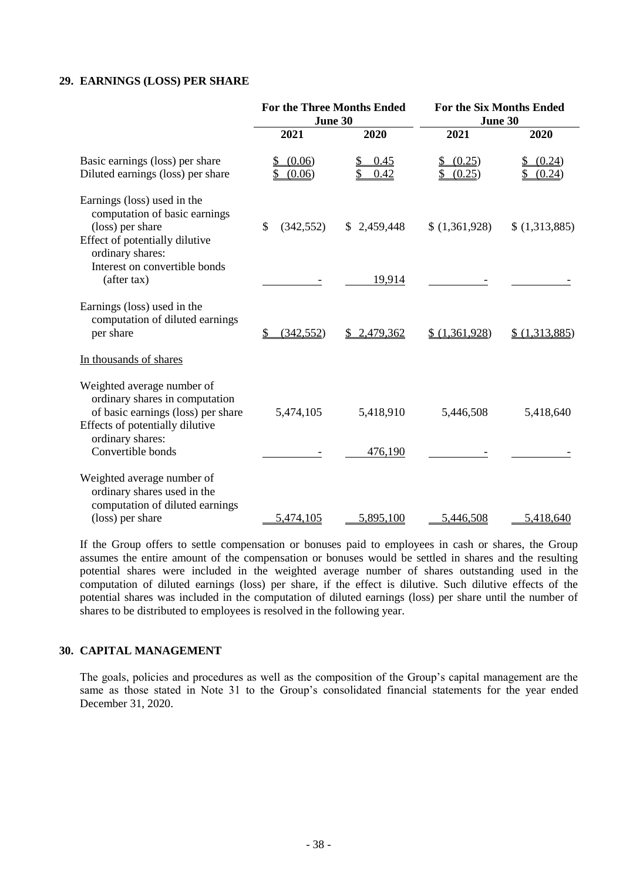## 29. EARNINGS (LOSS) PER SHARE

| | For the Three Months Ended June 30 | | For the Six Months Ended June 30 | |
|---|---|---|---|---|
| | 2021 | 2020 | 2021 | 2020 |
| Basic earnings (loss) per share | $ (0.06) | $ 0.45 | $ (0.25) | $ (0.24) |
| Diluted earnings (loss) per share | $ (0.06) | $ 0.42 | $ (0.25) | $ (0.24) |
| Earnings (loss) used in the computation of basic earnings (loss) per share | $ (342,552) | $ 2,459,448 | $ (1,361,928) | $ (1,313,885) |
| Effect of potentially dilutive ordinary shares: | | | | |
| Interest on convertible bonds (after tax) | - | 19,914 | - | - |
| Earnings (loss) used in the computation of diluted earnings per share | $ (342,552) | $ 2,479,362 | $ (1,361,928) | $ (1,313,885) |
| In thousands of shares | | | | |
| Weighted average number of ordinary shares in computation of basic earnings (loss) per share | 5,474,105 | 5,418,910 | 5,446,508 | 5,418,640 |
| Effects of potentially dilutive ordinary shares: | | | | |
| Convertible bonds | - | 476,190 | - | - |
| Weighted average number of ordinary shares used in the computation of diluted earnings (loss) per share | 5,474,105 | 5,895,100 | 5,446,508 | 5,418,640 |

If the Group offers to settle compensation or bonuses paid to employees in cash or shares, the Group assumes the entire amount of the compensation or bonuses would be settled in shares and the resulting potential shares were included in the weighted average number of shares outstanding used in the computation of diluted earnings (loss) per share, if the effect is dilutive. Such dilutive effects of the potential shares was included in the computation of diluted earnings (loss) per share until the number of shares to be distributed to employees is resolved in the following year.

## 30. CAPITAL MANAGEMENT

The goals, policies and procedures as well as the composition of the Group's capital management are the same as those stated in Note 31 to the Group's consolidated financial statements for the year ended December 31, 2020.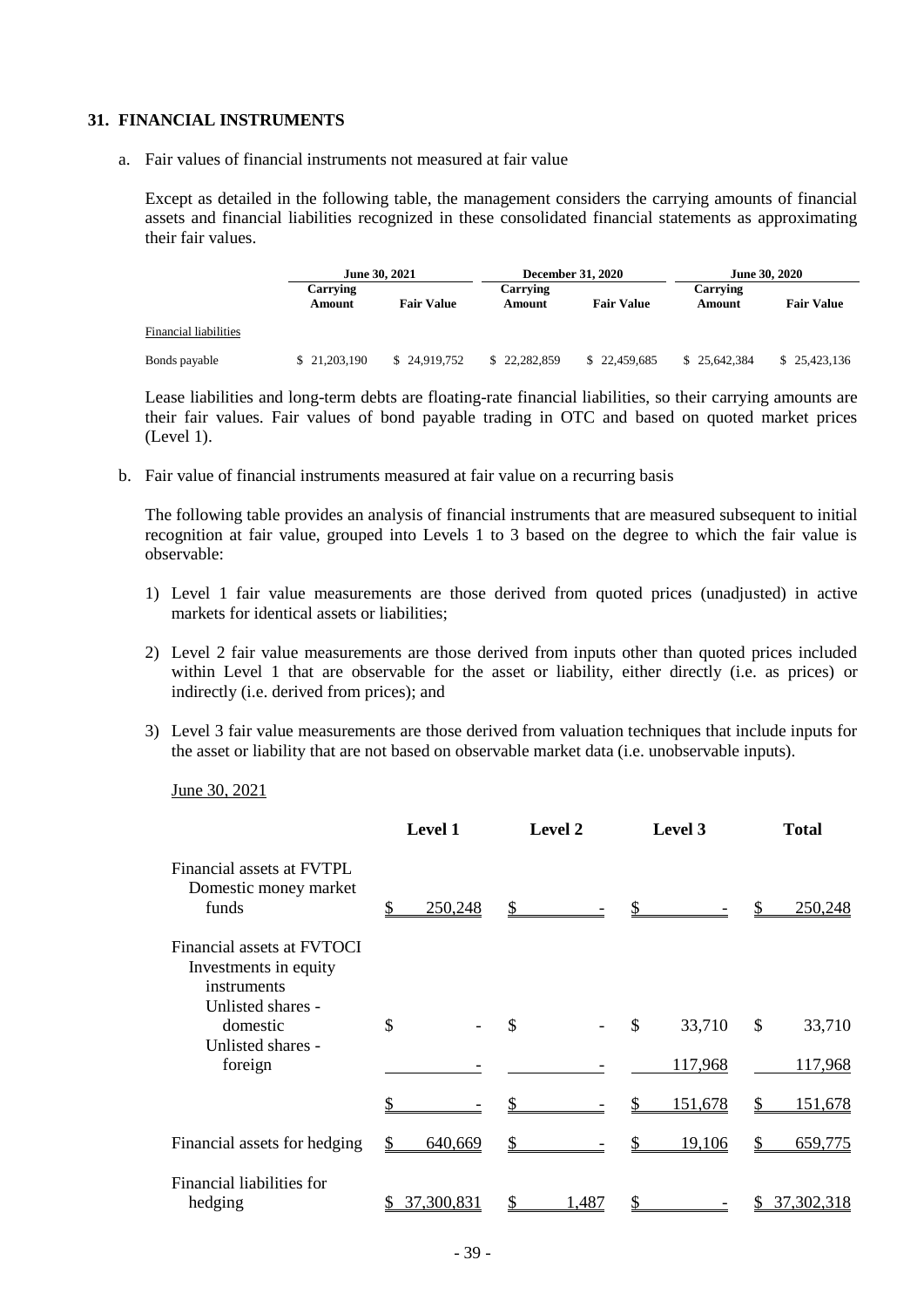## 31. FINANCIAL INSTRUMENTS

a. Fair values of financial instruments not measured at fair value

Except as detailed in the following table, the management considers the carrying amounts of financial assets and financial liabilities recognized in these consolidated financial statements as approximating their fair values.

| | June 30, 2021 | | December 31, 2020 | | June 30, 2020 | |
|---|---|---|---|---|---|---|
| | Carrying Amount | Fair Value | Carrying Amount | Fair Value | Carrying Amount | Fair Value |
| Financial liabilities | | | | | | |
| Bonds payable | $ 21,203,190 | $ 24,919,752 | $ 22,282,859 | $ 22,459,685 | $ 25,642,384 | $ 25,423,136 |

Lease liabilities and long-term debts are floating-rate financial liabilities, so their carrying amounts are their fair values. Fair values of bond payable trading in OTC and based on quoted market prices (Level 1).

b. Fair value of financial instruments measured at fair value on a recurring basis

The following table provides an analysis of financial instruments that are measured subsequent to initial recognition at fair value, grouped into Levels 1 to 3 based on the degree to which the fair value is observable:

1) Level 1 fair value measurements are those derived from quoted prices (unadjusted) in active markets for identical assets or liabilities;

2) Level 2 fair value measurements are those derived from inputs other than quoted prices included within Level 1 that are observable for the asset or liability, either directly (i.e. as prices) or indirectly (i.e. derived from prices); and

3) Level 3 fair value measurements are those derived from valuation techniques that include inputs for the asset or liability that are not based on observable market data (i.e. unobservable inputs).

June 30, 2021

| | Level 1 | Level 2 | Level 3 | Total |
|---|---|---|---|---|
| Financial assets at FVTPL | | | | |
| Domestic money market funds | $ 250,248 | $ - | $ - | $ 250,248 |
| Financial assets at FVTOCI | | | | |
| Investments in equity instruments | | | | |
| Unlisted shares - domestic | $ - | $ - | $ 33,710 | $ 33,710 |
| Unlisted shares - foreign | - | - | 117,968 | 117,968 |
| | $ - | $ - | $ 151,678 | $ 151,678 |
| Financial assets for hedging | $ 640,669 | $ - | $ 19,106 | $ 659,775 |
| Financial liabilities for hedging | $ 37,300,831 | $ 1,487 | $ - | $ 37,302,318 |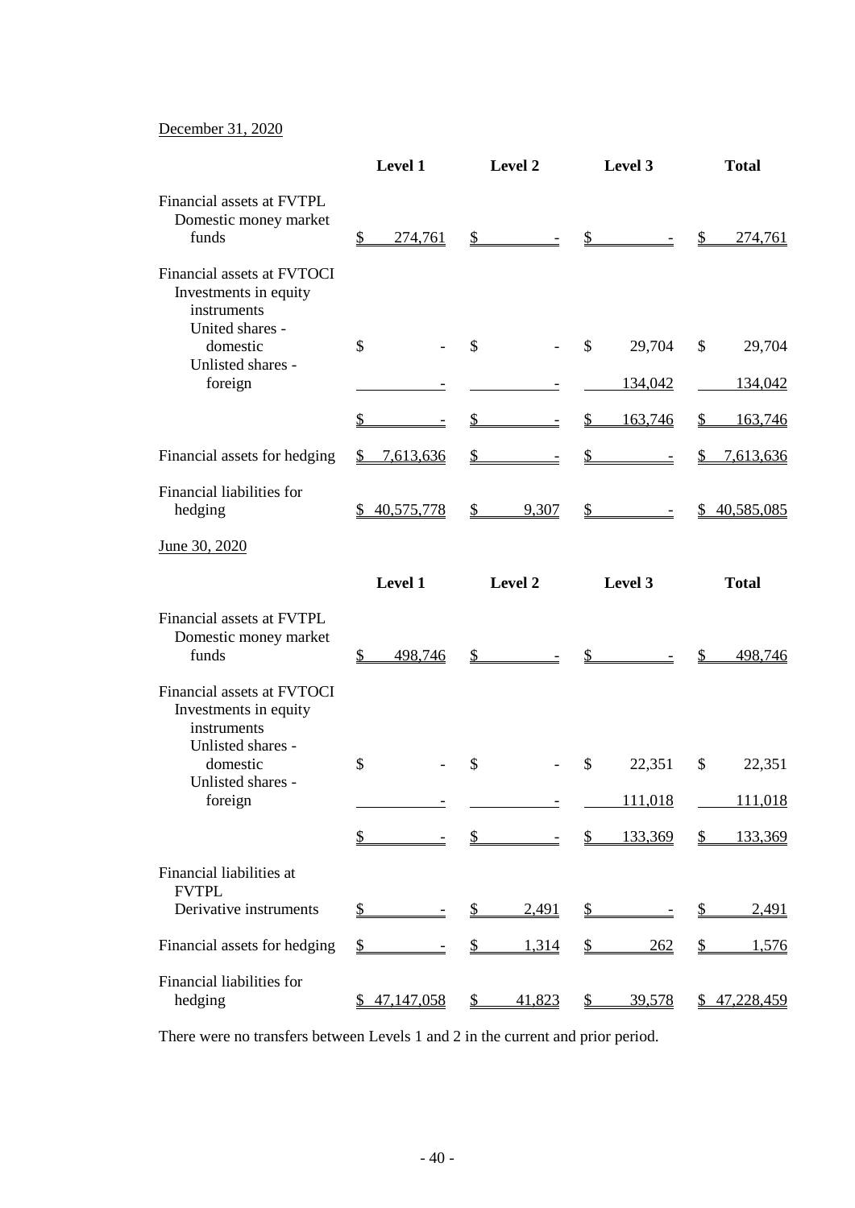December 31, 2020

| | Level 1 | Level 2 | Level 3 | Total |
|---|---|---|---|---|
| Financial assets at FVTPL | | | | |
| Domestic money market funds | $ 274,761 | $ - | $ - | $ 274,761 |
| Financial assets at FVTOCI | | | | |
| Investments in equity instruments | | | | |
| United shares - domestic | $ - | $ - | $ 29,704 | $ 29,704 |
| Unlisted shares - foreign | - | - | 134,042 | 134,042 |
| | $ - | $ - | $ 163,746 | $ 163,746 |
| Financial assets for hedging | $ 7,613,636 | $ - | $ - | $ 7,613,636 |
| Financial liabilities for hedging | $ 40,575,778 | $ 9,307 | $ - | $ 40,585,085 |

June 30, 2020

| | Level 1 | Level 2 | Level 3 | Total |
|---|---|---|---|---|
| Financial assets at FVTPL | | | | |
| Domestic money market funds | $ 498,746 | $ - | $ - | $ 498,746 |
| Financial assets at FVTOCI | | | | |
| Investments in equity instruments | | | | |
| Unlisted shares - domestic | $ - | $ - | $ 22,351 | $ 22,351 |
| Unlisted shares - foreign | - | - | 111,018 | 111,018 |
| | $ - | $ - | $ 133,369 | $ 133,369 |
| Financial liabilities at FVTPL | | | | |
| Derivative instruments | $ - | $ 2,491 | $ - | $ 2,491 |
| Financial assets for hedging | $ - | $ 1,314 | $ 262 | $ 1,576 |
| Financial liabilities for hedging | $ 47,147,058 | $ 41,823 | $ 39,578 | $ 47,228,459 |

There were no transfers between Levels 1 and 2 in the current and prior period.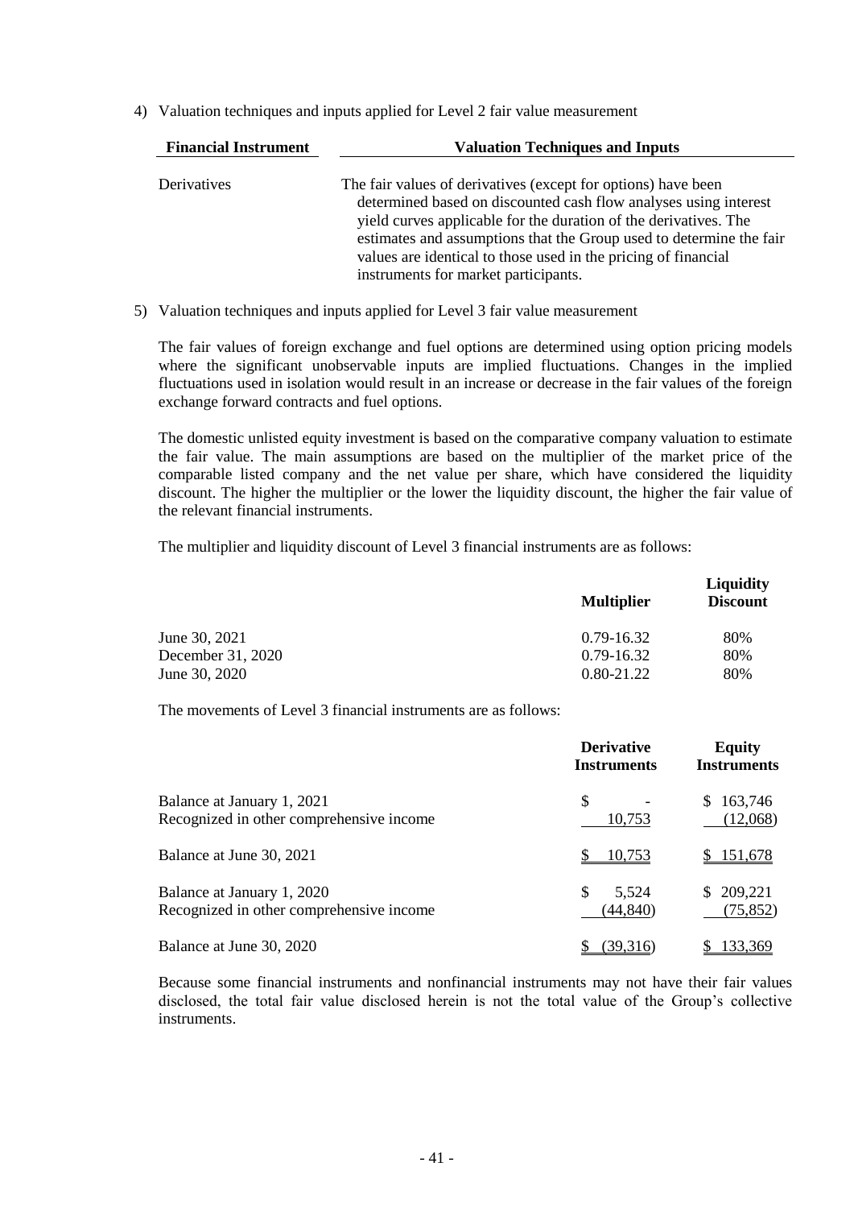4) Valuation techniques and inputs applied for Level 2 fair value measurement

| Financial Instrument | Valuation Techniques and Inputs |
|---|---|
| Derivatives | The fair values of derivatives (except for options) have been determined based on discounted cash flow analyses using interest yield curves applicable for the duration of the derivatives. The estimates and assumptions that the Group used to determine the fair values are identical to those used in the pricing of financial instruments for market participants. |

5) Valuation techniques and inputs applied for Level 3 fair value measurement

The fair values of foreign exchange and fuel options are determined using option pricing models where the significant unobservable inputs are implied fluctuations. Changes in the implied fluctuations used in isolation would result in an increase or decrease in the fair values of the foreign exchange forward contracts and fuel options.

The domestic unlisted equity investment is based on the comparative company valuation to estimate the fair value. The main assumptions are based on the multiplier of the market price of the comparable listed company and the net value per share, which have considered the liquidity discount. The higher the multiplier or the lower the liquidity discount, the higher the fair value of the relevant financial instruments.

The multiplier and liquidity discount of Level 3 financial instruments are as follows:

| | Multiplier | Liquidity Discount |
|---|---|---|
| June 30, 2021 | 0.79-16.32 | 80% |
| December 31, 2020 | 0.79-16.32 | 80% |
| June 30, 2020 | 0.80-21.22 | 80% |

The movements of Level 3 financial instruments are as follows:

| | Derivative Instruments | Equity Instruments |
|---|---|---|
| Balance at January 1, 2021 | $ - | $ 163,746 |
| Recognized in other comprehensive income | 10,753 | (12,068) |
| Balance at June 30, 2021 | $ 10,753 | $ 151,678 |
| Balance at January 1, 2020 | $ 5,524 | $ 209,221 |
| Recognized in other comprehensive income | (44,840) | (75,852) |
| Balance at June 30, 2020 | $ (39,316) | $ 133,369 |

Because some financial instruments and nonfinancial instruments may not have their fair values disclosed, the total fair value disclosed herein is not the total value of the Group's collective instruments.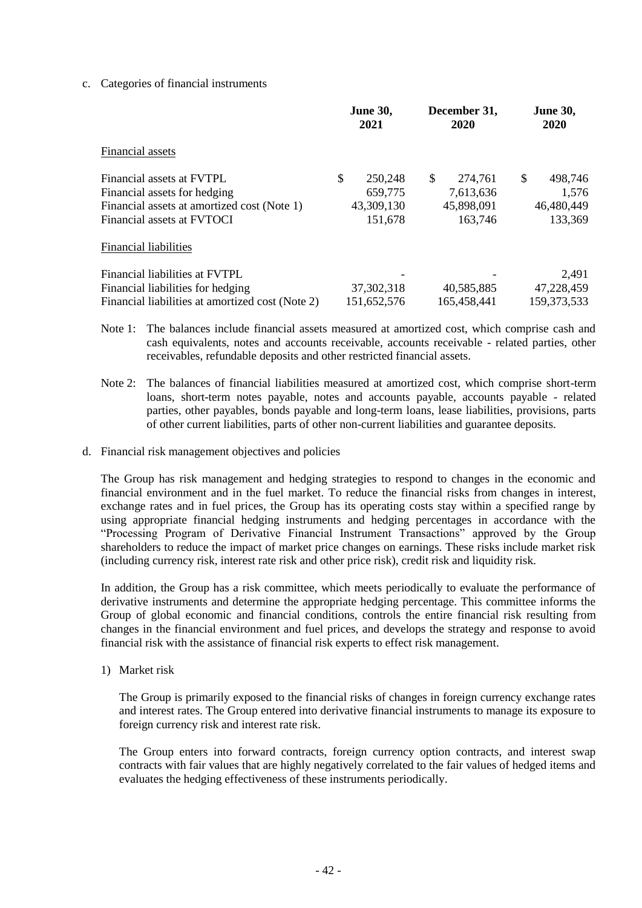c. Categories of financial instruments

| | June 30, 2021 | December 31, 2020 | June 30, 2020 |
|---|---|---|---|
| Financial assets | | | |
| Financial assets at FVTPL | $ 250,248 | $ 274,761 | $ 498,746 |
| Financial assets for hedging | 659,775 | 7,613,636 | 1,576 |
| Financial assets at amortized cost (Note 1) | 43,309,130 | 45,898,091 | 46,480,449 |
| Financial assets at FVTOCI | 151,678 | 163,746 | 133,369 |
| Financial liabilities | | | |
| Financial liabilities at FVTPL | - | - | 2,491 |
| Financial liabilities for hedging | 37,302,318 | 40,585,885 | 47,228,459 |
| Financial liabilities at amortized cost (Note 2) | 151,652,576 | 165,458,441 | 159,373,533 |

Note 1: The balances include financial assets measured at amortized cost, which comprise cash and cash equivalents, notes and accounts receivable, accounts receivable - related parties, other receivables, refundable deposits and other restricted financial assets.

Note 2: The balances of financial liabilities measured at amortized cost, which comprise short-term loans, short-term notes payable, notes and accounts payable, accounts payable - related parties, other payables, bonds payable and long-term loans, lease liabilities, provisions, parts of other current liabilities, parts of other non-current liabilities and guarantee deposits.

d. Financial risk management objectives and policies

The Group has risk management and hedging strategies to respond to changes in the economic and financial environment and in the fuel market. To reduce the financial risks from changes in interest, exchange rates and in fuel prices, the Group has its operating costs stay within a specified range by using appropriate financial hedging instruments and hedging percentages in accordance with the "Processing Program of Derivative Financial Instrument Transactions" approved by the Group shareholders to reduce the impact of market price changes on earnings. These risks include market risk (including currency risk, interest rate risk and other price risk), credit risk and liquidity risk.

In addition, the Group has a risk committee, which meets periodically to evaluate the performance of derivative instruments and determine the appropriate hedging percentage. This committee informs the Group of global economic and financial conditions, controls the entire financial risk resulting from changes in the financial environment and fuel prices, and develops the strategy and response to avoid financial risk with the assistance of financial risk experts to effect risk management.

1) Market risk

The Group is primarily exposed to the financial risks of changes in foreign currency exchange rates and interest rates. The Group entered into derivative financial instruments to manage its exposure to foreign currency risk and interest rate risk.

The Group enters into forward contracts, foreign currency option contracts, and interest swap contracts with fair values that are highly negatively correlated to the fair values of hedged items and evaluates the hedging effectiveness of these instruments periodically.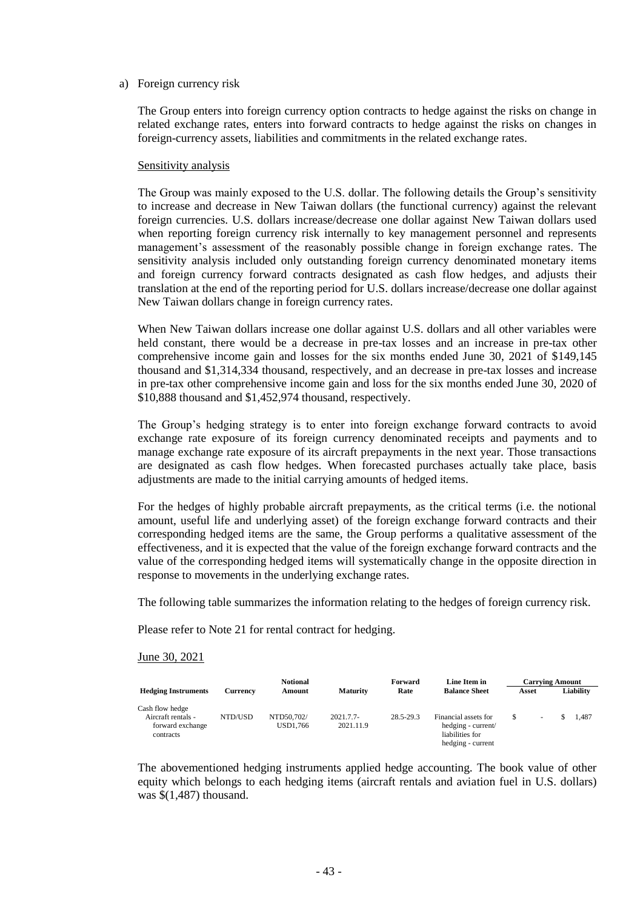a) Foreign currency risk

The Group enters into foreign currency option contracts to hedge against the risks on change in related exchange rates, enters into forward contracts to hedge against the risks on changes in foreign-currency assets, liabilities and commitments in the related exchange rates.

Sensitivity analysis

The Group was mainly exposed to the U.S. dollar. The following details the Group's sensitivity to increase and decrease in New Taiwan dollars (the functional currency) against the relevant foreign currencies. U.S. dollars increase/decrease one dollar against New Taiwan dollars used when reporting foreign currency risk internally to key management personnel and represents management's assessment of the reasonably possible change in foreign exchange rates. The sensitivity analysis included only outstanding foreign currency denominated monetary items and foreign currency forward contracts designated as cash flow hedges, and adjusts their translation at the end of the reporting period for U.S. dollars increase/decrease one dollar against New Taiwan dollars change in foreign currency rates.

When New Taiwan dollars increase one dollar against U.S. dollars and all other variables were held constant, there would be a decrease in pre-tax losses and an increase in pre-tax other comprehensive income gain and losses for the six months ended June 30, 2021 of $149,145 thousand and $1,314,334 thousand, respectively, and an decrease in pre-tax losses and increase in pre-tax other comprehensive income gain and loss for the six months ended June 30, 2020 of $10,888 thousand and $1,452,974 thousand, respectively.

The Group's hedging strategy is to enter into foreign exchange forward contracts to avoid exchange rate exposure of its foreign currency denominated receipts and payments and to manage exchange rate exposure of its aircraft prepayments in the next year. Those transactions are designated as cash flow hedges. When forecasted purchases actually take place, basis adjustments are made to the initial carrying amounts of hedged items.

For the hedges of highly probable aircraft prepayments, as the critical terms (i.e. the notional amount, useful life and underlying asset) of the foreign exchange forward contracts and their corresponding hedged items are the same, the Group performs a qualitative assessment of the effectiveness, and it is expected that the value of the foreign exchange forward contracts and the value of the corresponding hedged items will systematically change in the opposite direction in response to movements in the underlying exchange rates.

The following table summarizes the information relating to the hedges of foreign currency risk.

Please refer to Note 21 for rental contract for hedging.

June 30, 2021

| Hedging Instruments | Currency | Notional Amount | Maturity | Forward Rate | Line Item in Balance Sheet | Carrying Amount | |
|---|---|---|---|---|---|---|---|
| | | | | | | Asset | Liability |
| Cash flow hedge | | | | | | | |
| Aircraft rentals - forward exchange contracts | NTD/USD | NTD50,702/ USD1,766 | 2021.7.7-2021.11.9 | 28.5-29.3 | Financial assets for hedging - current/ liabilities for hedging - current | $ - | $ 1,487 |

The abovementioned hedging instruments applied hedge accounting. The book value of other equity which belongs to each hedging items (aircraft rentals and aviation fuel in U.S. dollars) was $(1,487) thousand.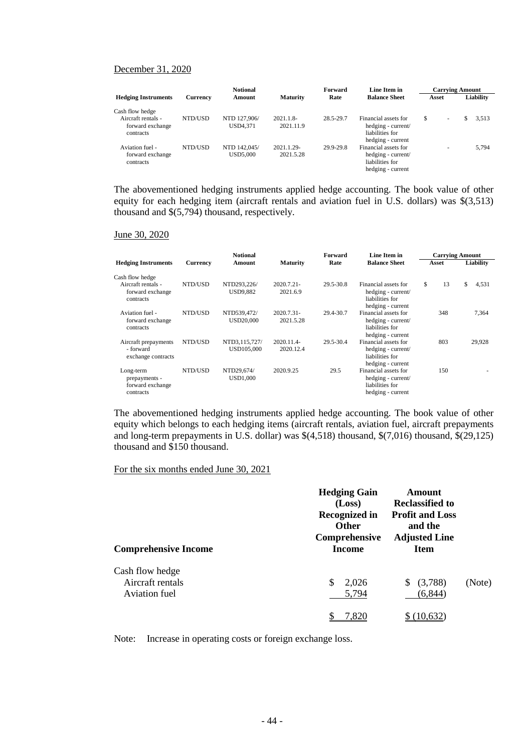December 31, 2020

| Hedging Instruments | Currency | Notional Amount | Maturity | Forward Rate | Line Item in Balance Sheet | Carrying Amount Asset | Carrying Amount Liability |
|---|---|---|---|---|---|---|---|
| Cash flow hedge | | | | | | | |
| Aircraft rentals - forward exchange contracts | NTD/USD | NTD 127,906/ USD4,371 | 2021.1.8- 2021.11.9 | 28.5-29.7 | Financial assets for hedging - current/ liabilities for hedging - current | $ - | $ 3,513 |
| Aviation fuel - forward exchange contracts | NTD/USD | NTD 142,045/ USD5,000 | 2021.1.29- 2021.5.28 | 29.9-29.8 | Financial assets for hedging - current/ liabilities for hedging - current | - | 5,794 |

The abovementioned hedging instruments applied hedge accounting. The book value of other equity for each hedging item (aircraft rentals and aviation fuel in U.S. dollars) was $(3,513) thousand and $(5,794) thousand, respectively.

June 30, 2020

| Hedging Instruments | Currency | Notional Amount | Maturity | Forward Rate | Line Item in Balance Sheet | Carrying Amount Asset | Carrying Amount Liability |
|---|---|---|---|---|---|---|---|
| Cash flow hedge | | | | | | | |
| Aircraft rentals - forward exchange contracts | NTD/USD | NTD293,226/ USD9,882 | 2020.7.21- 2021.6.9 | 29.5-30.8 | Financial assets for hedging - current/ liabilities for hedging - current | $ 13 | $ 4,531 |
| Aviation fuel - forward exchange contracts | NTD/USD | NTD539,472/ USD20,000 | 2020.7.31- 2021.5.28 | 29.4-30.7 | Financial assets for hedging - current/ liabilities for hedging - current | 348 | 7,364 |
| Aircraft prepayments - forward exchange contracts | NTD/USD | NTD3,115,727/ USD105,000 | 2020.11.4- 2020.12.4 | 29.5-30.4 | Financial assets for hedging - current/ liabilities for hedging - current | 803 | 29,928 |
| Long-term prepayments - forward exchange contracts | NTD/USD | NTD29,674/ USD1,000 | 2020.9.25 | 29.5 | Financial assets for hedging - current/ liabilities for hedging - current | 150 | - |

The abovementioned hedging instruments applied hedge accounting. The book value of other equity which belongs to each hedging items (aircraft rentals, aviation fuel, aircraft prepayments and long-term prepayments in U.S. dollar) was $(4,518) thousand, $(7,016) thousand, $(29,125) thousand and $150 thousand.

For the six months ended June 30, 2021

| Comprehensive Income | Hedging Gain (Loss) Recognized in Other Comprehensive Income | Amount Reclassified to Profit and Loss and the Adjusted Line Item | |
|---|---|---|---|
| Cash flow hedge | | | |
| Aircraft rentals | $ 2,026 | $ (3,788) | (Note) |
| Aviation fuel | 5,794 | (6,844) | |
| | $ 7,820 | $ (10,632) | |

Note: Increase in operating costs or foreign exchange loss.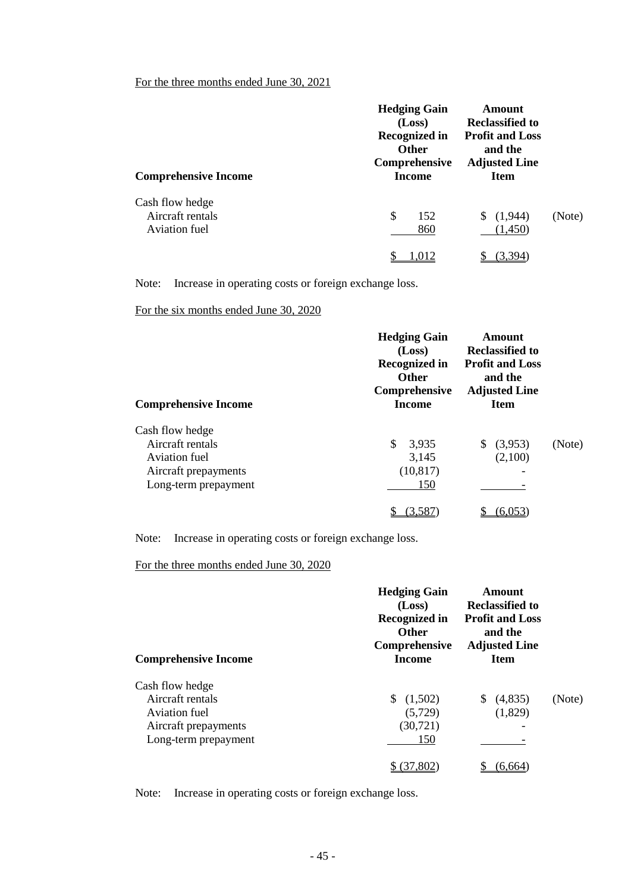For the three months ended June 30, 2021

| Comprehensive Income | Hedging Gain (Loss) Recognized in Other Comprehensive Income | Amount Reclassified to Profit and Loss and the Adjusted Line Item | |
|---|---|---|---|
| Cash flow hedge | | | |
| Aircraft rentals | $ 152 | $ (1,944) | (Note) |
| Aviation fuel | 860 | (1,450) | |
| | $ 1,012 | $ (3,394) | |

Note: Increase in operating costs or foreign exchange loss.

For the six months ended June 30, 2020

| Comprehensive Income | Hedging Gain (Loss) Recognized in Other Comprehensive Income | Amount Reclassified to Profit and Loss and the Adjusted Line Item | |
|---|---|---|---|
| Cash flow hedge | | | |
| Aircraft rentals | $ 3,935 | $ (3,953) | (Note) |
| Aviation fuel | 3,145 | (2,100) | |
| Aircraft prepayments | (10,817) | - | |
| Long-term prepayment | 150 | - | |
| | $ (3,587) | $ (6,053) | |

Note: Increase in operating costs or foreign exchange loss.

For the three months ended June 30, 2020

| Comprehensive Income | Hedging Gain (Loss) Recognized in Other Comprehensive Income | Amount Reclassified to Profit and Loss and the Adjusted Line Item | |
|---|---|---|---|
| Cash flow hedge | | | |
| Aircraft rentals | $ (1,502) | $ (4,835) | (Note) |
| Aviation fuel | (5,729) | (1,829) | |
| Aircraft prepayments | (30,721) | - | |
| Long-term prepayment | 150 | - | |
| | $ (37,802) | $ (6,664) | |

Note: Increase in operating costs or foreign exchange loss.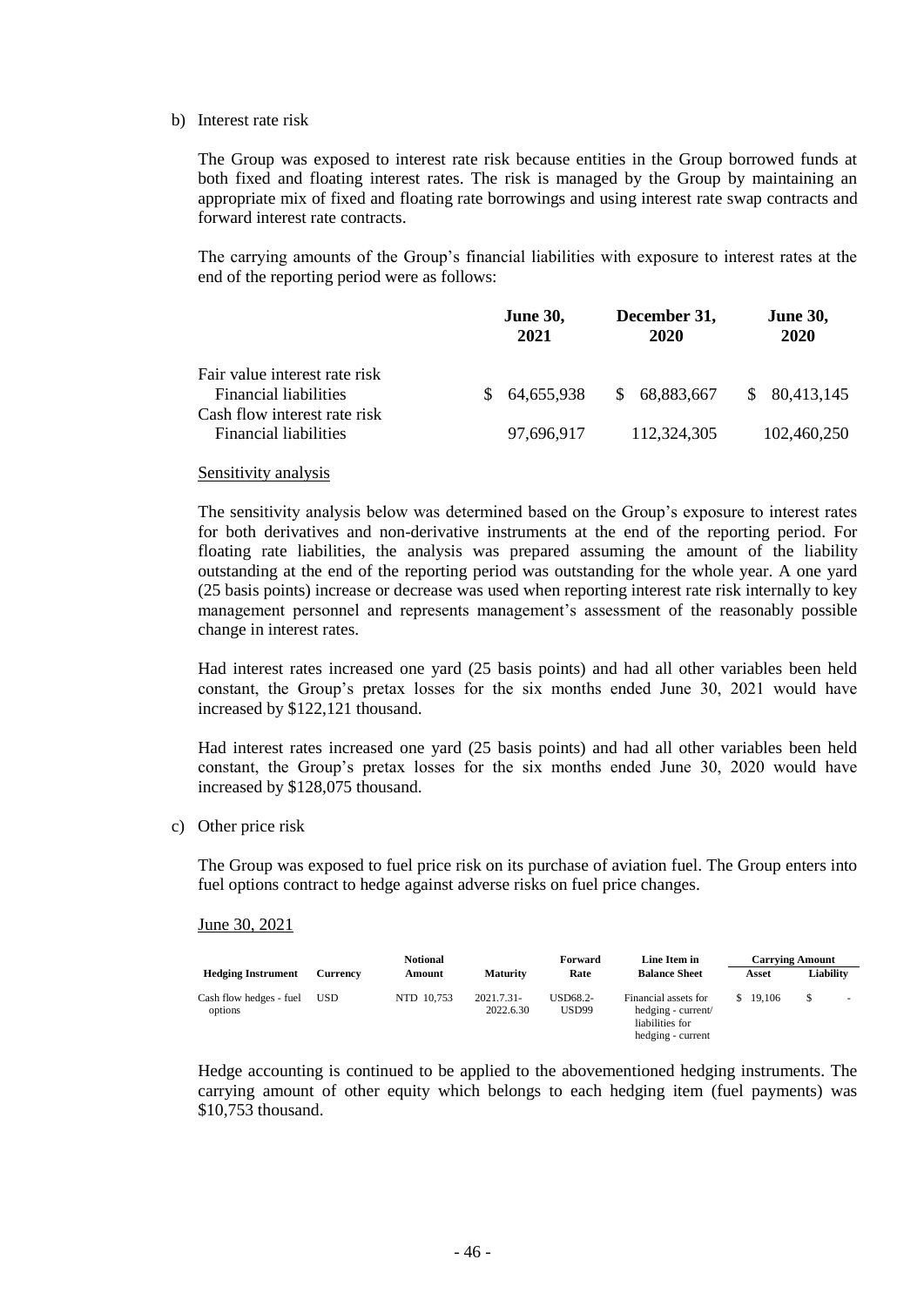b) Interest rate risk

The Group was exposed to interest rate risk because entities in the Group borrowed funds at both fixed and floating interest rates. The risk is managed by the Group by maintaining an appropriate mix of fixed and floating rate borrowings and using interest rate swap contracts and forward interest rate contracts.

The carrying amounts of the Group's financial liabilities with exposure to interest rates at the end of the reporting period were as follows:

| | June 30, 2021 | December 31, 2020 | June 30, 2020 |
|---|---|---|---|
| Fair value interest rate risk | | | |
| Financial liabilities | $ 64,655,938 | $ 68,883,667 | $ 80,413,145 |
| Cash flow interest rate risk | | | |
| Financial liabilities | 97,696,917 | 112,324,305 | 102,460,250 |

Sensitivity analysis

The sensitivity analysis below was determined based on the Group's exposure to interest rates for both derivatives and non-derivative instruments at the end of the reporting period. For floating rate liabilities, the analysis was prepared assuming the amount of the liability outstanding at the end of the reporting period was outstanding for the whole year. A one yard (25 basis points) increase or decrease was used when reporting interest rate risk internally to key management personnel and represents management's assessment of the reasonably possible change in interest rates.

Had interest rates increased one yard (25 basis points) and had all other variables been held constant, the Group's pretax losses for the six months ended June 30, 2021 would have increased by $122,121 thousand.

Had interest rates increased one yard (25 basis points) and had all other variables been held constant, the Group's pretax losses for the six months ended June 30, 2020 would have increased by $128,075 thousand.

c) Other price risk

The Group was exposed to fuel price risk on its purchase of aviation fuel. The Group enters into fuel options contract to hedge against adverse risks on fuel price changes.

June 30, 2021

| Hedging Instrument | Currency | Notional Amount | Maturity | Forward Rate | Line Item in Balance Sheet | Carrying Amount | |
|---|---|---|---|---|---|---|---|
| | | | | | | Asset | Liability |
| Cash flow hedges - fuel options | USD | NTD 10,753 | 2021.7.31-2022.6.30 | USD68.2-USD99 | Financial assets for hedging - current/ liabilities for hedging - current | $ 19,106 | $ - |

Hedge accounting is continued to be applied to the abovementioned hedging instruments. The carrying amount of other equity which belongs to each hedging item (fuel payments) was $10,753 thousand.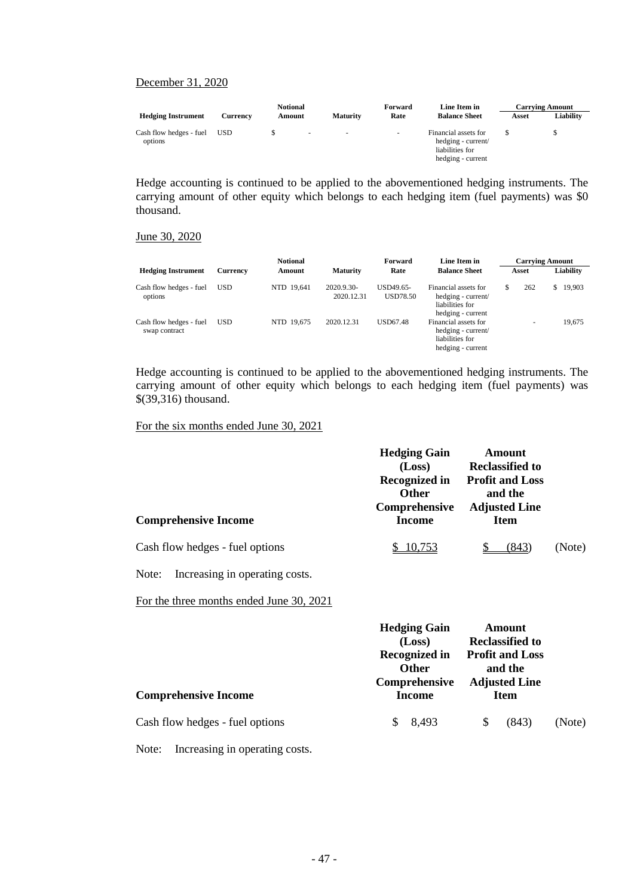December 31, 2020

| Hedging Instrument | Currency | Notional Amount | Maturity | Forward Rate | Line Item in Balance Sheet | Carrying Amount Asset | Carrying Amount Liability |
|---|---|---|---|---|---|---|---|
| Cash flow hedges - fuel options | USD | $ - | - | - | Financial assets for hedging - current/ liabilities for hedging - current | $ | $ |

Hedge accounting is continued to be applied to the abovementioned hedging instruments. The carrying amount of other equity which belongs to each hedging item (fuel payments) was $0 thousand.

June 30, 2020

| Hedging Instrument | Currency | Notional Amount | Maturity | Forward Rate | Line Item in Balance Sheet | Carrying Amount Asset | Carrying Amount Liability |
|---|---|---|---|---|---|---|---|
| Cash flow hedges - fuel options | USD | NTD 19,641 | 2020.9.30-2020.12.31 | USD49.65-USD78.50 | Financial assets for hedging - current/ liabilities for hedging - current | $ 262 | $ 19,903 |
| Cash flow hedges - fuel swap contract | USD | NTD 19,675 | 2020.12.31 | USD67.48 | Financial assets for hedging - current/ liabilities for hedging - current | - | 19,675 |

Hedge accounting is continued to be applied to the abovementioned hedging instruments. The carrying amount of other equity which belongs to each hedging item (fuel payments) was $(39,316) thousand.

For the six months ended June 30, 2021

| Comprehensive Income | Hedging Gain (Loss) Recognized in Other Comprehensive Income | Amount Reclassified to Profit and Loss and the Adjusted Line Item | |
|---|---|---|---|
| Cash flow hedges - fuel options | $ 10,753 | $ (843) | (Note) |

Note: Increasing in operating costs.

For the three months ended June 30, 2021

| Comprehensive Income | Hedging Gain (Loss) Recognized in Other Comprehensive Income | Amount Reclassified to Profit and Loss and the Adjusted Line Item | |
|---|---|---|---|
| Cash flow hedges - fuel options | $ 8,493 | $ (843) | (Note) |

Note: Increasing in operating costs.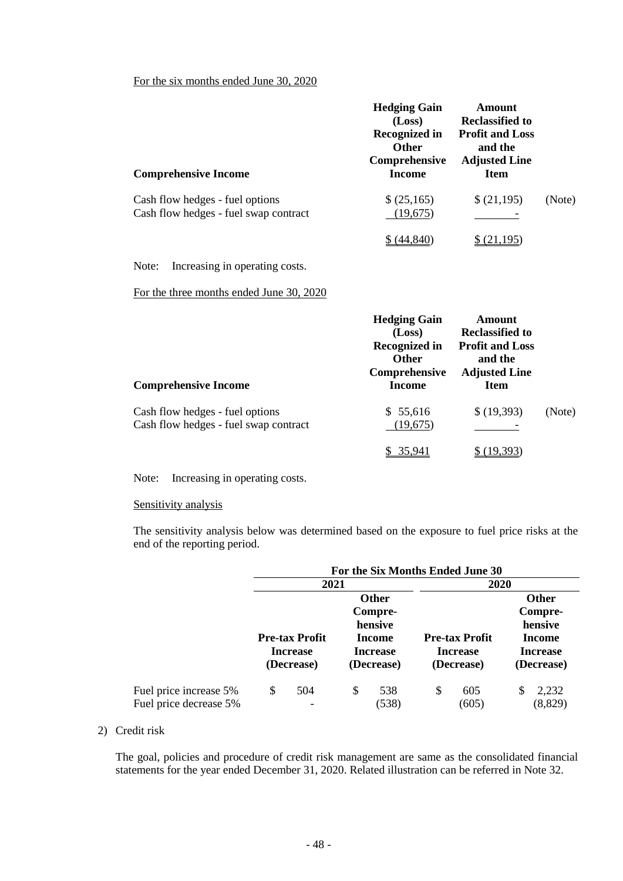For the six months ended June 30, 2020

| Comprehensive Income | Hedging Gain (Loss) Recognized in Other Comprehensive Income | Amount Reclassified to Profit and Loss and the Adjusted Line Item | |
|---|---|---|---|
| Cash flow hedges - fuel options | $ (25,165) | $ (21,195) | (Note) |
| Cash flow hedges - fuel swap contract | (19,675) | - | |
| | $ (44,840) | $ (21,195) | |

Note: Increasing in operating costs.

For the three months ended June 30, 2020

| Comprehensive Income | Hedging Gain (Loss) Recognized in Other Comprehensive Income | Amount Reclassified to Profit and Loss and the Adjusted Line Item | |
|---|---|---|---|
| Cash flow hedges - fuel options | $ 55,616 | $ (19,393) | (Note) |
| Cash flow hedges - fuel swap contract | (19,675) | - | |
| | $ 35,941 | $ (19,393) | |

Note: Increasing in operating costs.

Sensitivity analysis

The sensitivity analysis below was determined based on the exposure to fuel price risks at the end of the reporting period.

| | For the Six Months Ended June 30 | | | |
|---|---|---|---|---|
| | 2021 | | 2020 | |
| | Pre-tax Profit Increase (Decrease) | Other Comprehensive Income Increase (Decrease) | Pre-tax Profit Increase (Decrease) | Other Comprehensive Income Increase (Decrease) |
| Fuel price increase 5% | $ 504 | $ 538 | $ 605 | $ 2,232 |
| Fuel price decrease 5% | - | (538) | (605) | (8,829) |

2) Credit risk

The goal, policies and procedure of credit risk management are same as the consolidated financial statements for the year ended December 31, 2020. Related illustration can be referred in Note 32.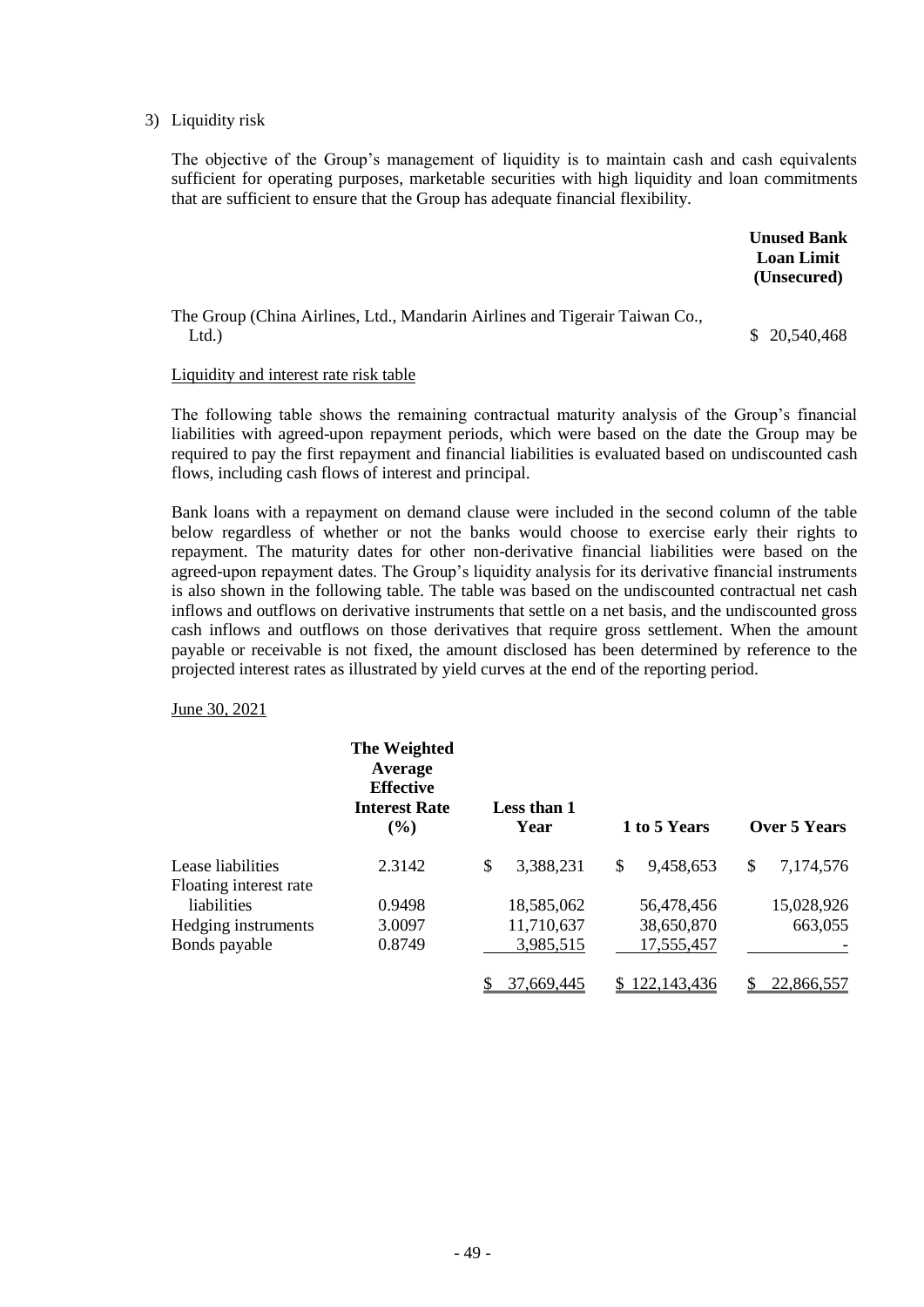3) Liquidity risk

The objective of the Group's management of liquidity is to maintain cash and cash equivalents sufficient for operating purposes, marketable securities with high liquidity and loan commitments that are sufficient to ensure that the Group has adequate financial flexibility.

| | Unused Bank Loan Limit (Unsecured) |
|---|---|
| The Group (China Airlines, Ltd., Mandarin Airlines and Tigerair Taiwan Co., Ltd.) | $ 20,540,468 |

Liquidity and interest rate risk table

The following table shows the remaining contractual maturity analysis of the Group's financial liabilities with agreed-upon repayment periods, which were based on the date the Group may be required to pay the first repayment and financial liabilities is evaluated based on undiscounted cash flows, including cash flows of interest and principal.

Bank loans with a repayment on demand clause were included in the second column of the table below regardless of whether or not the banks would choose to exercise early their rights to repayment. The maturity dates for other non-derivative financial liabilities were based on the agreed-upon repayment dates. The Group's liquidity analysis for its derivative financial instruments is also shown in the following table. The table was based on the undiscounted contractual net cash inflows and outflows on derivative instruments that settle on a net basis, and the undiscounted gross cash inflows and outflows on those derivatives that require gross settlement. When the amount payable or receivable is not fixed, the amount disclosed has been determined by reference to the projected interest rates as illustrated by yield curves at the end of the reporting period.

June 30, 2021

| | The Weighted Average Effective Interest Rate (%) | Less than 1 Year | 1 to 5 Years | Over 5 Years |
|---|---|---|---|---|
| Lease liabilities | 2.3142 | $ 3,388,231 | $ 9,458,653 | $ 7,174,576 |
| Floating interest rate liabilities | 0.9498 | 18,585,062 | 56,478,456 | 15,028,926 |
| Hedging instruments | 3.0097 | 11,710,637 | 38,650,870 | 663,055 |
| Bonds payable | 0.8749 | 3,985,515 | 17,555,457 | - |
| | | $ 37,669,445 | $ 122,143,436 | $ 22,866,557 |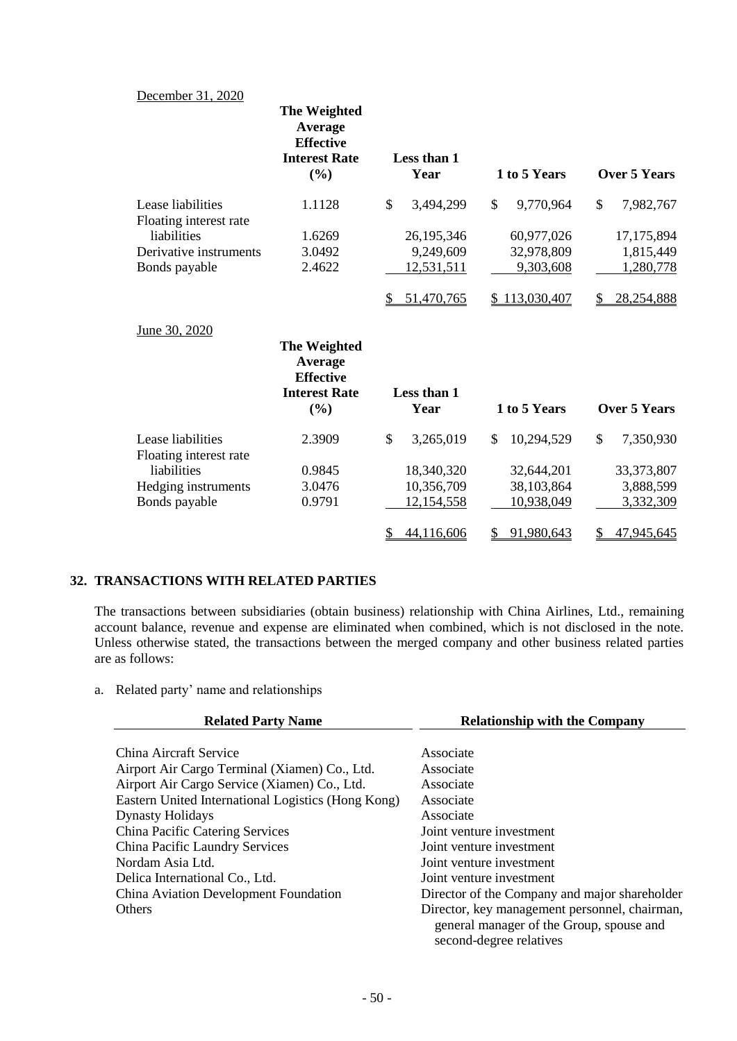December 31, 2020

| | The Weighted Average Effective Interest Rate (%) | Less than 1 Year | 1 to 5 Years | Over 5 Years |
|---|---|---|---|---|
| Lease liabilities | 1.1128 | $ 3,494,299 | $ 9,770,964 | $ 7,982,767 |
| Floating interest rate liabilities | 1.6269 | 26,195,346 | 60,977,026 | 17,175,894 |
| Derivative instruments | 3.0492 | 9,249,609 | 32,978,809 | 1,815,449 |
| Bonds payable | 2.4622 | 12,531,511 | 9,303,608 | 1,280,778 |
| | | $ 51,470,765 | $ 113,030,407 | $ 28,254,888 |

June 30, 2020

| | The Weighted Average Effective Interest Rate (%) | Less than 1 Year | 1 to 5 Years | Over 5 Years |
|---|---|---|---|---|
| Lease liabilities | 2.3909 | $ 3,265,019 | $ 10,294,529 | $ 7,350,930 |
| Floating interest rate liabilities | 0.9845 | 18,340,320 | 32,644,201 | 33,373,807 |
| Hedging instruments | 3.0476 | 10,356,709 | 38,103,864 | 3,888,599 |
| Bonds payable | 0.9791 | 12,154,558 | 10,938,049 | 3,332,309 |
| | | $ 44,116,606 | $ 91,980,643 | $ 47,945,645 |

## 32. TRANSACTIONS WITH RELATED PARTIES

The transactions between subsidiaries (obtain business) relationship with China Airlines, Ltd., remaining account balance, revenue and expense are eliminated when combined, which is not disclosed in the note. Unless otherwise stated, the transactions between the merged company and other business related parties are as follows:

a. Related party' name and relationships

| Related Party Name | Relationship with the Company |
|---|---|
| China Aircraft Service | Associate |
| Airport Air Cargo Terminal (Xiamen) Co., Ltd. | Associate |
| Airport Air Cargo Service (Xiamen) Co., Ltd. | Associate |
| Eastern United International Logistics (Hong Kong) | Associate |
| Dynasty Holidays | Associate |
| China Pacific Catering Services | Joint venture investment |
| China Pacific Laundry Services | Joint venture investment |
| Nordam Asia Ltd. | Joint venture investment |
| Delica International Co., Ltd. | Joint venture investment |
| China Aviation Development Foundation | Director of the Company and major shareholder |
| Others | Director, key management personnel, chairman, general manager of the Group, spouse and second-degree relatives |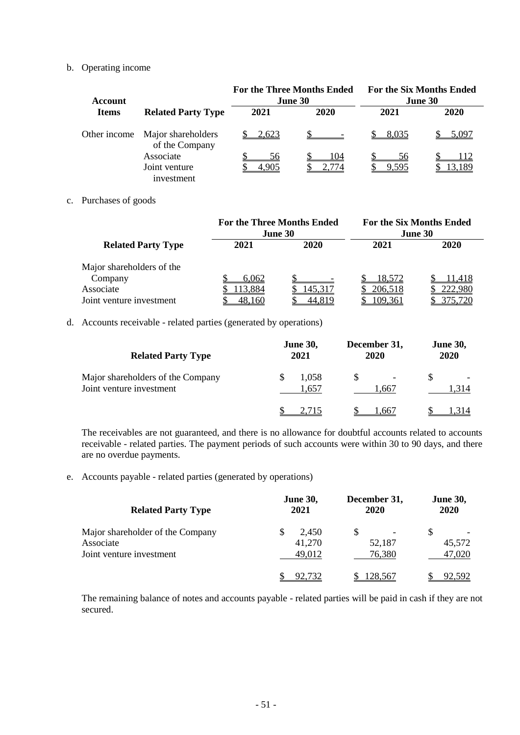b. Operating income

| Account Items | Related Party Type | For the Three Months Ended June 30 | | For the Six Months Ended June 30 | |
|---|---|---|---|---|---|
| | | 2021 | 2020 | 2021 | 2020 |
| Other income | Major shareholders of the Company | $ 2,623 | $ - | $ 8,035 | $ 5,097 |
| | Associate | $ 56 | $ 104 | $ 56 | $ 112 |
| | Joint venture investment | $ 4,905 | $ 2,774 | $ 9,595 | $ 13,189 |

c. Purchases of goods

| Related Party Type | For the Three Months Ended June 30 | | For the Six Months Ended June 30 | |
|---|---|---|---|---|
| | 2021 | 2020 | 2021 | 2020 |
| Major shareholders of the Company | $ 6,062 | $ - | $ 18,572 | $ 11,418 |
| Associate | $ 113,884 | $ 145,317 | $ 206,518 | $ 222,980 |
| Joint venture investment | $ 48,160 | $ 44,819 | $ 109,361 | $ 375,720 |

d. Accounts receivable - related parties (generated by operations)

| Related Party Type | June 30, 2021 | December 31, 2020 | June 30, 2020 |
|---|---|---|---|
| Major shareholders of the Company | $ 1,058 | $ - | $ - |
| Joint venture investment | 1,657 | 1,667 | 1,314 |
| | $ 2,715 | $ 1,667 | $ 1,314 |

The receivables are not guaranteed, and there is no allowance for doubtful accounts related to accounts receivable - related parties. The payment periods of such accounts were within 30 to 90 days, and there are no overdue payments.

e. Accounts payable - related parties (generated by operations)

| Related Party Type | June 30, 2021 | December 31, 2020 | June 30, 2020 |
|---|---|---|---|
| Major shareholder of the Company | $ 2,450 | $ - | $ - |
| Associate | 41,270 | 52,187 | 45,572 |
| Joint venture investment | 49,012 | 76,380 | 47,020 |
| | $ 92,732 | $ 128,567 | $ 92,592 |

The remaining balance of notes and accounts payable - related parties will be paid in cash if they are not secured.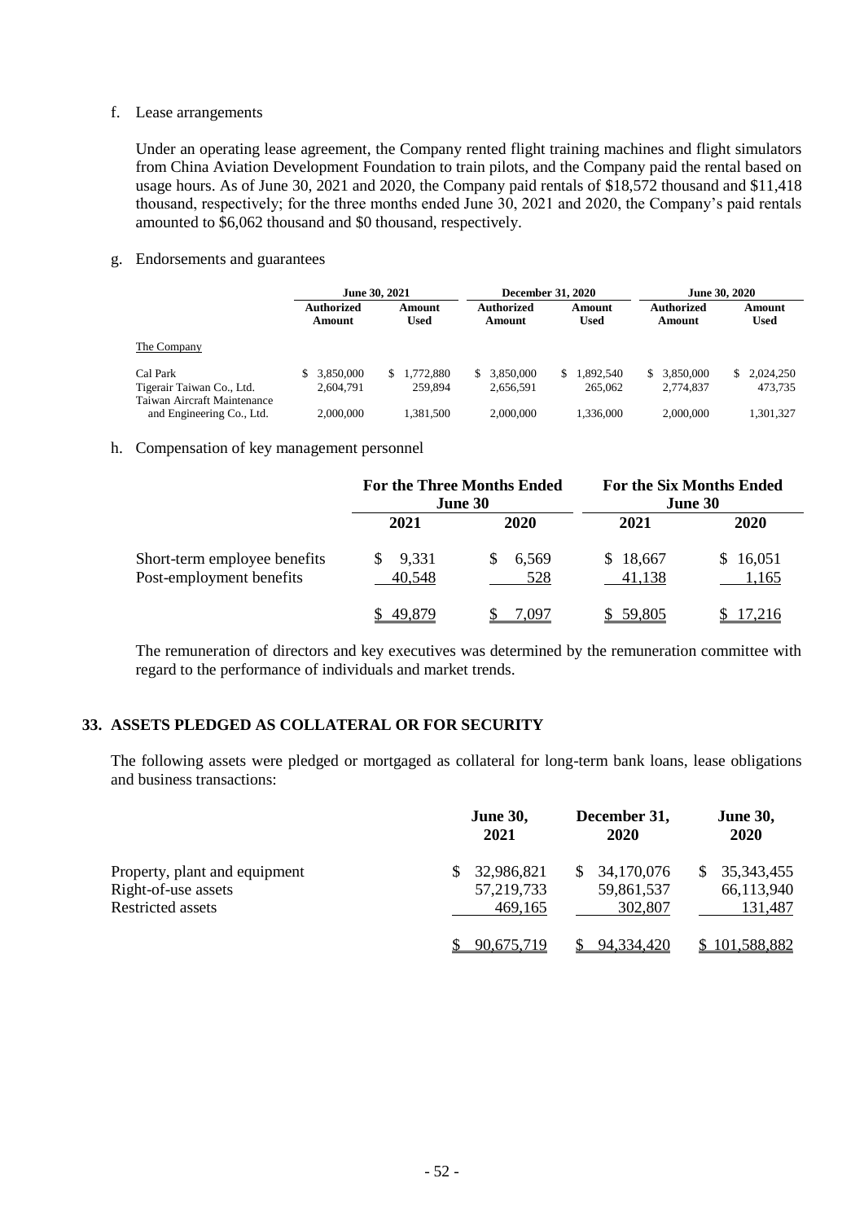f. Lease arrangements

Under an operating lease agreement, the Company rented flight training machines and flight simulators from China Aviation Development Foundation to train pilots, and the Company paid the rental based on usage hours. As of June 30, 2021 and 2020, the Company paid rentals of $18,572 thousand and $11,418 thousand, respectively; for the three months ended June 30, 2021 and 2020, the Company's paid rentals amounted to $6,062 thousand and $0 thousand, respectively.

g. Endorsements and guarantees

| | June 30, 2021 | | December 31, 2020 | | June 30, 2020 | |
|---|---|---|---|---|---|---|
| | Authorized Amount | Amount Used | Authorized Amount | Amount Used | Authorized Amount | Amount Used |
| The Company | | | | | | |
| Cal Park | $ 3,850,000 | $ 1,772,880 | $ 3,850,000 | $ 1,892,540 | $ 3,850,000 | $ 2,024,250 |
| Tigerair Taiwan Co., Ltd. | 2,604,791 | 259,894 | 2,656,591 | 265,062 | 2,774,837 | 473,735 |
| Taiwan Aircraft Maintenance and Engineering Co., Ltd. | 2,000,000 | 1,381,500 | 2,000,000 | 1,336,000 | 2,000,000 | 1,301,327 |

h. Compensation of key management personnel

| | For the Three Months Ended June 30 | | For the Six Months Ended June 30 | |
|---|---|---|---|---|
| | 2021 | 2020 | 2021 | 2020 |
| Short-term employee benefits | $ 9,331 | $ 6,569 | $ 18,667 | $ 16,051 |
| Post-employment benefits | 40,548 | 528 | 41,138 | 1,165 |
| | $ 49,879 | $ 7,097 | $ 59,805 | $ 17,216 |

The remuneration of directors and key executives was determined by the remuneration committee with regard to the performance of individuals and market trends.

## 33. ASSETS PLEDGED AS COLLATERAL OR FOR SECURITY

The following assets were pledged or mortgaged as collateral for long-term bank loans, lease obligations and business transactions:

| | June 30, 2021 | December 31, 2020 | June 30, 2020 |
|---|---|---|---|
| Property, plant and equipment | $ 32,986,821 | $ 34,170,076 | $ 35,343,455 |
| Right-of-use assets | 57,219,733 | 59,861,537 | 66,113,940 |
| Restricted assets | 469,165 | 302,807 | 131,487 |
| | $ 90,675,719 | $ 94,334,420 | $ 101,588,882 |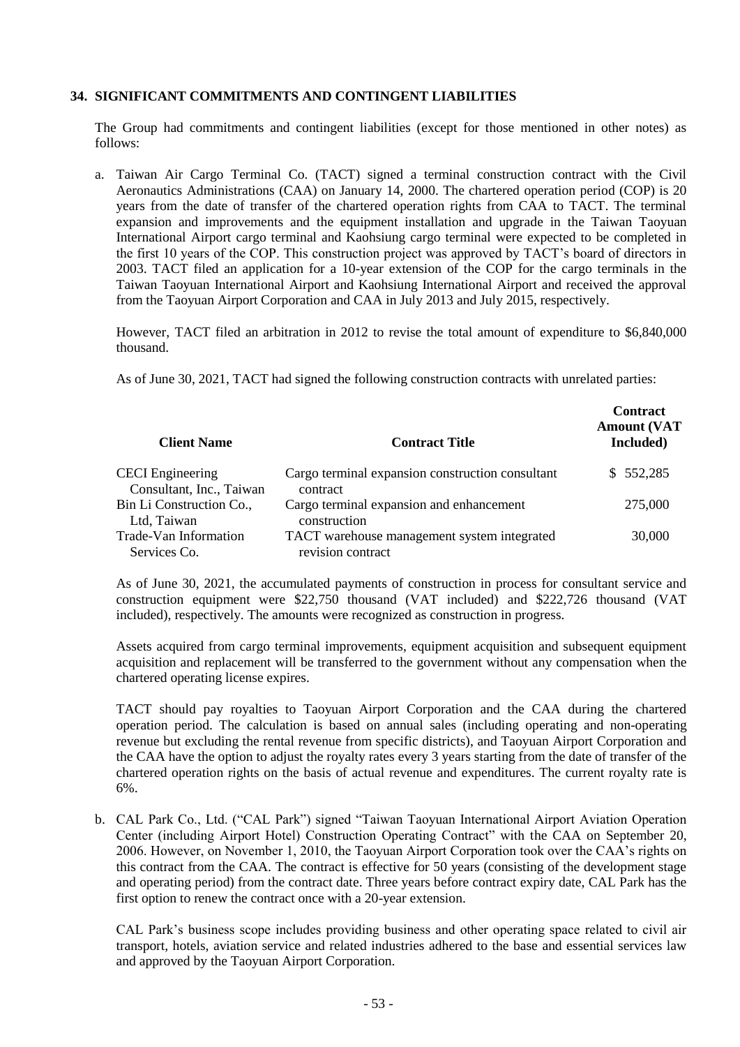## 34. SIGNIFICANT COMMITMENTS AND CONTINGENT LIABILITIES

The Group had commitments and contingent liabilities (except for those mentioned in other notes) as follows:

a. Taiwan Air Cargo Terminal Co. (TACT) signed a terminal construction contract with the Civil Aeronautics Administrations (CAA) on January 14, 2000. The chartered operation period (COP) is 20 years from the date of transfer of the chartered operation rights from CAA to TACT. The terminal expansion and improvements and the equipment installation and upgrade in the Taiwan Taoyuan International Airport cargo terminal and Kaohsiung cargo terminal were expected to be completed in the first 10 years of the COP. This construction project was approved by TACT's board of directors in 2003. TACT filed an application for a 10-year extension of the COP for the cargo terminals in the Taiwan Taoyuan International Airport and Kaohsiung International Airport and received the approval from the Taoyuan Airport Corporation and CAA in July 2013 and July 2015, respectively.

   However, TACT filed an arbitration in 2012 to revise the total amount of expenditure to $6,840,000 thousand.

   As of June 30, 2021, TACT had signed the following construction contracts with unrelated parties:

| Client Name | Contract Title | Contract Amount (VAT Included) |
|---|---|---|
| CECI Engineering Consultant, Inc., Taiwan | Cargo terminal expansion construction consultant contract | $ 552,285 |
| Bin Li Construction Co., Ltd, Taiwan | Cargo terminal expansion and enhancement construction | 275,000 |
| Trade-Van Information Services Co. | TACT warehouse management system integrated revision contract | 30,000 |

   As of June 30, 2021, the accumulated payments of construction in process for consultant service and construction equipment were $22,750 thousand (VAT included) and $222,726 thousand (VAT included), respectively. The amounts were recognized as construction in progress.

   Assets acquired from cargo terminal improvements, equipment acquisition and subsequent equipment acquisition and replacement will be transferred to the government without any compensation when the chartered operating license expires.

   TACT should pay royalties to Taoyuan Airport Corporation and the CAA during the chartered operation period. The calculation is based on annual sales (including operating and non-operating revenue but excluding the rental revenue from specific districts), and Taoyuan Airport Corporation and the CAA have the option to adjust the royalty rates every 3 years starting from the date of transfer of the chartered operation rights on the basis of actual revenue and expenditures. The current royalty rate is 6%.

b. CAL Park Co., Ltd. ("CAL Park") signed "Taiwan Taoyuan International Airport Aviation Operation Center (including Airport Hotel) Construction Operating Contract" with the CAA on September 20, 2006. However, on November 1, 2010, the Taoyuan Airport Corporation took over the CAA's rights on this contract from the CAA. The contract is effective for 50 years (consisting of the development stage and operating period) from the contract date. Three years before contract expiry date, CAL Park has the first option to renew the contract once with a 20-year extension.

   CAL Park's business scope includes providing business and other operating space related to civil air transport, hotels, aviation service and related industries adhered to the base and essential services law and approved by the Taoyuan Airport Corporation.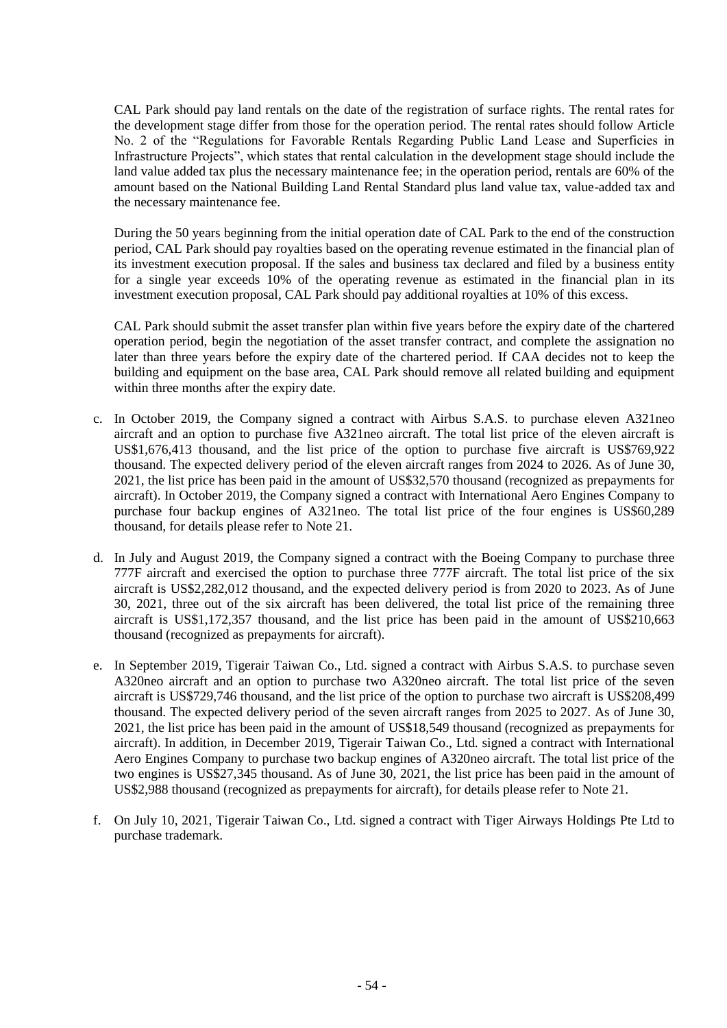CAL Park should pay land rentals on the date of the registration of surface rights. The rental rates for the development stage differ from those for the operation period. The rental rates should follow Article No. 2 of the "Regulations for Favorable Rentals Regarding Public Land Lease and Superficies in Infrastructure Projects", which states that rental calculation in the development stage should include the land value added tax plus the necessary maintenance fee; in the operation period, rentals are 60% of the amount based on the National Building Land Rental Standard plus land value tax, value-added tax and the necessary maintenance fee.

During the 50 years beginning from the initial operation date of CAL Park to the end of the construction period, CAL Park should pay royalties based on the operating revenue estimated in the financial plan of its investment execution proposal. If the sales and business tax declared and filed by a business entity for a single year exceeds 10% of the operating revenue as estimated in the financial plan in its investment execution proposal, CAL Park should pay additional royalties at 10% of this excess.

CAL Park should submit the asset transfer plan within five years before the expiry date of the chartered operation period, begin the negotiation of the asset transfer contract, and complete the assignation no later than three years before the expiry date of the chartered period. If CAA decides not to keep the building and equipment on the base area, CAL Park should remove all related building and equipment within three months after the expiry date.

c. In October 2019, the Company signed a contract with Airbus S.A.S. to purchase eleven A321neo aircraft and an option to purchase five A321neo aircraft. The total list price of the eleven aircraft is US$1,676,413 thousand, and the list price of the option to purchase five aircraft is US$769,922 thousand. The expected delivery period of the eleven aircraft ranges from 2024 to 2026. As of June 30, 2021, the list price has been paid in the amount of US$32,570 thousand (recognized as prepayments for aircraft). In October 2019, the Company signed a contract with International Aero Engines Company to purchase four backup engines of A321neo. The total list price of the four engines is US$60,289 thousand, for details please refer to Note 21.

d. In July and August 2019, the Company signed a contract with the Boeing Company to purchase three 777F aircraft and exercised the option to purchase three 777F aircraft. The total list price of the six aircraft is US$2,282,012 thousand, and the expected delivery period is from 2020 to 2023. As of June 30, 2021, three out of the six aircraft has been delivered, the total list price of the remaining three aircraft is US$1,172,357 thousand, and the list price has been paid in the amount of US$210,663 thousand (recognized as prepayments for aircraft).

e. In September 2019, Tigerair Taiwan Co., Ltd. signed a contract with Airbus S.A.S. to purchase seven A320neo aircraft and an option to purchase two A320neo aircraft. The total list price of the seven aircraft is US$729,746 thousand, and the list price of the option to purchase two aircraft is US$208,499 thousand. The expected delivery period of the seven aircraft ranges from 2025 to 2027. As of June 30, 2021, the list price has been paid in the amount of US$18,549 thousand (recognized as prepayments for aircraft). In addition, in December 2019, Tigerair Taiwan Co., Ltd. signed a contract with International Aero Engines Company to purchase two backup engines of A320neo aircraft. The total list price of the two engines is US$27,345 thousand. As of June 30, 2021, the list price has been paid in the amount of US$2,988 thousand (recognized as prepayments for aircraft), for details please refer to Note 21.

f. On July 10, 2021, Tigerair Taiwan Co., Ltd. signed a contract with Tiger Airways Holdings Pte Ltd to purchase trademark.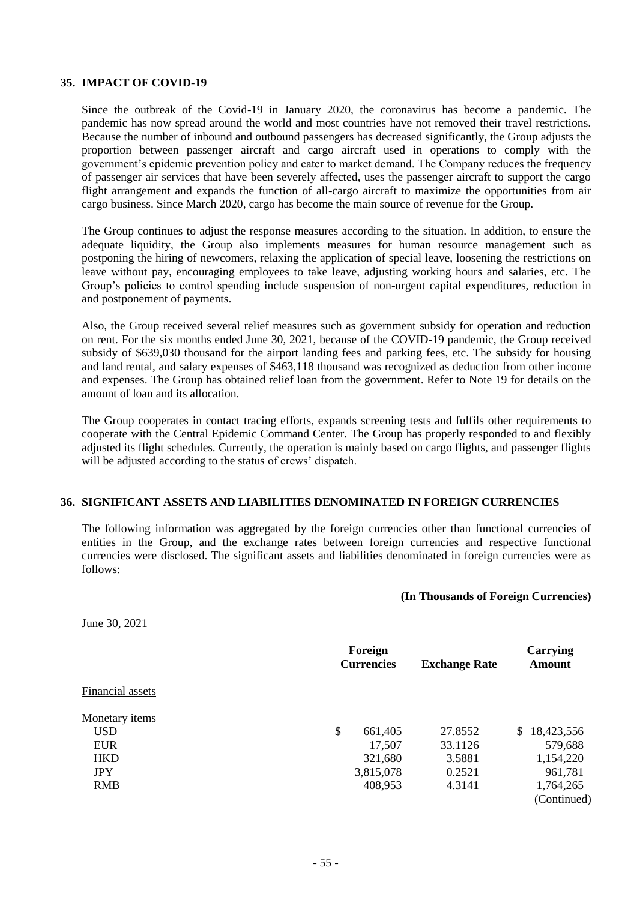## 35. IMPACT OF COVID-19

Since the outbreak of the Covid-19 in January 2020, the coronavirus has become a pandemic. The pandemic has now spread around the world and most countries have not removed their travel restrictions. Because the number of inbound and outbound passengers has decreased significantly, the Group adjusts the proportion between passenger aircraft and cargo aircraft used in operations to comply with the government's epidemic prevention policy and cater to market demand. The Company reduces the frequency of passenger air services that have been severely affected, uses the passenger aircraft to support the cargo flight arrangement and expands the function of all-cargo aircraft to maximize the opportunities from air cargo business. Since March 2020, cargo has become the main source of revenue for the Group.

The Group continues to adjust the response measures according to the situation. In addition, to ensure the adequate liquidity, the Group also implements measures for human resource management such as postponing the hiring of newcomers, relaxing the application of special leave, loosening the restrictions on leave without pay, encouraging employees to take leave, adjusting working hours and salaries, etc. The Group's policies to control spending include suspension of non-urgent capital expenditures, reduction in and postponement of payments.

Also, the Group received several relief measures such as government subsidy for operation and reduction on rent. For the six months ended June 30, 2021, because of the COVID-19 pandemic, the Group received subsidy of $639,030 thousand for the airport landing fees and parking fees, etc. The subsidy for housing and land rental, and salary expenses of $463,118 thousand was recognized as deduction from other income and expenses. The Group has obtained relief loan from the government. Refer to Note 19 for details on the amount of loan and its allocation.

The Group cooperates in contact tracing efforts, expands screening tests and fulfils other requirements to cooperate with the Central Epidemic Command Center. The Group has properly responded to and flexibly adjusted its flight schedules. Currently, the operation is mainly based on cargo flights, and passenger flights will be adjusted according to the status of crews' dispatch.

## 36. SIGNIFICANT ASSETS AND LIABILITIES DENOMINATED IN FOREIGN CURRENCIES

The following information was aggregated by the foreign currencies other than functional currencies of entities in the Group, and the exchange rates between foreign currencies and respective functional currencies were disclosed. The significant assets and liabilities denominated in foreign currencies were as follows:

**(In Thousands of Foreign Currencies)**

June 30, 2021

| | Foreign Currencies | Exchange Rate | Carrying Amount |
|---|---|---|---|
| Financial assets | | | |
| Monetary items | | | |
| USD | $ 661,405 | 27.8552 | $ 18,423,556 |
| EUR | 17,507 | 33.1126 | 579,688 |
| HKD | 321,680 | 3.5881 | 1,154,220 |
| JPY | 3,815,078 | 0.2521 | 961,781 |
| RMB | 408,953 | 4.3141 | 1,764,265 |

(Continued)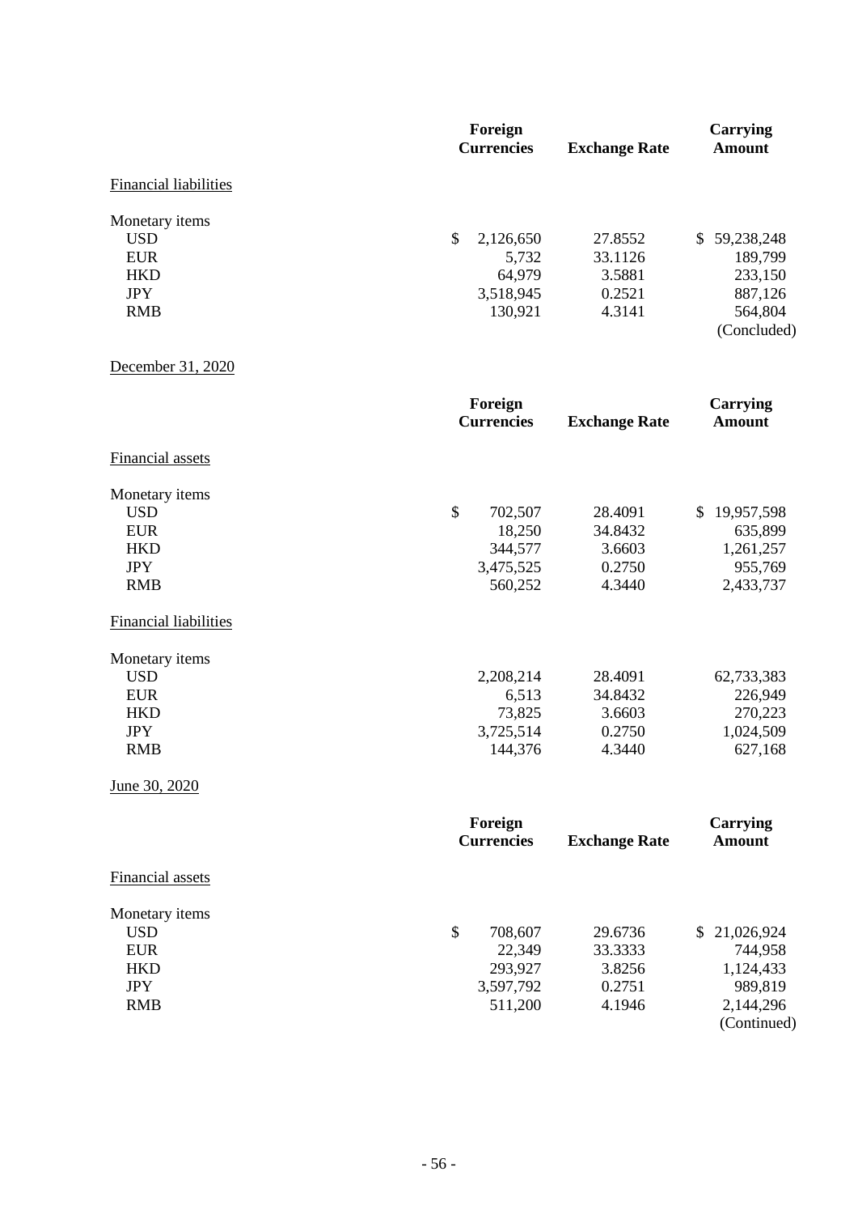| | Foreign Currencies | Exchange Rate | Carrying Amount |
|---|---|---|---|
| Financial liabilities | | | |
| Monetary items | | | |
| USD | $ 2,126,650 | 27.8552 | $ 59,238,248 |
| EUR | 5,732 | 33.1126 | 189,799 |
| HKD | 64,979 | 3.5881 | 233,150 |
| JPY | 3,518,945 | 0.2521 | 887,126 |
| RMB | 130,921 | 4.3141 | 564,804 |

(Concluded)

December 31, 2020

| | Foreign Currencies | Exchange Rate | Carrying Amount |
|---|---|---|---|
| Financial assets | | | |
| Monetary items | | | |
| USD | $ 702,507 | 28.4091 | $ 19,957,598 |
| EUR | 18,250 | 34.8432 | 635,899 |
| HKD | 344,577 | 3.6603 | 1,261,257 |
| JPY | 3,475,525 | 0.2750 | 955,769 |
| RMB | 560,252 | 4.3440 | 2,433,737 |
| Financial liabilities | | | |
| Monetary items | | | |
| USD | 2,208,214 | 28.4091 | 62,733,383 |
| EUR | 6,513 | 34.8432 | 226,949 |
| HKD | 73,825 | 3.6603 | 270,223 |
| JPY | 3,725,514 | 0.2750 | 1,024,509 |
| RMB | 144,376 | 4.3440 | 627,168 |

June 30, 2020

| | Foreign Currencies | Exchange Rate | Carrying Amount |
|---|---|---|---|
| Financial assets | | | |
| Monetary items | | | |
| USD | $ 708,607 | 29.6736 | $ 21,026,924 |
| EUR | 22,349 | 33.3333 | 744,958 |
| HKD | 293,927 | 3.8256 | 1,124,433 |
| JPY | 3,597,792 | 0.2751 | 989,819 |
| RMB | 511,200 | 4.1946 | 2,144,296 |

(Continued)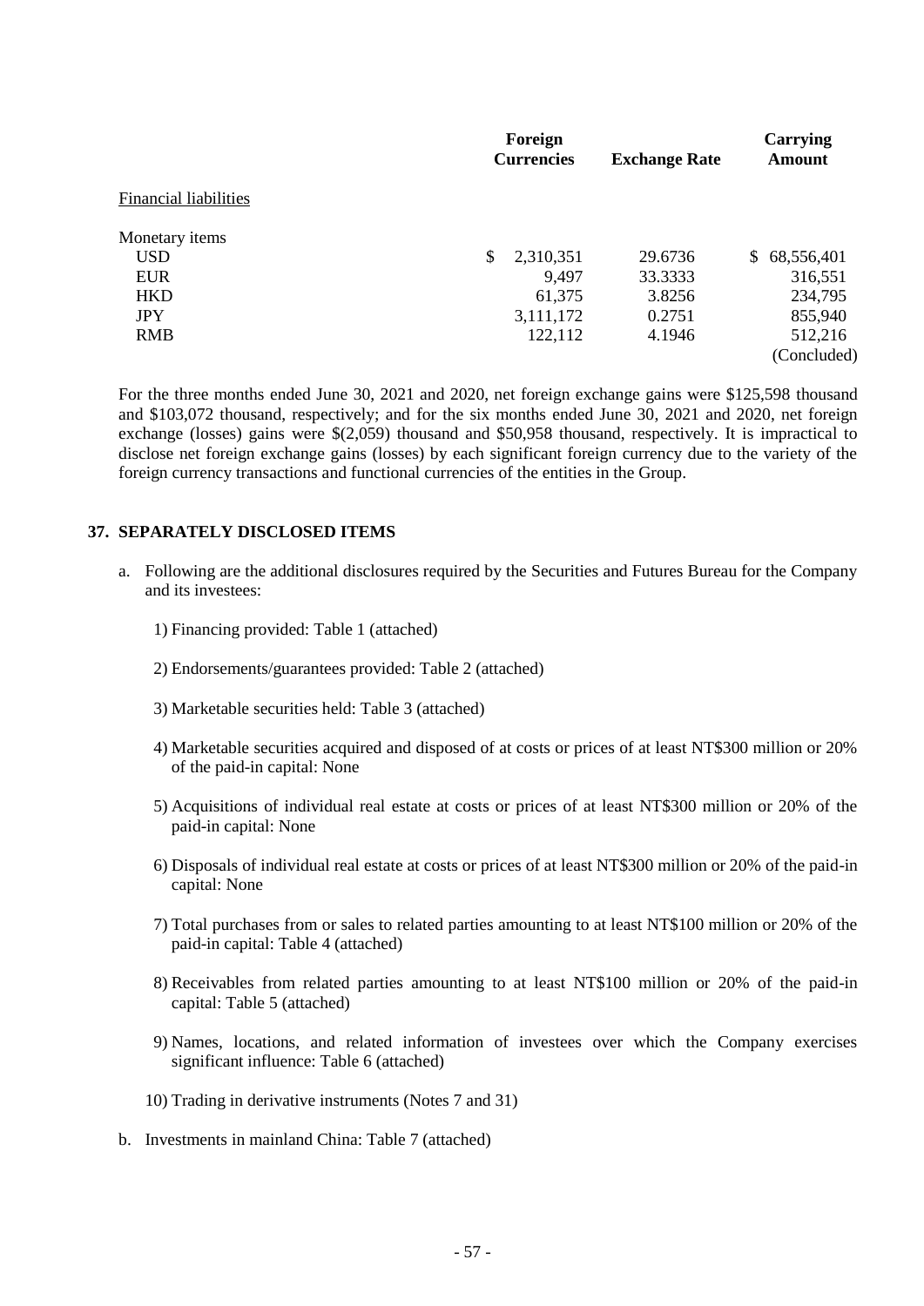| | Foreign Currencies | Exchange Rate | Carrying Amount |
|---|---|---|---|
| Financial liabilities | | | |
| Monetary items | | | |
| USD | $ 2,310,351 | 29.6736 | $ 68,556,401 |
| EUR | 9,497 | 33.3333 | 316,551 |
| HKD | 61,375 | 3.8256 | 234,795 |
| JPY | 3,111,172 | 0.2751 | 855,940 |
| RMB | 122,112 | 4.1946 | 512,216 |
| | | | (Concluded) |

For the three months ended June 30, 2021 and 2020, net foreign exchange gains were $125,598 thousand and $103,072 thousand, respectively; and for the six months ended June 30, 2021 and 2020, net foreign exchange (losses) gains were $(2,059) thousand and $50,958 thousand, respectively. It is impractical to disclose net foreign exchange gains (losses) by each significant foreign currency due to the variety of the foreign currency transactions and functional currencies of the entities in the Group.

## 37. SEPARATELY DISCLOSED ITEMS

a. Following are the additional disclosures required by the Securities and Futures Bureau for the Company and its investees:

   1) Financing provided: Table 1 (attached)

   2) Endorsements/guarantees provided: Table 2 (attached)

   3) Marketable securities held: Table 3 (attached)

   4) Marketable securities acquired and disposed of at costs or prices of at least NT$300 million or 20% of the paid-in capital: None

   5) Acquisitions of individual real estate at costs or prices of at least NT$300 million or 20% of the paid-in capital: None

   6) Disposals of individual real estate at costs or prices of at least NT$300 million or 20% of the paid-in capital: None

   7) Total purchases from or sales to related parties amounting to at least NT$100 million or 20% of the paid-in capital: Table 4 (attached)

   8) Receivables from related parties amounting to at least NT$100 million or 20% of the paid-in capital: Table 5 (attached)

   9) Names, locations, and related information of investees over which the Company exercises significant influence: Table 6 (attached)

   10) Trading in derivative instruments (Notes 7 and 31)

b. Investments in mainland China: Table 7 (attached)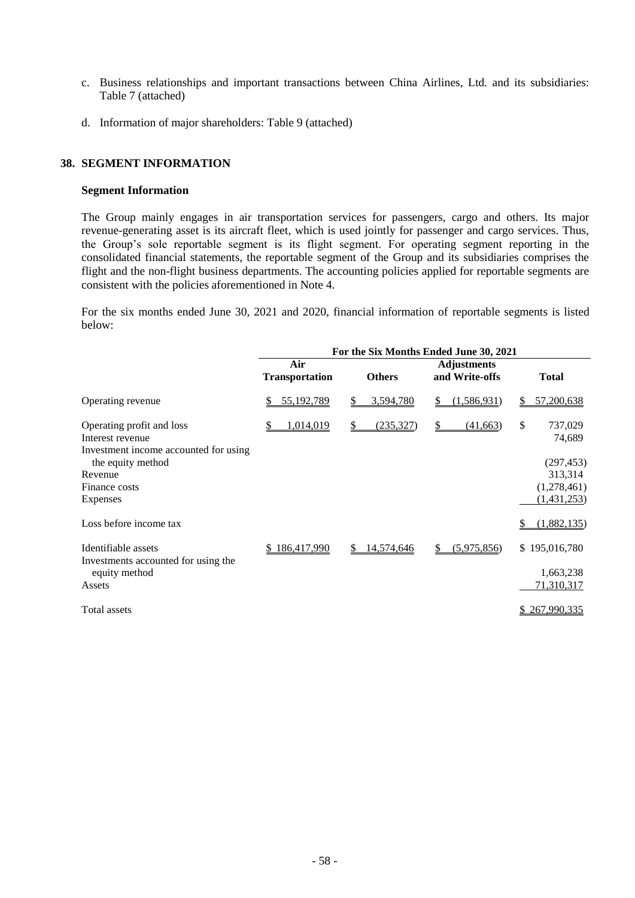c. Business relationships and important transactions between China Airlines, Ltd. and its subsidiaries: Table 7 (attached)

d. Information of major shareholders: Table 9 (attached)

## 38. SEGMENT INFORMATION

### Segment Information

The Group mainly engages in air transportation services for passengers, cargo and others. Its major revenue-generating asset is its aircraft fleet, which is used jointly for passenger and cargo services. Thus, the Group's sole reportable segment is its flight segment. For operating segment reporting in the consolidated financial statements, the reportable segment of the Group and its subsidiaries comprises the flight and the non-flight business departments. The accounting policies applied for reportable segments are consistent with the policies aforementioned in Note 4.

For the six months ended June 30, 2021 and 2020, financial information of reportable segments is listed below:

| | For the Six Months Ended June 30, 2021 | | | |
|---|---|---|---|---|
| | Air Transportation | Others | Adjustments and Write-offs | Total |
| Operating revenue | $ 55,192,789 | $ 3,594,780 | $ (1,586,931) | $ 57,200,638 |
| Operating profit and loss | $ 1,014,019 | $ (235,327) | $ (41,663) | $ 737,029 |
| Interest revenue | | | | 74,689 |
| Investment income accounted for using the equity method | | | | (297,453) |
| Revenue | | | | 313,314 |
| Finance costs | | | | (1,278,461) |
| Expenses | | | | (1,431,253) |
| Loss before income tax | | | | $ (1,882,135) |
| Identifiable assets | $ 186,417,990 | $ 14,574,646 | $ (5,975,856) | $ 195,016,780 |
| Investments accounted for using the equity method | | | | 1,663,238 |
| Assets | | | | 71,310,317 |
| Total assets | | | | $ 267,990,335 |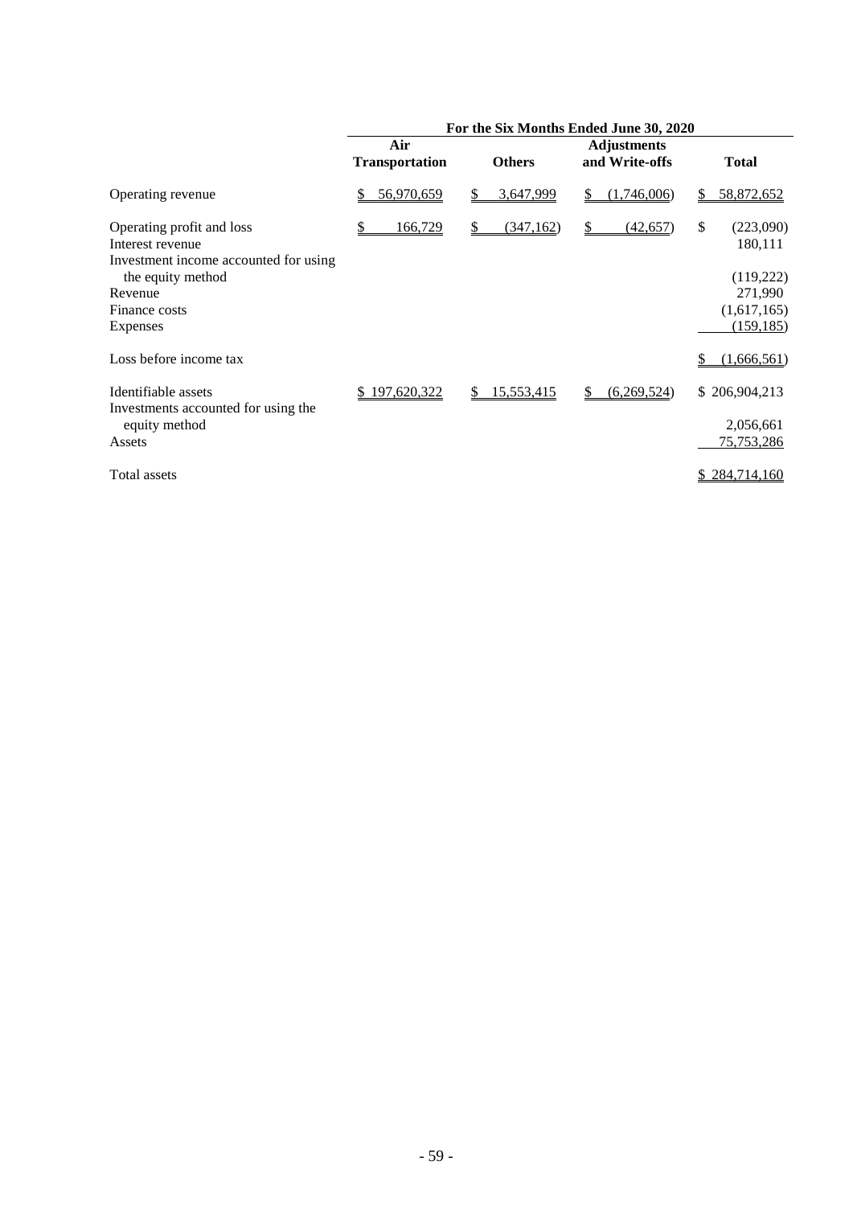| | For the Six Months Ended June 30, 2020 | | | |
|---|---|---|---|---|
| | Air Transportation | Others | Adjustments and Write-offs | Total |
| Operating revenue | $ 56,970,659 | $ 3,647,999 | $ (1,746,006) | $ 58,872,652 |
| Operating profit and loss | $ 166,729 | $ (347,162) | $ (42,657) | $ (223,090) |
| Interest revenue | | | | 180,111 |
| Investment income accounted for using the equity method | | | | (119,222) |
| Revenue | | | | 271,990 |
| Finance costs | | | | (1,617,165) |
| Expenses | | | | (159,185) |
| Loss before income tax | | | | $ (1,666,561) |
| Identifiable assets | $ 197,620,322 | $ 15,553,415 | $ (6,269,524) | $ 206,904,213 |
| Investments accounted for using the equity method | | | | 2,056,661 |
| Assets | | | | 75,753,286 |
| Total assets | | | | $ 284,714,160 |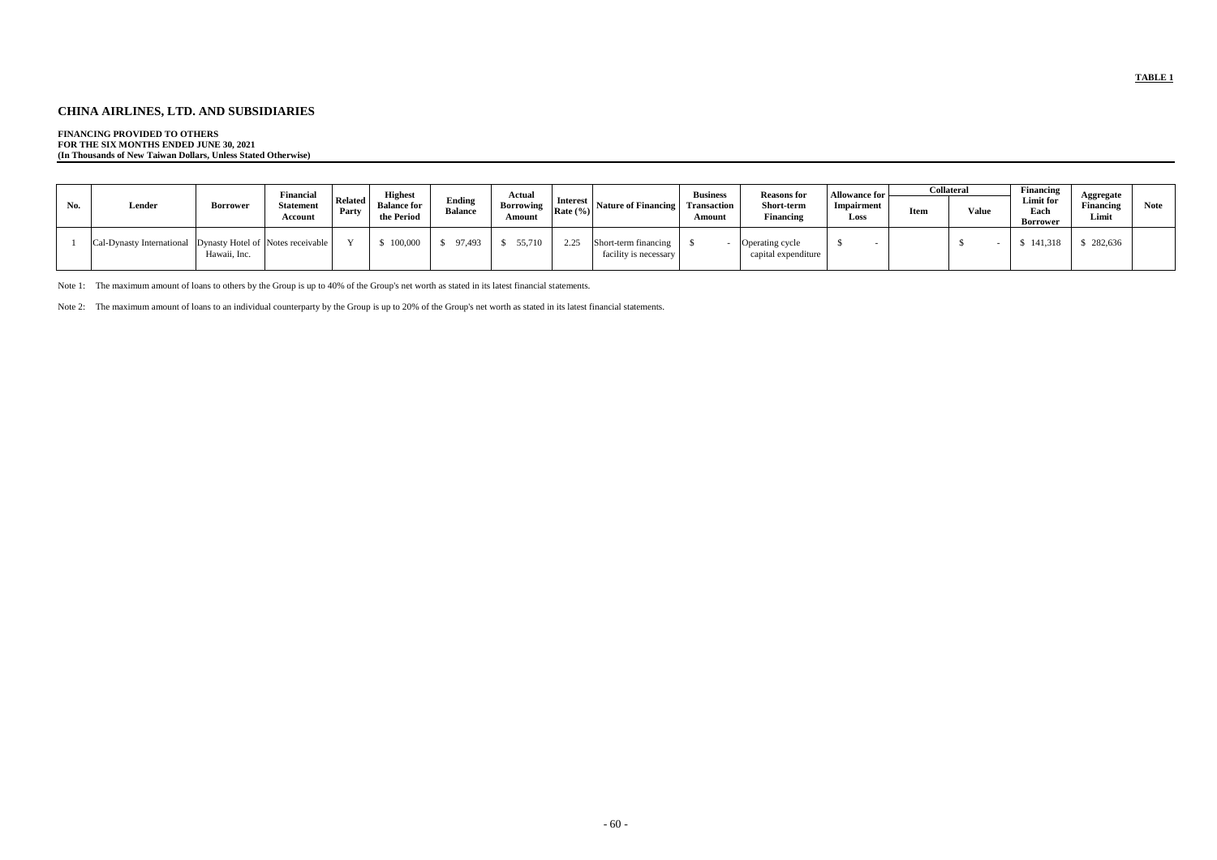**TABLE 1**

## CHINA AIRLINES, LTD. AND SUBSIDIARIES

**FINANCING PROVIDED TO OTHERS**
**FOR THE SIX MONTHS ENDED JUNE 30, 2021**
**(In Thousands of New Taiwan Dollars, Unless Stated Otherwise)**

| No. | Lender | Borrower | Financial Statement Account | Related Party | Highest Balance for the Period | Ending Balance | Actual Borrowing Amount | Interest Rate (%) | Nature of Financing | Business Transaction Amount | Reasons for Short-term Financing | Allowance for Impairment Loss | Collateral | | Financing Limit for Each Borrower | Aggregate Financing Limit | Note |
|---|---|---|---|---|---|---|---|---|---|---|---|---|---|---|---|---|---|
| | | | | | | | | | | | | | Item | Value | | | |
| 1 | Cal-Dynasty International | Dynasty Hotel of Hawaii, Inc. | Notes receivable | Y | $ 100,000 | $ 97,493 | $ 55,710 | 2.25 | Short-term financing facility is necessary | $ - | Operating cycle capital expenditure | $ - | | $ - | $ 141,318 | $ 282,636 | |

Note 1: The maximum amount of loans to others by the Group is up to 40% of the Group's net worth as stated in its latest financial statements.

Note 2: The maximum amount of loans to an individual counterparty by the Group is up to 20% of the Group's net worth as stated in its latest financial statements.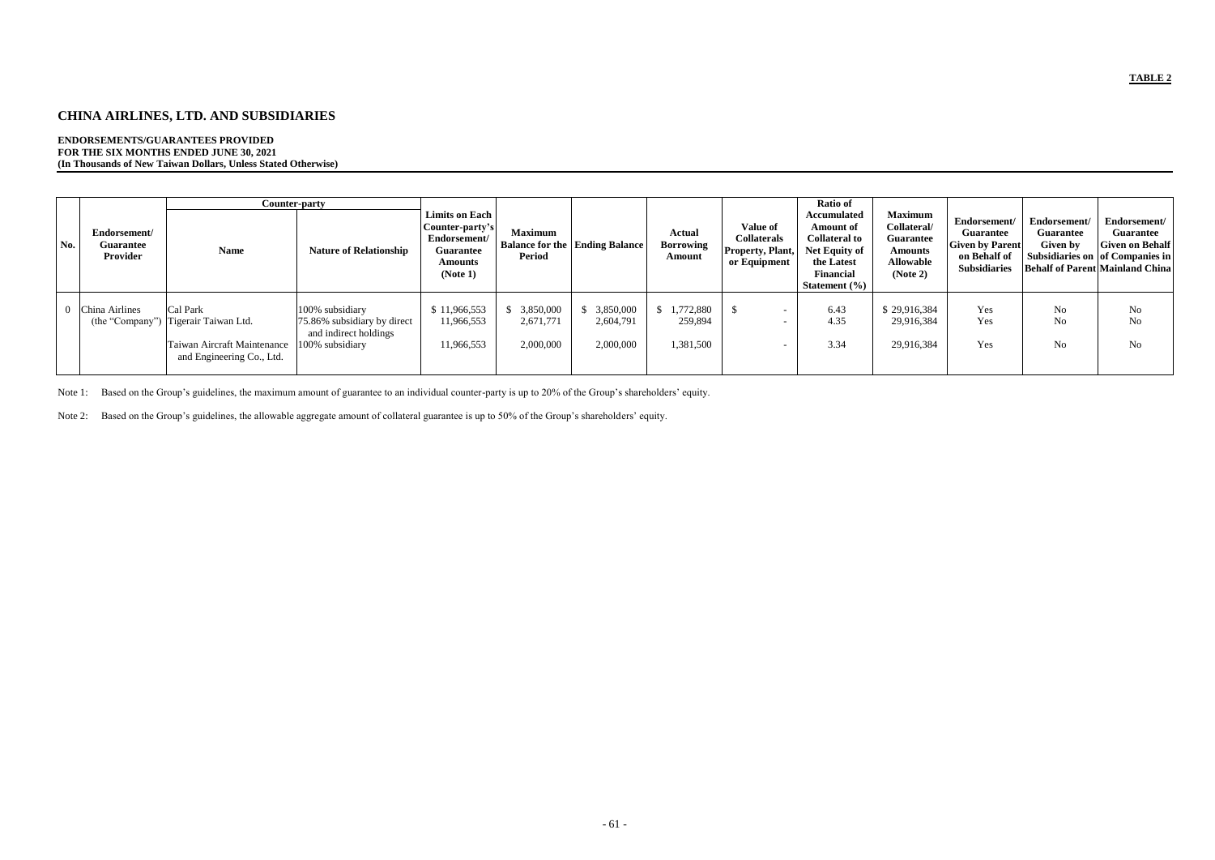**TABLE 2**

# CHINA AIRLINES, LTD. AND SUBSIDIARIES

**ENDORSEMENTS/GUARANTEES PROVIDED**
**FOR THE SIX MONTHS ENDED JUNE 30, 2021**
**(In Thousands of New Taiwan Dollars, Unless Stated Otherwise)**

| No. | Endorsement/ Guarantee Provider | Counter-party | | Limits on Each Counter-party's Endorsement/ Guarantee Amounts (Note 1) | Maximum Balance for the Period | Ending Balance | Actual Borrowing Amount | Value of Collaterals Property, Plant, or Equipment | Ratio of Accumulated Amount of Collateral to Net Equity of the Latest Financial Statement (%) | Maximum Collateral/ Guarantee Amounts Allowable (Note 2) | Endorsement/ Guarantee Given by Parent on Behalf of Subsidiaries | Endorsement/ Guarantee Given by Subsidiaries on Behalf of Parent | Endorsement/ Guarantee Given on Behalf of Companies in Mainland China |
|---|---|---|---|---|---|---|---|---|---|---|---|---|---|
| | | Name | Nature of Relationship | | | | | | | | | | |
| 0 | China Airlines (the "Company") | Cal Park | 100% subsidiary | $ 11,966,553 | $ 3,850,000 | $ 3,850,000 | $ 1,772,880 | $ - | 6.43 | $ 29,916,384 | Yes | No | No |
| | | Tigerair Taiwan Ltd. | 75.86% subsidiary by direct and indirect holdings | 11,966,553 | 2,671,771 | 2,604,791 | 259,894 | - | 4.35 | 29,916,384 | Yes | No | No |
| | | Taiwan Aircraft Maintenance and Engineering Co., Ltd. | 100% subsidiary | 11,966,553 | 2,000,000 | 2,000,000 | 1,381,500 | - | 3.34 | 29,916,384 | Yes | No | No |

Note 1: Based on the Group's guidelines, the maximum amount of guarantee to an individual counter-party is up to 20% of the Group's shareholders' equity.

Note 2: Based on the Group's guidelines, the allowable aggregate amount of collateral guarantee is up to 50% of the Group's shareholders' equity.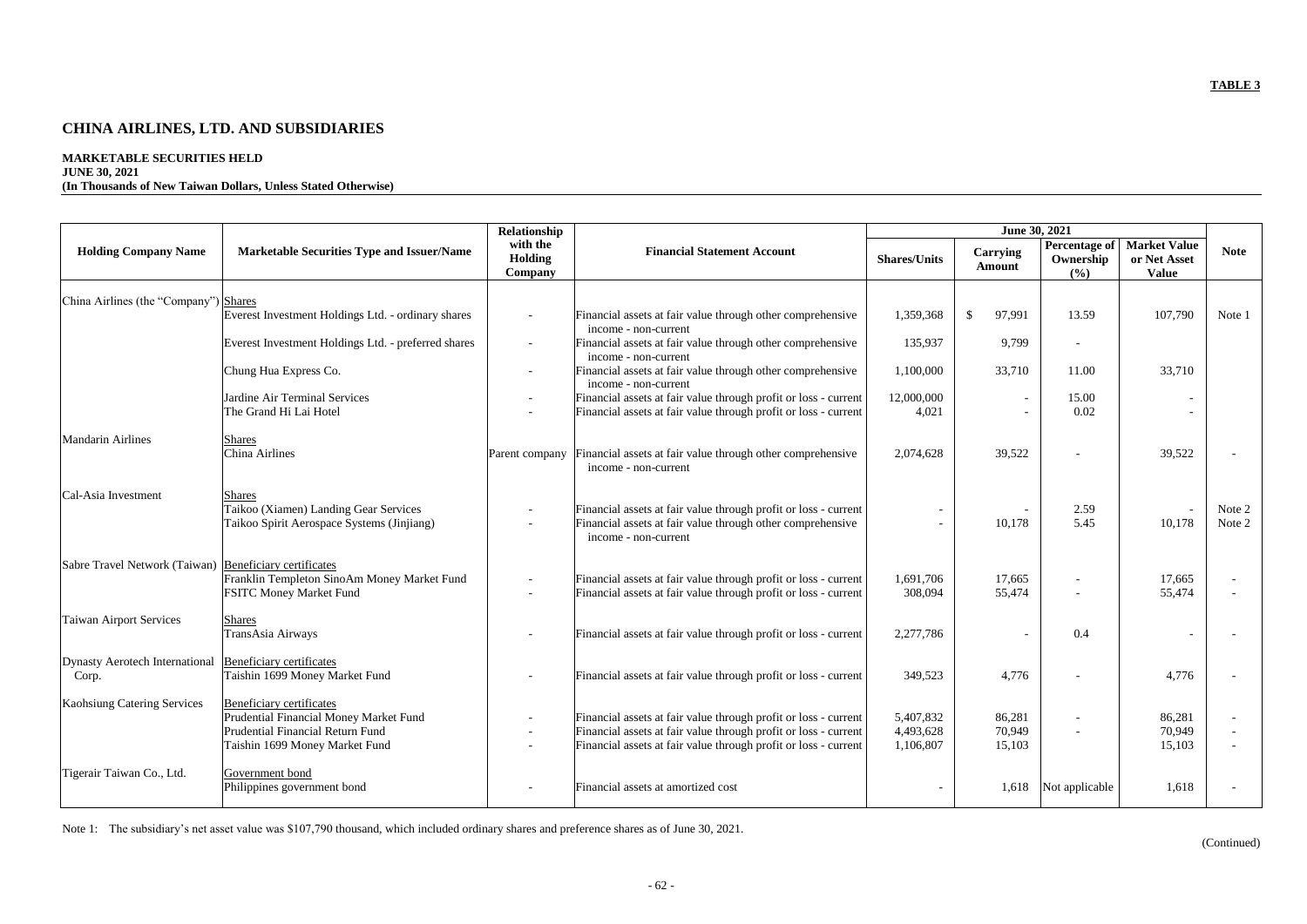**TABLE 3**

# CHINA AIRLINES, LTD. AND SUBSIDIARIES

**MARKETABLE SECURITIES HELD**
**JUNE 30, 2021**
**(In Thousands of New Taiwan Dollars, Unless Stated Otherwise)**

| Holding Company Name | Marketable Securities Type and Issuer/Name | Relationship with the Holding Company | Financial Statement Account | June 30, 2021 | | | | Note |
|---|---|---|---|---|---|---|---|---|
| | | | | Shares/Units | Carrying Amount | Percentage of Ownership (%) | Market Value or Net Asset Value | |
| China Airlines (the "Company") | Shares | | | | | | | |
| | Everest Investment Holdings Ltd. - ordinary shares | - | Financial assets at fair value through other comprehensive income - non-current | 1,359,368 | $ 97,991 | 13.59 | 107,790 | Note 1 |
| | Everest Investment Holdings Ltd. - preferred shares | - | Financial assets at fair value through other comprehensive income - non-current | 135,937 | 9,799 | - | | |
| | Chung Hua Express Co. | - | Financial assets at fair value through other comprehensive income - non-current | 1,100,000 | 33,710 | 11.00 | 33,710 | |
| | Jardine Air Terminal Services | - | Financial assets at fair value through profit or loss - current | 12,000,000 | - | 15.00 | - | |
| | The Grand Hi Lai Hotel | - | Financial assets at fair value through profit or loss - current | 4,021 | - | 0.02 | - | |
| Mandarin Airlines | Shares | | | | | | | |
| | China Airlines | Parent company | Financial assets at fair value through other comprehensive income - non-current | 2,074,628 | 39,522 | - | 39,522 | - |
| Cal-Asia Investment | Shares | | | | | | | |
| | Taikoo (Xiamen) Landing Gear Services | - | Financial assets at fair value through profit or loss - current | - | - | 2.59 | - | Note 2 |
| | Taikoo Spirit Aerospace Systems (Jinjiang) | - | Financial assets at fair value through other comprehensive income - non-current | - | 10,178 | 5.45 | 10,178 | Note 2 |
| Sabre Travel Network (Taiwan) | Beneficiary certificates | | | | | | | |
| | Franklin Templeton SinoAm Money Market Fund | - | Financial assets at fair value through profit or loss - current | 1,691,706 | 17,665 | - | 17,665 | - |
| | FSITC Money Market Fund | - | Financial assets at fair value through profit or loss - current | 308,094 | 55,474 | - | 55,474 | - |
| Taiwan Airport Services | Shares | | | | | | | |
| | TransAsia Airways | - | Financial assets at fair value through profit or loss - current | 2,277,786 | - | 0.4 | - | - |
| Dynasty Aerotech International Corp. | Beneficiary certificates | | | | | | | |
| | Taishin 1699 Money Market Fund | - | Financial assets at fair value through profit or loss - current | 349,523 | 4,776 | - | 4,776 | - |
| Kaohsiung Catering Services | Beneficiary certificates | | | | | | | |
| | Prudential Financial Money Market Fund | - | Financial assets at fair value through profit or loss - current | 5,407,832 | 86,281 | - | 86,281 | - |
| | Prudential Financial Return Fund | - | Financial assets at fair value through profit or loss - current | 4,493,628 | 70,949 | - | 70,949 | - |
| | Taishin 1699 Money Market Fund | - | Financial assets at fair value through profit or loss - current | 1,106,807 | 15,103 | | 15,103 | - |
| Tigerair Taiwan Co., Ltd. | Government bond | | | | | | | |
| | Philippines government bond | - | Financial assets at amortized cost | - | 1,618 | Not applicable | 1,618 | - |

Note 1: The subsidiary's net asset value was $107,790 thousand, which included ordinary shares and preference shares as of June 30, 2021.

(Continued)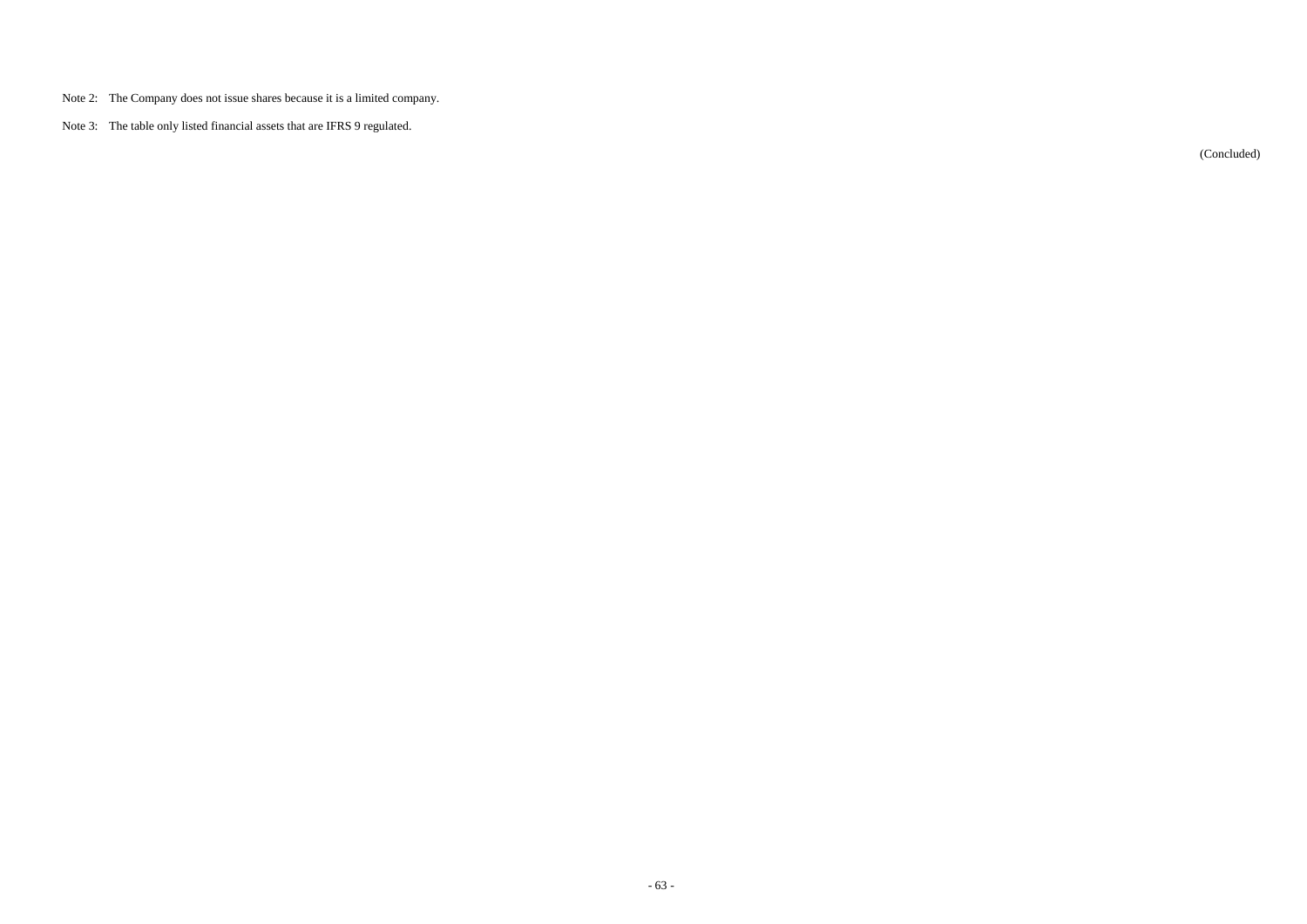Note 2: The Company does not issue shares because it is a limited company.

Note 3: The table only listed financial assets that are IFRS 9 regulated.

(Concluded)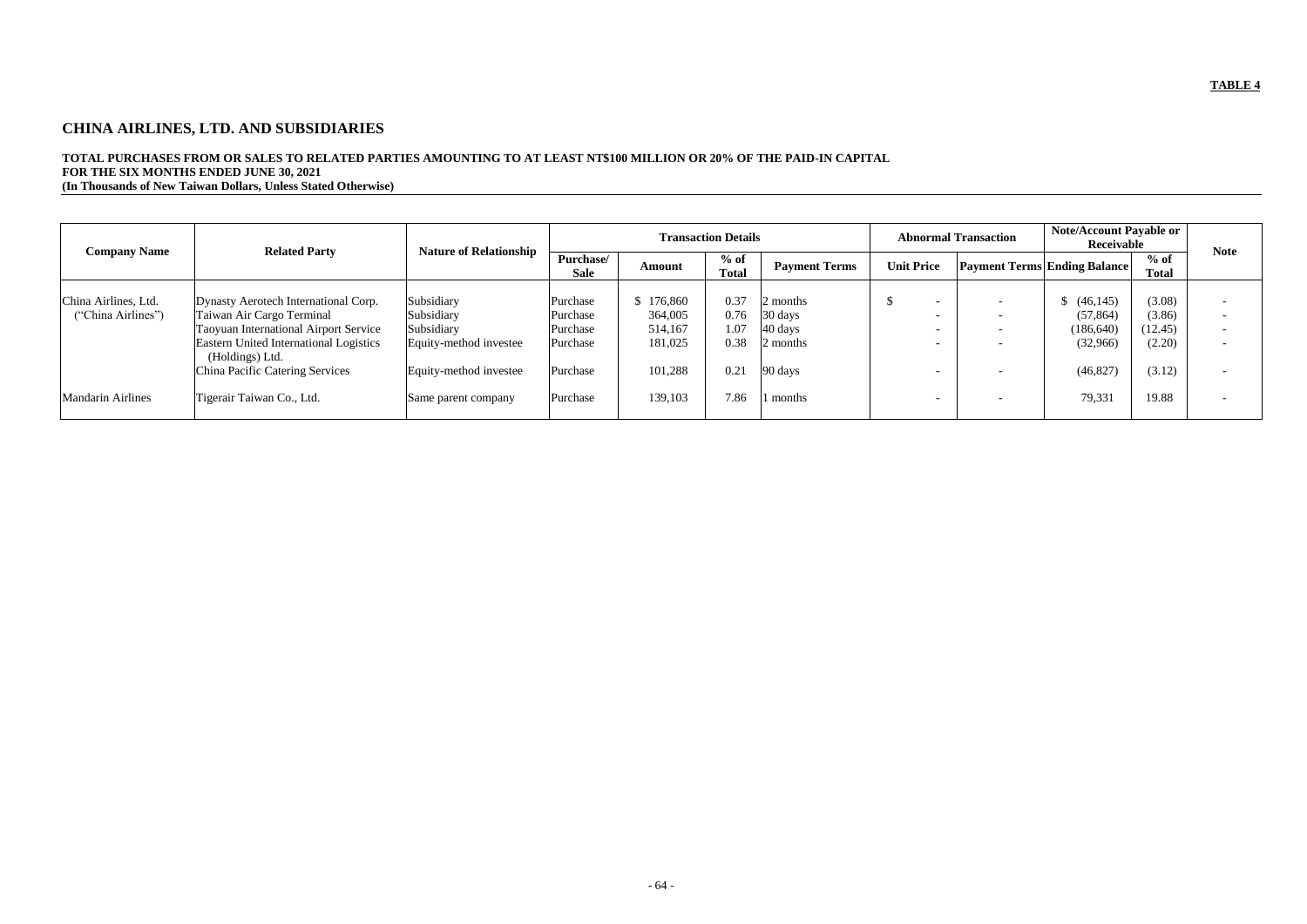**TABLE 4**

## CHINA AIRLINES, LTD. AND SUBSIDIARIES

**TOTAL PURCHASES FROM OR SALES TO RELATED PARTIES AMOUNTING TO AT LEAST NT$100 MILLION OR 20% OF THE PAID-IN CAPITAL**
**FOR THE SIX MONTHS ENDED JUNE 30, 2021**
**(In Thousands of New Taiwan Dollars, Unless Stated Otherwise)**

| Company Name | Related Party | Nature of Relationship | Transaction Details | | | | Abnormal Transaction | | Note/Account Payable or Receivable | | Note |
|---|---|---|---|---|---|---|---|---|---|---|---|
| | | | Purchase/ Sale | Amount | % of Total | Payment Terms | Unit Price | Payment Terms | Ending Balance | % of Total | |
| China Airlines, Ltd. ("China Airlines") | Dynasty Aerotech International Corp. | Subsidiary | Purchase | $ 176,860 | 0.37 | 2 months | $ - | - | $ (46,145) | (3.08) | - |
| | Taiwan Air Cargo Terminal | Subsidiary | Purchase | 364,005 | 0.76 | 30 days | - | - | (57,864) | (3.86) | - |
| | Taoyuan International Airport Service | Subsidiary | Purchase | 514,167 | 1.07 | 40 days | - | - | (186,640) | (12.45) | - |
| | Eastern United International Logistics (Holdings) Ltd. | Equity-method investee | Purchase | 181,025 | 0.38 | 2 months | - | - | (32,966) | (2.20) | - |
| | China Pacific Catering Services | Equity-method investee | Purchase | 101,288 | 0.21 | 90 days | - | - | (46,827) | (3.12) | - |
| Mandarin Airlines | Tigerair Taiwan Co., Ltd. | Same parent company | Purchase | 139,103 | 7.86 | 1 months | - | - | 79,331 | 19.88 | - |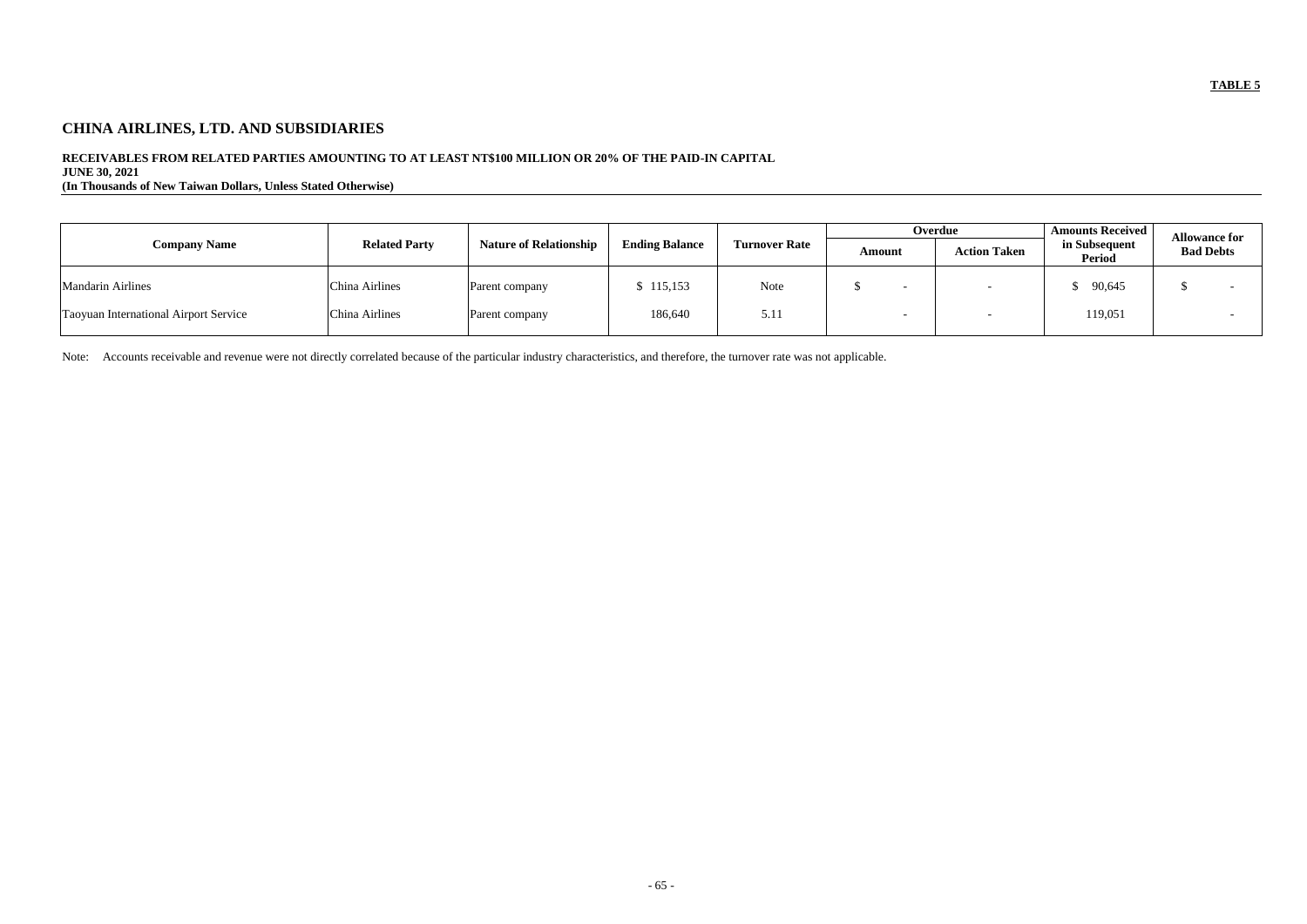**TABLE 5**

# CHINA AIRLINES, LTD. AND SUBSIDIARIES

**RECEIVABLES FROM RELATED PARTIES AMOUNTING TO AT LEAST NT$100 MILLION OR 20% OF THE PAID-IN CAPITAL**
**JUNE 30, 2021**
**(In Thousands of New Taiwan Dollars, Unless Stated Otherwise)**

| Company Name | Related Party | Nature of Relationship | Ending Balance | Turnover Rate | Overdue | | Amounts Received in Subsequent Period | Allowance for Bad Debts |
|---|---|---|---|---|---|---|---|---|
| | | | | | Amount | Action Taken | | |
| Mandarin Airlines | China Airlines | Parent company | $ 115,153 | Note | $ - | - | $ 90,645 | $ - |
| Taoyuan International Airport Service | China Airlines | Parent company | 186,640 | 5.11 | - | - | 119,051 | - |

Note: Accounts receivable and revenue were not directly correlated because of the particular industry characteristics, and therefore, the turnover rate was not applicable.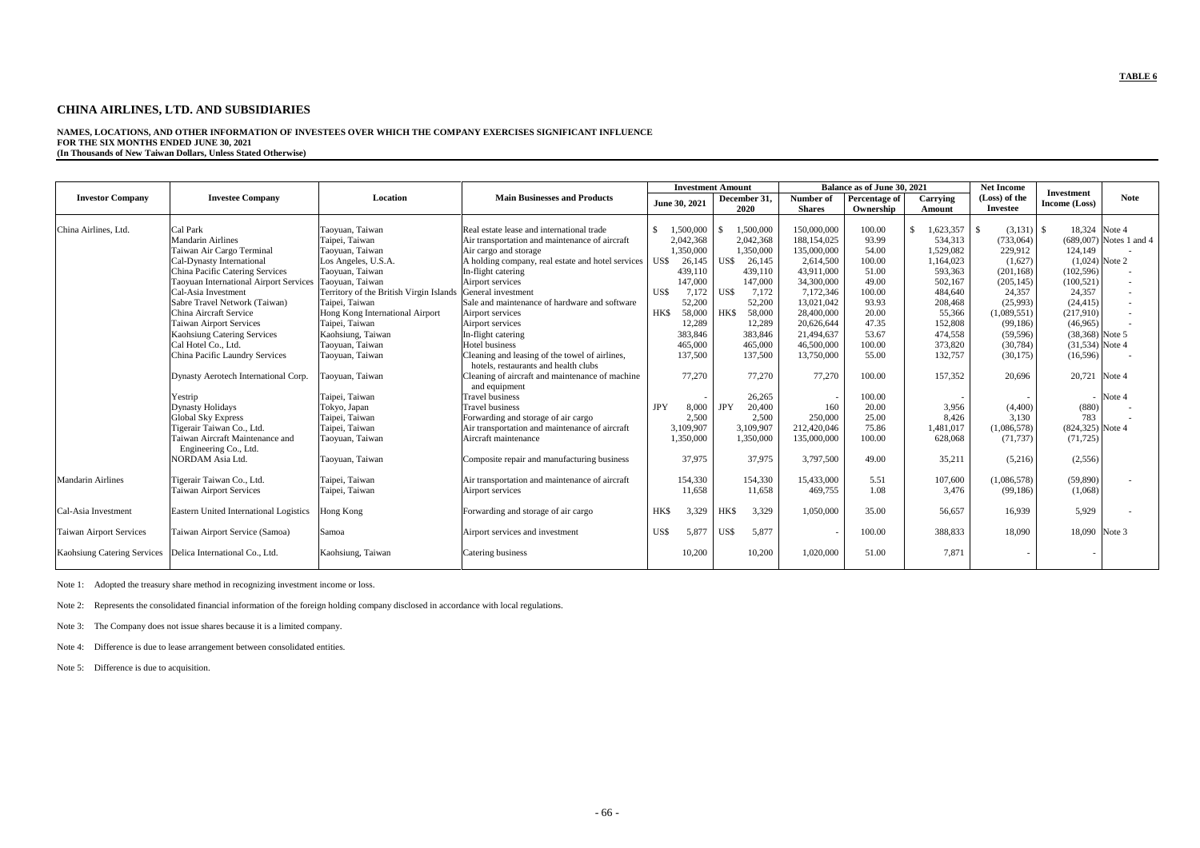**TABLE 6**

## CHINA AIRLINES, LTD. AND SUBSIDIARIES

**NAMES, LOCATIONS, AND OTHER INFORMATION OF INVESTEES OVER WHICH THE COMPANY EXERCISES SIGNIFICANT INFLUENCE**
**FOR THE SIX MONTHS ENDED JUNE 30, 2021**
**(In Thousands of New Taiwan Dollars, Unless Stated Otherwise)**

| Investor Company | Investee Company | Location | Main Businesses and Products | Investment Amount | | Balance as of June 30, 2021 | | | Net Income (Loss) of the Investee | Investment Income (Loss) | Note |
|---|---|---|---|---|---|---|---|---|---|---|---|
| | | | | June 30, 2021 | December 31, 2020 | Number of Shares | Percentage of Ownership | Carrying Amount | | | |
| China Airlines, Ltd. | Cal Park | Taoyuan, Taiwan | Real estate lease and international trade | $ 1,500,000 | $ 1,500,000 | 150,000,000 | 100.00 | $ 1,623,357 | $ (3,131) | $ 18,324 | Note 4 |
| | Mandarin Airlines | Taipei, Taiwan | Air transportation and maintenance of aircraft | 2,042,368 | 2,042,368 | 188,154,025 | 93.99 | 534,313 | (733,064) | (689,007) | Notes 1 and 4 |
| | Taiwan Air Cargo Terminal | Taoyuan, Taiwan | Air cargo and storage | 1,350,000 | 1,350,000 | 135,000,000 | 54.00 | 1,529,082 | 229,912 | 124,149 | - |
| | Cal-Dynasty International | Los Angeles, U.S.A. | A holding company, real estate and hotel services | US$ 26,145 | US$ 26,145 | 2,614,500 | 100.00 | 1,164,023 | (1,627) | (1,024) | Note 2 |
| | China Pacific Catering Services | Taoyuan, Taiwan | In-flight catering | 439,110 | 439,110 | 43,911,000 | 51.00 | 593,363 | (201,168) | (102,596) | - |
| | Taoyuan International Airport Services | Taoyuan, Taiwan | Airport services | 147,000 | 147,000 | 34,300,000 | 49.00 | 502,167 | (205,145) | (100,521) | - |
| | Cal-Asia Investment | Territory of the British Virgin Islands | General investment | US$ 7,172 | US$ 7,172 | 7,172,346 | 100.00 | 484,640 | 24,357 | 24,357 | - |
| | Sabre Travel Network (Taiwan) | Taipei, Taiwan | Sale and maintenance of hardware and software | 52,200 | 52,200 | 13,021,042 | 93.93 | 208,468 | (25,993) | (24,415) | - |
| | China Aircraft Service | Hong Kong International Airport | Airport services | HK$ 58,000 | HK$ 58,000 | 28,400,000 | 20.00 | 55,366 | (1,089,551) | (217,910) | - |
| | Taiwan Airport Services | Taipei, Taiwan | Airport services | 12,289 | 12,289 | 20,626,644 | 47.35 | 152,808 | (99,186) | (46,965) | - |
| | Kaohsiung Catering Services | Kaohsiung, Taiwan | In-flight catering | 383,846 | 383,846 | 21,494,637 | 53.67 | 474,558 | (59,596) | (38,368) | Note 5 |
| | Cal Hotel Co., Ltd. | Taoyuan, Taiwan | Hotel business | 465,000 | 465,000 | 46,500,000 | 100.00 | 373,820 | (30,784) | (31,534) | Note 4 |
| | China Pacific Laundry Services | Taoyuan, Taiwan | Cleaning and leasing of the towel of airlines, hotels, restaurants and health clubs | 137,500 | 137,500 | 13,750,000 | 55.00 | 132,757 | (30,175) | (16,596) | - |
| | Dynasty Aerotech International Corp. | Taoyuan, Taiwan | Cleaning of aircraft and maintenance of machine and equipment | 77,270 | 77,270 | 77,270 | 100.00 | 157,352 | 20,696 | 20,721 | Note 4 |
| | Yestrip | Taipei, Taiwan | Travel business | - | 26,265 | - | 100.00 | - | - | - | Note 4 |
| | Dynasty Holidays | Tokyo, Japan | Travel business | JPY 8,000 | JPY 20,400 | 160 | 20.00 | 3,956 | (4,400) | (880) | - |
| | Global Sky Express | Taipei, Taiwan | Forwarding and storage of air cargo | 2,500 | 2,500 | 250,000 | 25.00 | 8,426 | 3,130 | 783 | - |
| | Tigerair Taiwan Co., Ltd. | Taipei, Taiwan | Air transportation and maintenance of aircraft | 3,109,907 | 3,109,907 | 212,420,046 | 75.86 | 1,481,017 | (1,086,578) | (824,325) | Note 4 |
| | Taiwan Aircraft Maintenance and Engineering Co., Ltd. | Taoyuan, Taiwan | Aircraft maintenance | 1,350,000 | 1,350,000 | 135,000,000 | 100.00 | 628,068 | (71,737) | (71,725) | |
| | NORDAM Asia Ltd. | Taoyuan, Taiwan | Composite repair and manufacturing business | 37,975 | 37,975 | 3,797,500 | 49.00 | 35,211 | (5,216) | (2,556) | |
| Mandarin Airlines | Tigerair Taiwan Co., Ltd. | Taipei, Taiwan | Air transportation and maintenance of aircraft | 154,330 | 154,330 | 15,433,000 | 5.51 | 107,600 | (1,086,578) | (59,890) | - |
| | Taiwan Airport Services | Taipei, Taiwan | Airport services | 11,658 | 11,658 | 469,755 | 1.08 | 3,476 | (99,186) | (1,068) | |
| Cal-Asia Investment | Eastern United International Logistics | Hong Kong | Forwarding and storage of air cargo | HK$ 3,329 | HK$ 3,329 | 1,050,000 | 35.00 | 56,657 | 16,939 | 5,929 | - |
| Taiwan Airport Services | Taiwan Airport Service (Samoa) | Samoa | Airport services and investment | US$ 5,877 | US$ 5,877 | - | 100.00 | 388,833 | 18,090 | 18,090 | Note 3 |
| Kaohsiung Catering Services | Delica International Co., Ltd. | Kaohsiung, Taiwan | Catering business | 10,200 | 10,200 | 1,020,000 | 51.00 | 7,871 | - | - | |

Note 1: Adopted the treasury share method in recognizing investment income or loss.

Note 2: Represents the consolidated financial information of the foreign holding company disclosed in accordance with local regulations.

Note 3: The Company does not issue shares because it is a limited company.

Note 4: Difference is due to lease arrangement between consolidated entities.

Note 5: Difference is due to acquisition.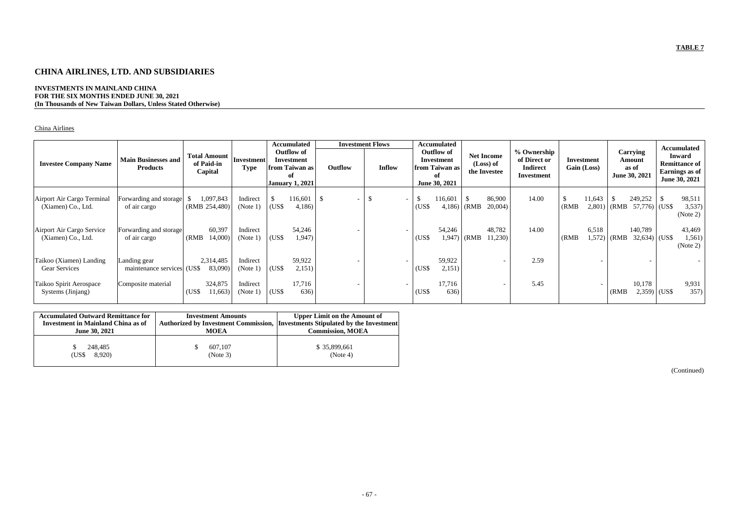**TABLE 7**

# CHINA AIRLINES, LTD. AND SUBSIDIARIES

**INVESTMENTS IN MAINLAND CHINA**
**FOR THE SIX MONTHS ENDED JUNE 30, 2021**
**(In Thousands of New Taiwan Dollars, Unless Stated Otherwise)**

China Airlines

| Investee Company Name | Main Businesses and Products | Total Amount of Paid-in Capital | Investment Type | Accumulated Outflow of Investment from Taiwan as of January 1, 2021 | Investment Flows | | Accumulated Outflow of Investment from Taiwan as of June 30, 2021 | Net Income (Loss) of the Investee | % Ownership of Direct or Indirect Investment | Investment Gain (Loss) | Carrying Amount as of June 30, 2021 | Accumulated Inward Remittance of Earnings as of June 30, 2021 |
|---|---|---|---|---|---|---|---|---|---|---|---|---|
| | | | | | Outflow | Inflow | | | | | | |
| Airport Air Cargo Terminal (Xiamen) Co., Ltd. | Forwarding and storage of air cargo | $ 1,097,843 (RMB 254,480) | Indirect (Note 1) | $ 116,601 (US$ 4,186) | $ - | $ - | $ 116,601 (US$ 4,186) | $ 86,900 (RMB 20,004) | 14.00 | $ 11,643 (RMB 2,801) | $ 249,252 (RMB 57,776) | $ 98,511 (US$ 3,537) (Note 2) |
| Airport Air Cargo Service (Xiamen) Co., Ltd. | Forwarding and storage of air cargo | 60,397 (RMB 14,000) | Indirect (Note 1) | 54,246 (US$ 1,947) | - | - | 54,246 (US$ 1,947) | 48,782 (RMB 11,230) | 14.00 | 6,518 (RMB 1,572) | 140,789 (RMB 32,634) | 43,469 (US$ 1,561) (Note 2) |
| Taikoo (Xiamen) Landing Gear Services | Landing gear maintenance services | 2,314,485 (US$ 83,090) | Indirect (Note 1) | 59,922 (US$ 2,151) | - | - | 59,922 (US$ 2,151) | - | 2.59 | - | - | - |
| Taikoo Spirit Aerospace Systems (Jinjang) | Composite material | 324,875 (US$ 11,663) | Indirect (Note 1) | 17,716 (US$ 636) | - | - | 17,716 (US$ 636) | - | 5.45 | - | 10,178 (RMB 2,359) | 9,931 (US$ 357) |

| Accumulated Outward Remittance for Investment in Mainland China as of June 30, 2021 | Investment Amounts Authorized by Investment Commission, MOEA | Upper Limit on the Amount of Investments Stipulated by the Investment Commission, MOEA |
|---|---|---|
| $ 248,485 (US$ 8,920) | $ 607,107 (Note 3) | $ 35,899,661 (Note 4) |

(Continued)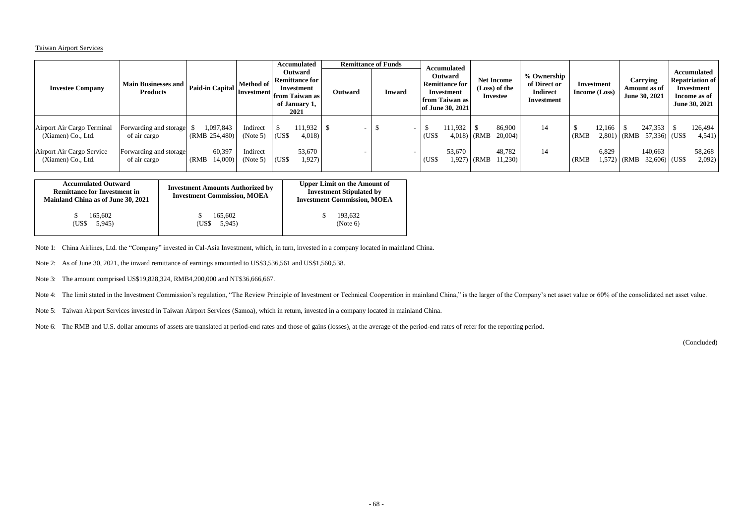Taiwan Airport Services

| Investee Company | Main Businesses and Products | Paid-in Capital | Method of Investment | Accumulated Outward Remittance for Investment from Taiwan as of January 1, 2021 | Remittance of Funds | | Accumulated Outward Remittance for Investment from Taiwan as of June 30, 2021 | Net Income (Loss) of the Investee | % Ownership of Direct or Indirect Investment | Investment Income (Loss) | Carrying Amount as of June 30, 2021 | Accumulated Repatriation of Investment Income as of June 30, 2021 |
|---|---|---|---|---|---|---|---|---|---|---|---|---|
| | | | | | Outward | Inward | | | | | | |
| Airport Air Cargo Terminal (Xiamen) Co., Ltd. | Forwarding and storage of air cargo | $ 1,097,843 (RMB 254,480) | Indirect (Note 5) | $ 111,932 (US$ 4,018) | $ - | $ - | $ 111,932 (US$ 4,018) | $ 86,900 (RMB 20,004) | 14 | $ 12,166 (RMB 2,801) | $ 247,353 (RMB 57,336) | $ 126,494 (US$ 4,541) |
| Airport Air Cargo Service (Xiamen) Co., Ltd. | Forwarding and storage of air cargo | 60,397 (RMB 14,000) | Indirect (Note 5) | 53,670 (US$ 1,927) | - | - | 53,670 (US$ 1,927) | 48,782 (RMB 11,230) | 14 | 6,829 (RMB 1,572) | 140,663 (RMB 32,606) | 58,268 (US$ 2,092) |

| Accumulated Outward Remittance for Investment in Mainland China as of June 30, 2021 | Investment Amounts Authorized by Investment Commission, MOEA | Upper Limit on the Amount of Investment Stipulated by Investment Commission, MOEA |
|---|---|---|
| $ 165,602 (US$ 5,945) | $ 165,602 (US$ 5,945) | $ 193,632 (Note 6) |

Note 1: China Airlines, Ltd. the "Company" invested in Cal-Asia Investment, which, in turn, invested in a company located in mainland China.

Note 2: As of June 30, 2021, the inward remittance of earnings amounted to US$3,536,561 and US$1,560,538.

Note 3: The amount comprised US$19,828,324, RMB4,200,000 and NT$36,666,667.

Note 4: The limit stated in the Investment Commission's regulation, "The Review Principle of Investment or Technical Cooperation in mainland China," is the larger of the Company's net asset value or 60% of the consolidated net asset value.

Note 5: Taiwan Airport Services invested in Taiwan Airport Services (Samoa), which in return, invested in a company located in mainland China.

Note 6: The RMB and U.S. dollar amounts of assets are translated at period-end rates and those of gains (losses), at the average of the period-end rates of refer for the reporting period.

(Concluded)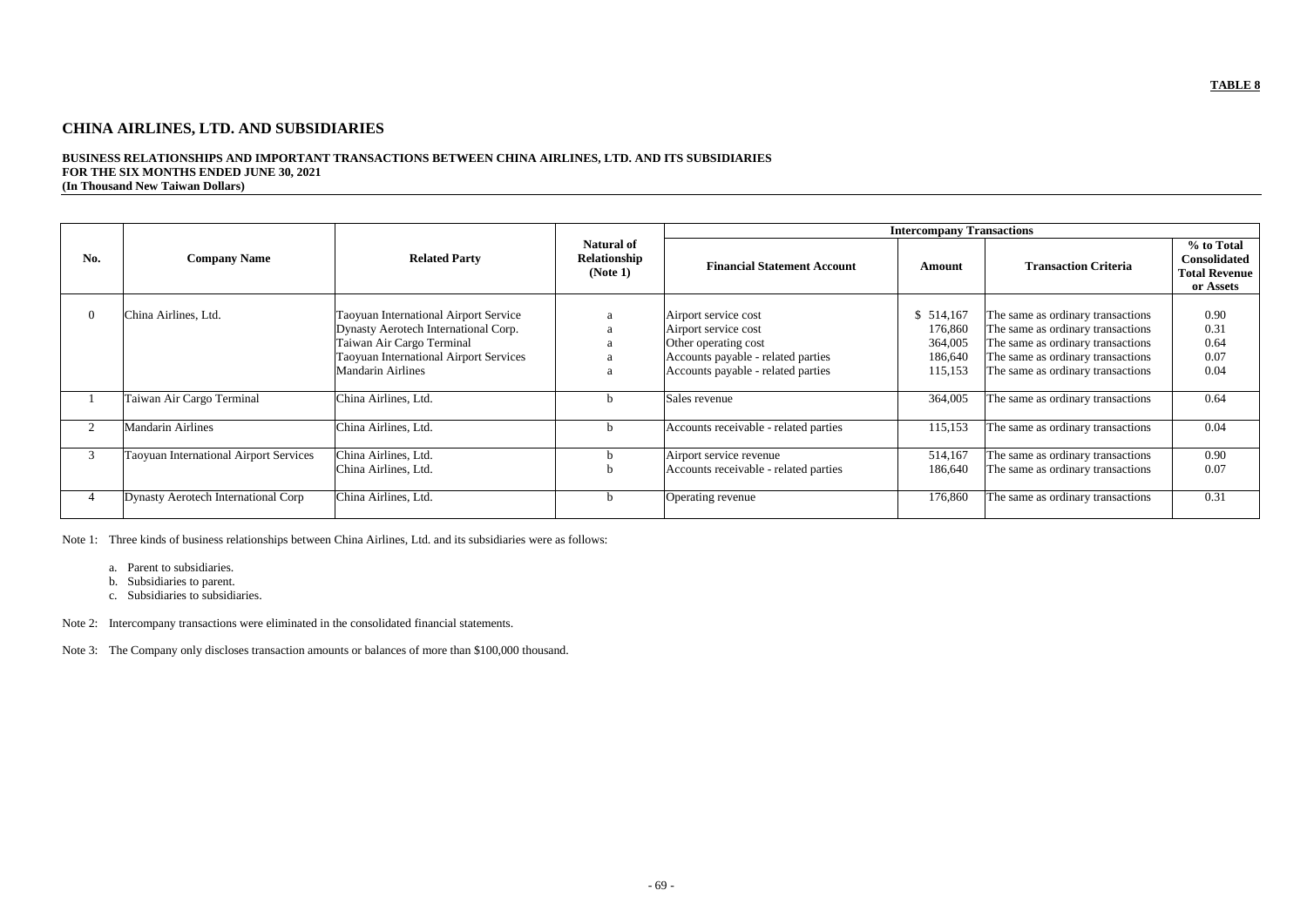**TABLE 8**

# CHINA AIRLINES, LTD. AND SUBSIDIARIES

**BUSINESS RELATIONSHIPS AND IMPORTANT TRANSACTIONS BETWEEN CHINA AIRLINES, LTD. AND ITS SUBSIDIARIES**
**FOR THE SIX MONTHS ENDED JUNE 30, 2021**
**(In Thousand New Taiwan Dollars)**

| No. | Company Name | Related Party | Natural of Relationship (Note 1) | Intercompany Transactions | | | |
|---|---|---|---|---|---|---|---|
| | | | | **Financial Statement Account** | **Amount** | **Transaction Criteria** | **% to Total Consolidated Total Revenue or Assets** |
| 0 | China Airlines, Ltd. | Taoyuan International Airport Service | a | Airport service cost | $ 514,167 | The same as ordinary transactions | 0.90 |
| | | Dynasty Aerotech International Corp. | a | Airport service cost | 176,860 | The same as ordinary transactions | 0.31 |
| | | Taiwan Air Cargo Terminal | a | Other operating cost | 364,005 | The same as ordinary transactions | 0.64 |
| | | Taoyuan International Airport Services | a | Accounts payable - related parties | 186,640 | The same as ordinary transactions | 0.07 |
| | | Mandarin Airlines | a | Accounts payable - related parties | 115,153 | The same as ordinary transactions | 0.04 |
| 1 | Taiwan Air Cargo Terminal | China Airlines, Ltd. | b | Sales revenue | 364,005 | The same as ordinary transactions | 0.64 |
| 2 | Mandarin Airlines | China Airlines, Ltd. | b | Accounts receivable - related parties | 115,153 | The same as ordinary transactions | 0.04 |
| 3 | Taoyuan International Airport Services | China Airlines, Ltd. | b | Airport service revenue | 514,167 | The same as ordinary transactions | 0.90 |
| | | China Airlines, Ltd. | b | Accounts receivable - related parties | 186,640 | The same as ordinary transactions | 0.07 |
| 4 | Dynasty Aerotech International Corp | China Airlines, Ltd. | b | Operating revenue | 176,860 | The same as ordinary transactions | 0.31 |

Note 1: Three kinds of business relationships between China Airlines, Ltd. and its subsidiaries were as follows:

a. Parent to subsidiaries.
b. Subsidiaries to parent.
c. Subsidiaries to subsidiaries.

Note 2: Intercompany transactions were eliminated in the consolidated financial statements.

Note 3: The Company only discloses transaction amounts or balances of more than $100,000 thousand.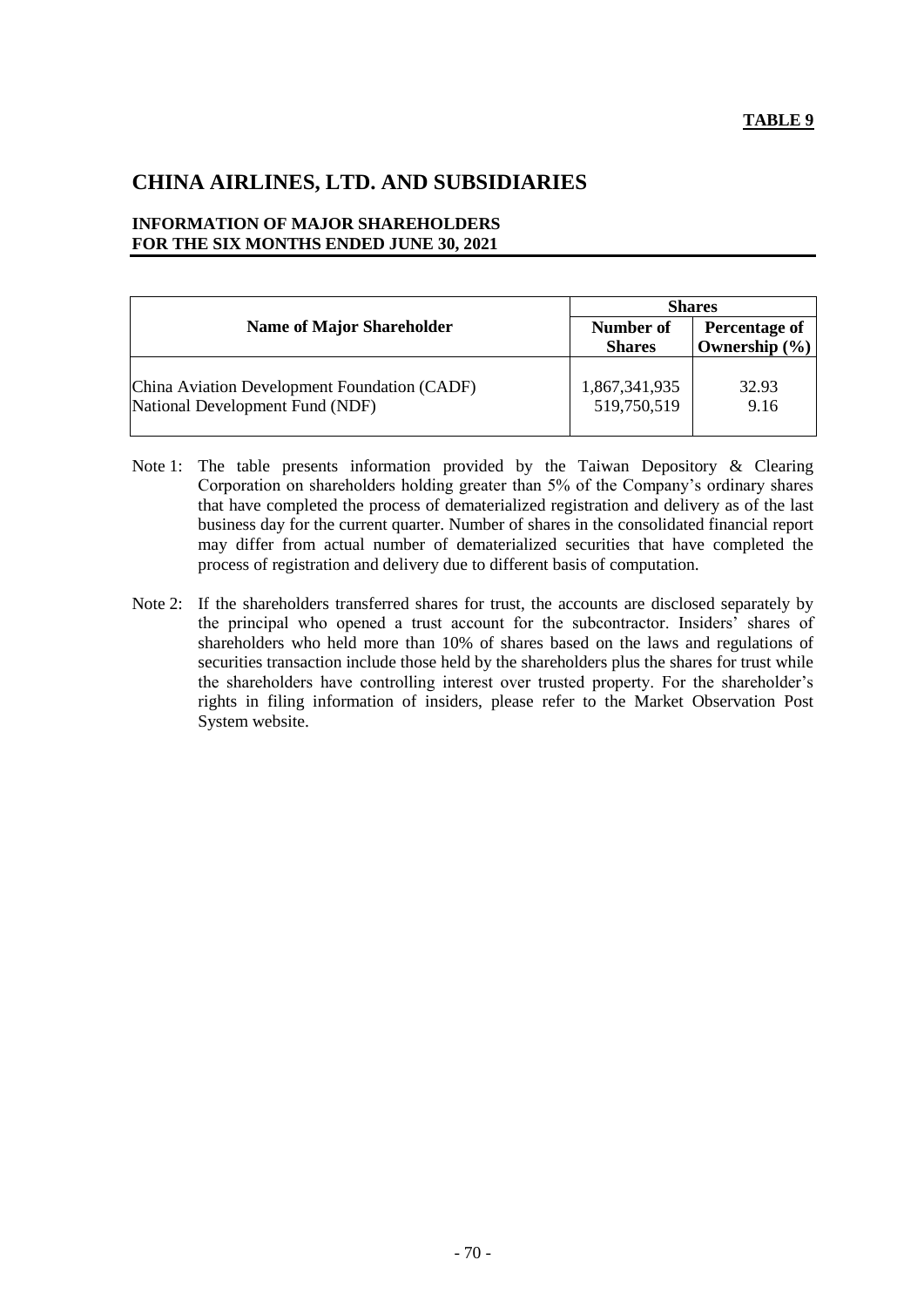**TABLE 9**

# CHINA AIRLINES, LTD. AND SUBSIDIARIES

**INFORMATION OF MAJOR SHAREHOLDERS**
**FOR THE SIX MONTHS ENDED JUNE 30, 2021**

| Name of Major Shareholder | Shares | |
|---|---|---|
| | Number of Shares | Percentage of Ownership (%) |
| China Aviation Development Foundation (CADF) | 1,867,341,935 | 32.93 |
| National Development Fund (NDF) | 519,750,519 | 9.16 |

Note 1: The table presents information provided by the Taiwan Depository & Clearing Corporation on shareholders holding greater than 5% of the Company's ordinary shares that have completed the process of dematerialized registration and delivery as of the last business day for the current quarter. Number of shares in the consolidated financial report may differ from actual number of dematerialized securities that have completed the process of registration and delivery due to different basis of computation.

Note 2: If the shareholders transferred shares for trust, the accounts are disclosed separately by the principal who opened a trust account for the subcontractor. Insiders' shares of shareholders who held more than 10% of shares based on the laws and regulations of securities transaction include those held by the shareholders plus the shares for trust while the shareholders have controlling interest over trusted property. For the shareholder's rights in filing information of insiders, please refer to the Market Observation Post System website.